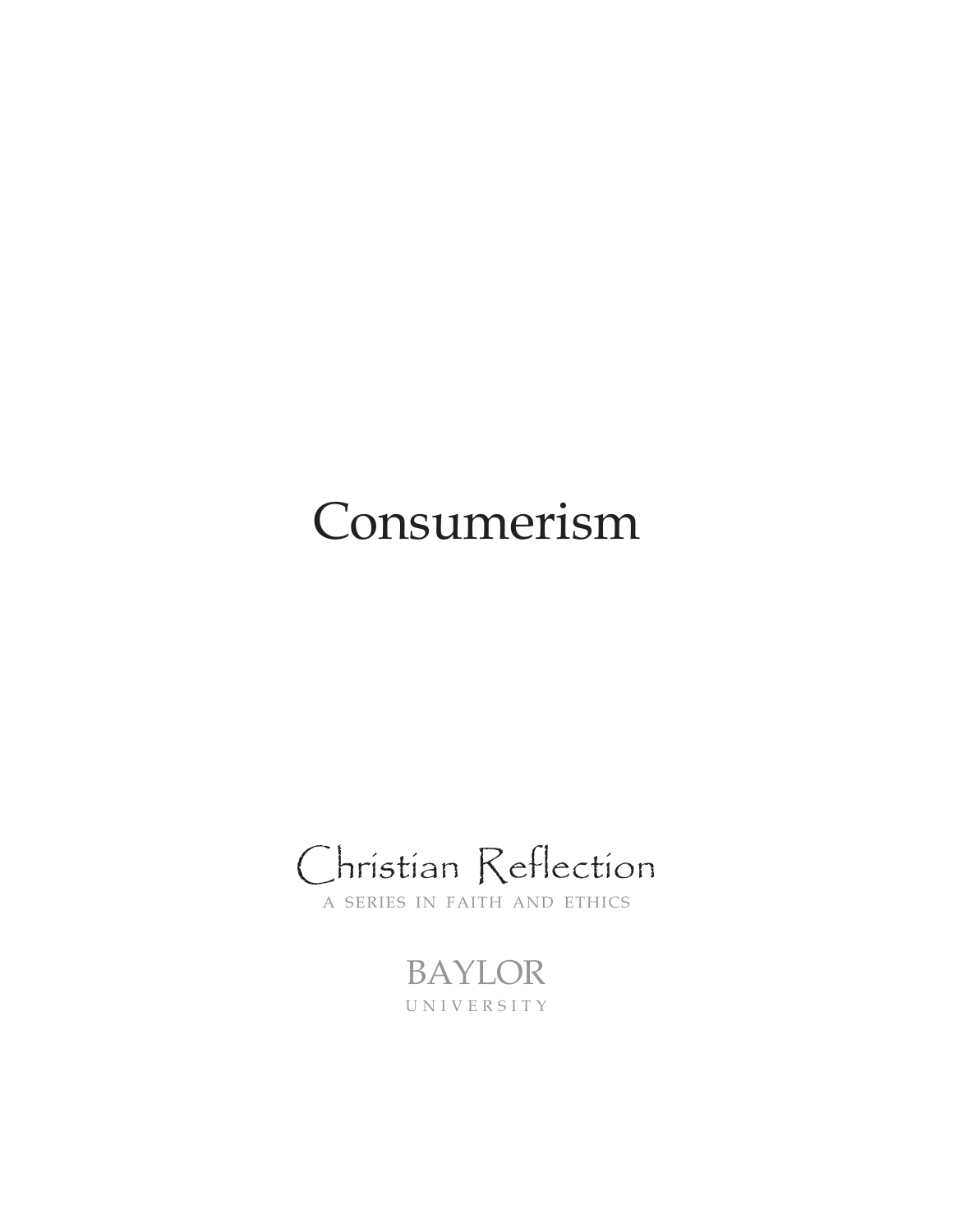# Consumerism

Christian Reflection

A SERIES IN FAITH AND ETHICS

BAYLOR

UNIVERSITY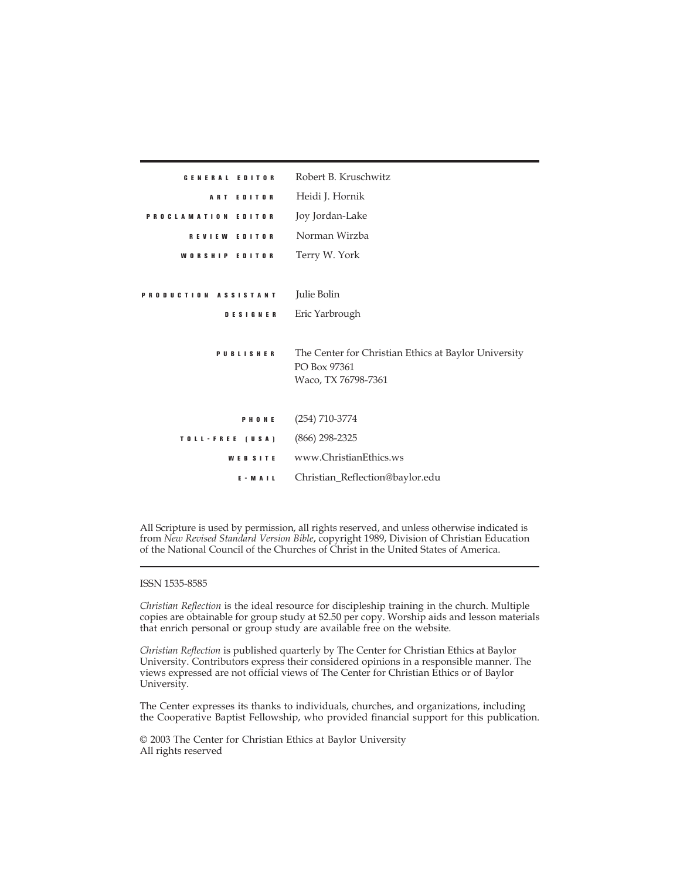| | |
|---|---|
| GENERAL EDITOR | Robert B. Kruschwitz |
| ART EDITOR | Heidi J. Hornik |
| PROCLAMATION EDITOR | Joy Jordan-Lake |
| REVIEW EDITOR | Norman Wirzba |
| WORSHIP EDITOR | Terry W. York |
| PRODUCTION ASSISTANT | Julie Bolin |
| DESIGNER | Eric Yarbrough |
| PUBLISHER | The Center for Christian Ethics at Baylor University<br>PO Box 97361<br>Waco, TX 76798-7361 |
| PHONE | (254) 710-3774 |
| TOLL-FREE (USA) | (866) 298-2325 |
| WEBSITE | www.ChristianEthics.ws |
| E-MAIL | Christian_Reflection@baylor.edu |

All Scripture is used by permission, all rights reserved, and unless otherwise indicated is from *New Revised Standard Version Bible*, copyright 1989, Division of Christian Education of the National Council of the Churches of Christ in the United States of America.

---

ISSN 1535-8585

*Christian Reflection* is the ideal resource for discipleship training in the church. Multiple copies are obtainable for group study at $2.50 per copy. Worship aids and lesson materials that enrich personal or group study are available free on the website.

*Christian Reflection* is published quarterly by The Center for Christian Ethics at Baylor University. Contributors express their considered opinions in a responsible manner. The views expressed are not official views of The Center for Christian Ethics or of Baylor University.

The Center expresses its thanks to individuals, churches, and organizations, including the Cooperative Baptist Fellowship, who provided financial support for this publication.

© 2003 The Center for Christian Ethics at Baylor University
All rights reserved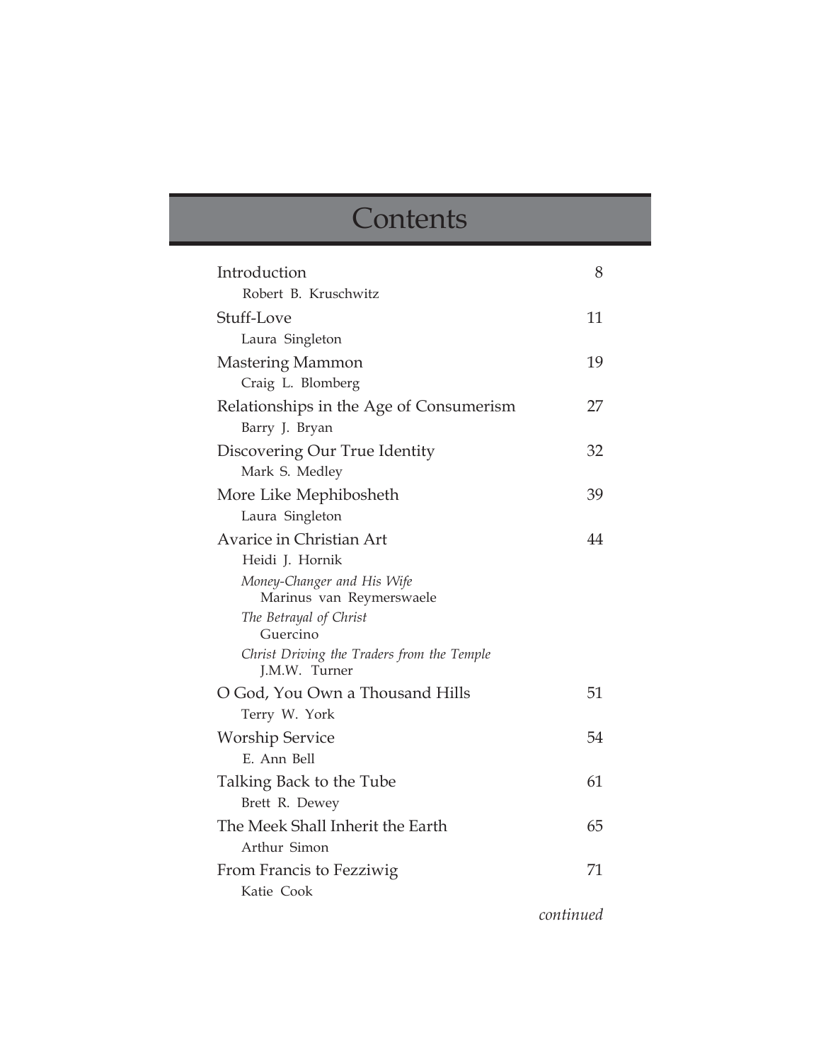# Contents

| | |
|---|---|
| Introduction<br>Robert B. Kruschwitz | 8 |
| Stuff-Love<br>Laura Singleton | 11 |
| Mastering Mammon<br>Craig L. Blomberg | 19 |
| Relationships in the Age of Consumerism<br>Barry J. Bryan | 27 |
| Discovering Our True Identity<br>Mark S. Medley | 32 |
| More Like Mephibosheth<br>Laura Singleton | 39 |
| Avarice in Christian Art<br>Heidi J. Hornik<br>*Money-Changer and His Wife*<br>Marinus van Reymerswaele<br>*The Betrayal of Christ*<br>Guercino<br>*Christ Driving the Traders from the Temple*<br>J.M.W. Turner | 44 |
| O God, You Own a Thousand Hills<br>Terry W. York | 51 |
| Worship Service<br>E. Ann Bell | 54 |
| Talking Back to the Tube<br>Brett R. Dewey | 61 |
| The Meek Shall Inherit the Earth<br>Arthur Simon | 65 |
| From Francis to Fezziwig<br>Katie Cook | 71 |

*continued*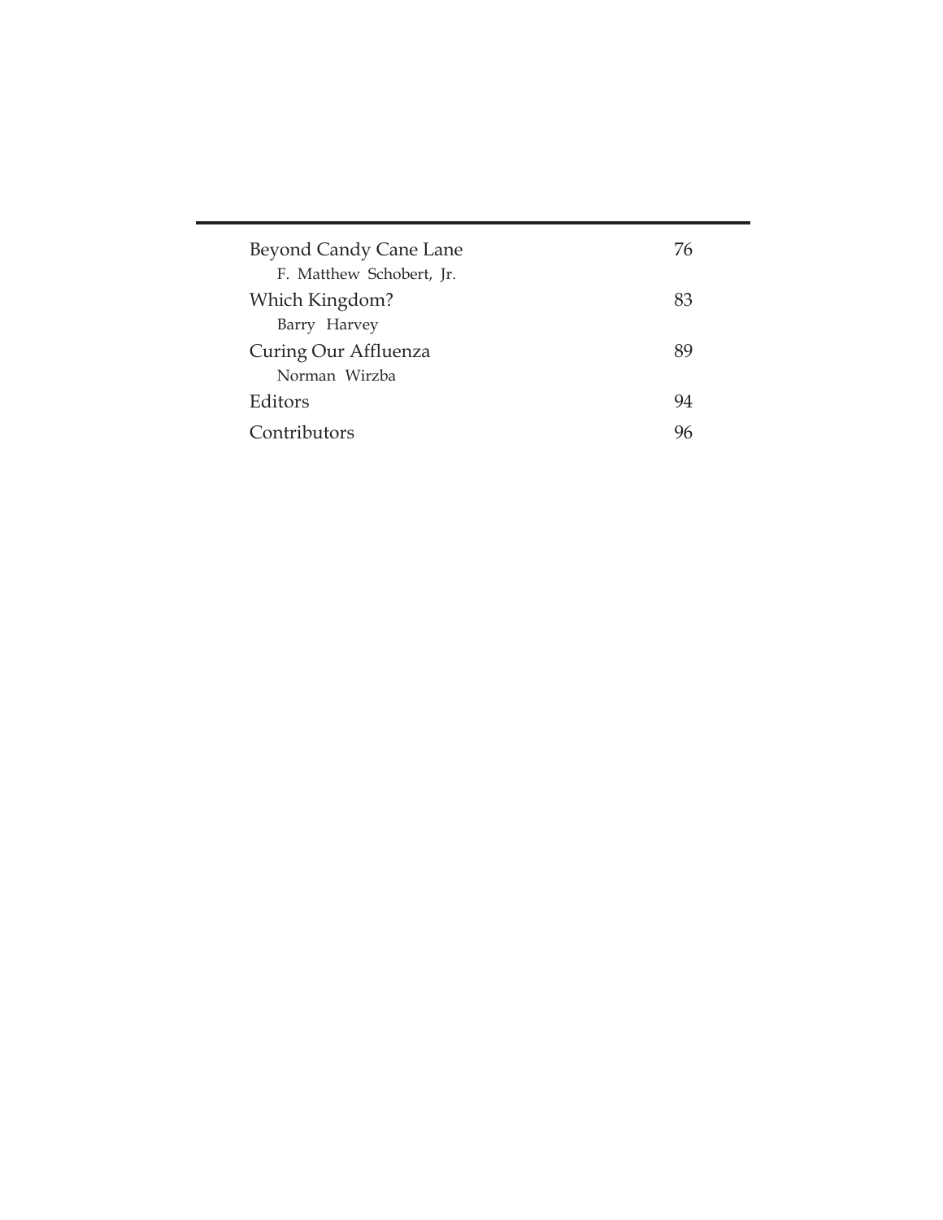| | |
|---|---|
| Beyond Candy Cane Lane<br>F. Matthew Schobert, Jr. | 76 |
| Which Kingdom?<br>Barry Harvey | 83 |
| Curing Our Affluenza<br>Norman Wirzba | 89 |
| Editors | 94 |
| Contributors | 96 |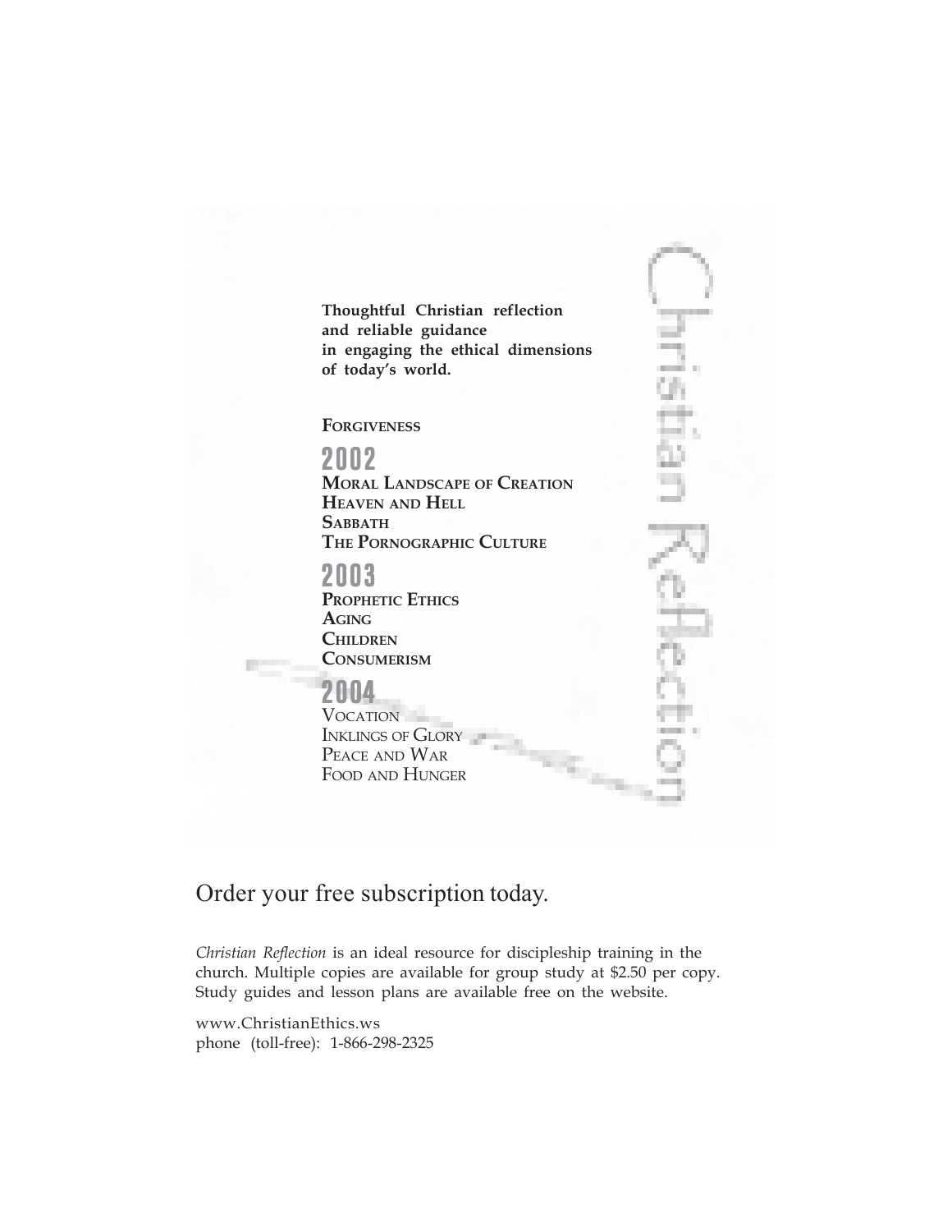**Thoughtful Christian reflection and reliable guidance in engaging the ethical dimensions of today's world.**

**FORGIVENESS**

**2002**

**MORAL LANDSCAPE OF CREATION**
**HEAVEN AND HELL**
**SABBATH**
**THE PORNOGRAPHIC CULTURE**

**2003**

**PROPHETIC ETHICS**
**AGING**
**CHILDREN**
**CONSUMERISM**

**2004**

VOCATION
INKLINGS OF GLORY
PEACE AND WAR
FOOD AND HUNGER

Christian Reflection

## Order your free subscription today.

*Christian Reflection* is an ideal resource for discipleship training in the church. Multiple copies are available for group study at $2.50 per copy. Study guides and lesson plans are available free on the website.

www.ChristianEthics.ws
phone (toll-free): 1-866-298-2325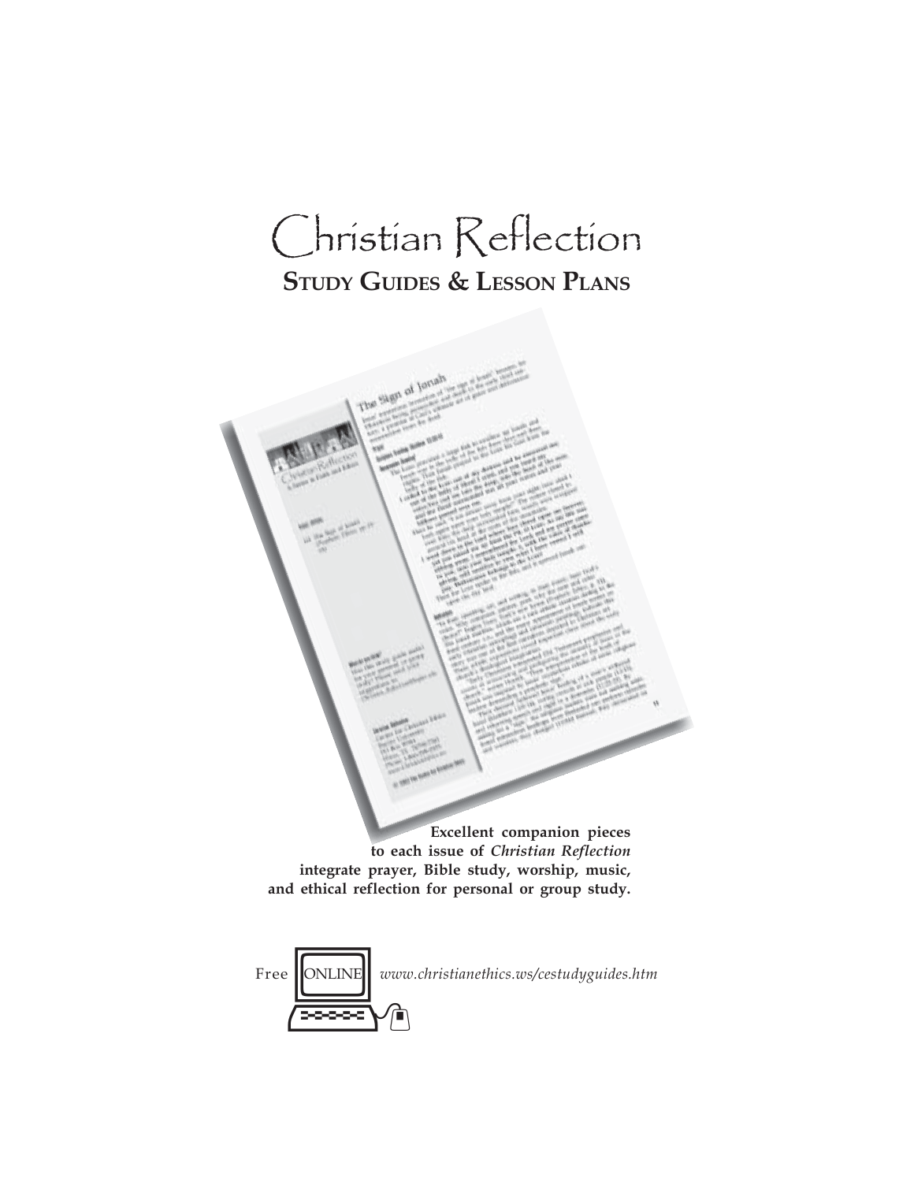# Christian Reflection

## STUDY GUIDES & LESSON PLANS

**Excellent companion pieces to each issue of *Christian Reflection* integrate prayer, Bible study, worship, music, and ethical reflection for personal or group study.**

Free ONLINE *www.christianethics.ws/cestudyguides.htm*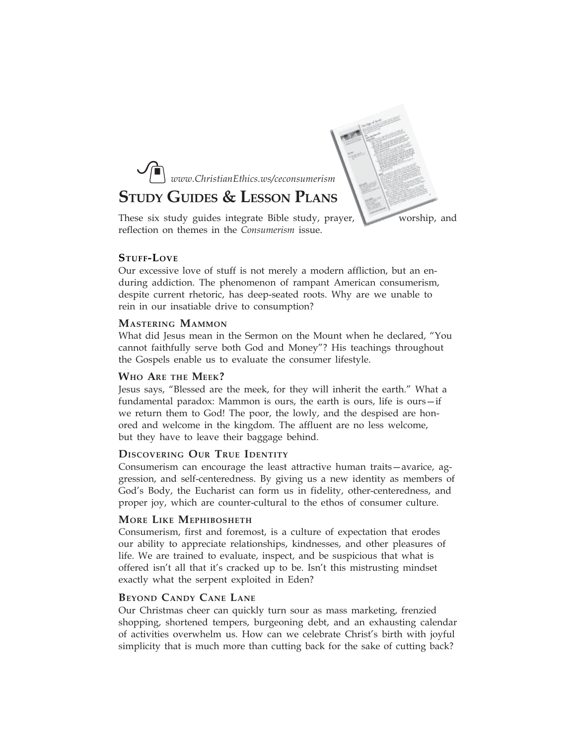*www.ChristianEthics.ws/ceconsumerism*

# STUDY GUIDES & LESSON PLANS

These six study guides integrate Bible study, prayer, worship, and reflection on themes in the *Consumerism* issue.

### STUFF-LOVE

Our excessive love of stuff is not merely a modern affliction, but an enduring addiction. The phenomenon of rampant American consumerism, despite current rhetoric, has deep-seated roots. Why are we unable to rein in our insatiable drive to consumption?

### MASTERING MAMMON

What did Jesus mean in the Sermon on the Mount when he declared, "You cannot faithfully serve both God and Money"? His teachings throughout the Gospels enable us to evaluate the consumer lifestyle.

### WHO ARE THE MEEK?

Jesus says, "Blessed are the meek, for they will inherit the earth." What a fundamental paradox: Mammon is ours, the earth is ours, life is ours—if we return them to God! The poor, the lowly, and the despised are honored and welcome in the kingdom. The affluent are no less welcome, but they have to leave their baggage behind.

### DISCOVERING OUR TRUE IDENTITY

Consumerism can encourage the least attractive human traits—avarice, aggression, and self-centeredness. By giving us a new identity as members of God's Body, the Eucharist can form us in fidelity, other-centeredness, and proper joy, which are counter-cultural to the ethos of consumer culture.

### MORE LIKE MEPHIBOSHETH

Consumerism, first and foremost, is a culture of expectation that erodes our ability to appreciate relationships, kindnesses, and other pleasures of life. We are trained to evaluate, inspect, and be suspicious that what is offered isn't all that it's cracked up to be. Isn't this mistrusting mindset exactly what the serpent exploited in Eden?

### BEYOND CANDY CANE LANE

Our Christmas cheer can quickly turn sour as mass marketing, frenzied shopping, shortened tempers, burgeoning debt, and an exhausting calendar of activities overwhelm us. How can we celebrate Christ's birth with joyful simplicity that is much more than cutting back for the sake of cutting back?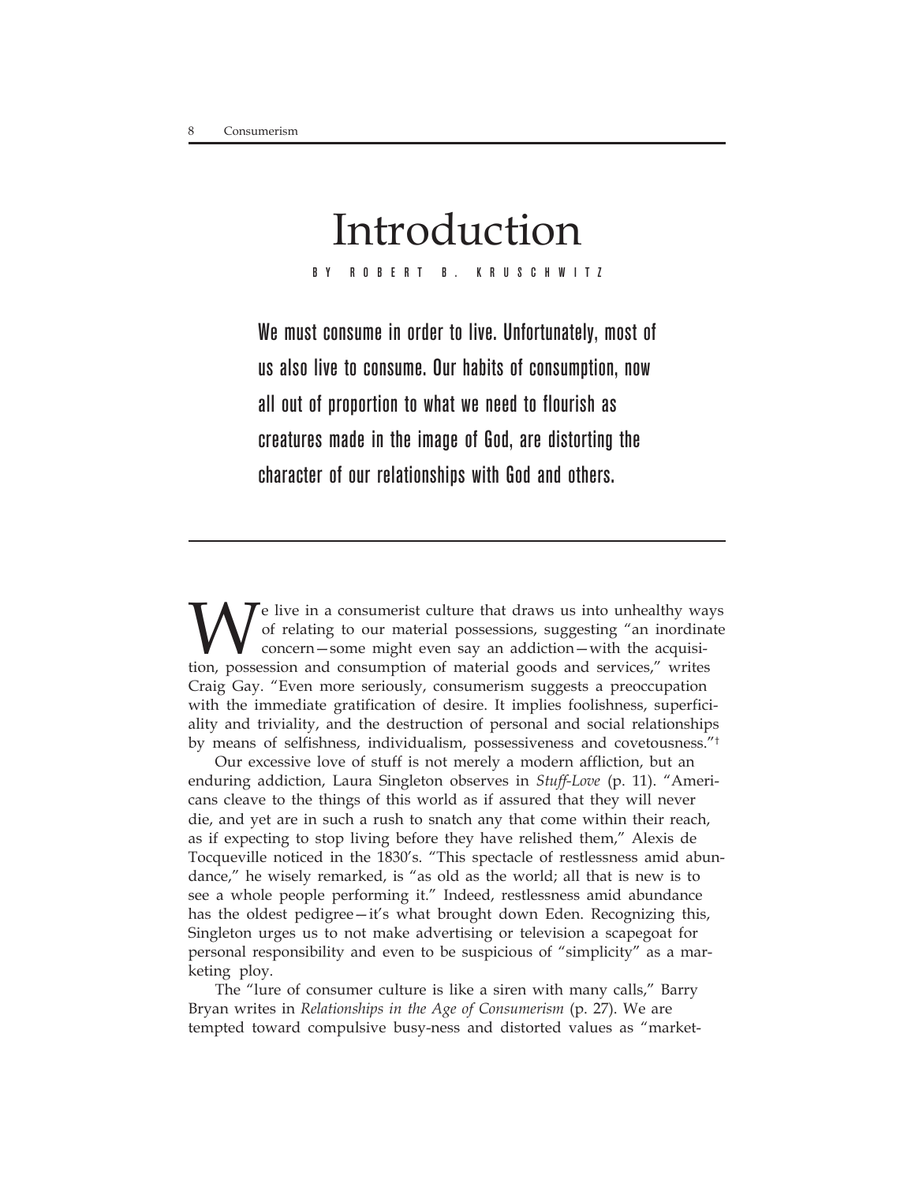# Introduction

BY ROBERT B. KRUSCHWITZ

**We must consume in order to live. Unfortunately, most of us also live to consume. Our habits of consumption, now all out of proportion to what we need to flourish as creatures made in the image of God, are distorting the character of our relationships with God and others.**

We live in a consumerist culture that draws us into unhealthy ways of relating to our material possessions, suggesting "an inordinate concern—some might even say an addiction—with the acquisition, possession and consumption of material goods and services," writes Craig Gay. "Even more seriously, consumerism suggests a preoccupation with the immediate gratification of desire. It implies foolishness, superficiality and triviality, and the destruction of personal and social relationships by means of selfishness, individualism, possessiveness and covetousness."†

Our excessive love of stuff is not merely a modern affliction, but an enduring addiction, Laura Singleton observes in *Stuff-Love* (p. 11). "Americans cleave to the things of this world as if assured that they will never die, and yet are in such a rush to snatch any that come within their reach, as if expecting to stop living before they have relished them," Alexis de Tocqueville noticed in the 1830's. "This spectacle of restlessness amid abundance," he wisely remarked, is "as old as the world; all that is new is to see a whole people performing it." Indeed, restlessness amid abundance has the oldest pedigree—it's what brought down Eden. Recognizing this, Singleton urges us to not make advertising or television a scapegoat for personal responsibility and even to be suspicious of "simplicity" as a marketing ploy.

The "lure of consumer culture is like a siren with many calls," Barry Bryan writes in *Relationships in the Age of Consumerism* (p. 27). We are tempted toward compulsive busy-ness and distorted values as "market-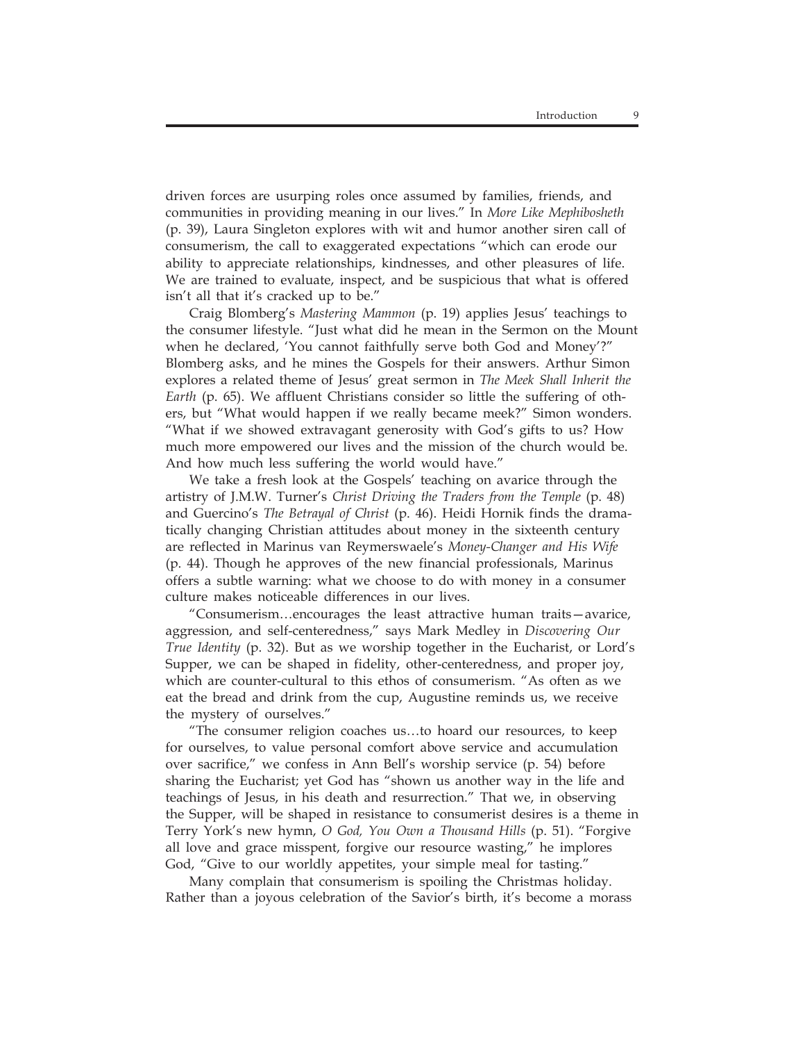driven forces are usurping roles once assumed by families, friends, and communities in providing meaning in our lives." In *More Like Mephibosheth* (p. 39), Laura Singleton explores with wit and humor another siren call of consumerism, the call to exaggerated expectations "which can erode our ability to appreciate relationships, kindnesses, and other pleasures of life. We are trained to evaluate, inspect, and be suspicious that what is offered isn't all that it's cracked up to be."

Craig Blomberg's *Mastering Mammon* (p. 19) applies Jesus' teachings to the consumer lifestyle. "Just what did he mean in the Sermon on the Mount when he declared, 'You cannot faithfully serve both God and Money'?" Blomberg asks, and he mines the Gospels for their answers. Arthur Simon explores a related theme of Jesus' great sermon in *The Meek Shall Inherit the Earth* (p. 65). We affluent Christians consider so little the suffering of others, but "What would happen if we really became meek?" Simon wonders. "What if we showed extravagant generosity with God's gifts to us? How much more empowered our lives and the mission of the church would be. And how much less suffering the world would have."

We take a fresh look at the Gospels' teaching on avarice through the artistry of J.M.W. Turner's *Christ Driving the Traders from the Temple* (p. 48) and Guercino's *The Betrayal of Christ* (p. 46). Heidi Hornik finds the dramatically changing Christian attitudes about money in the sixteenth century are reflected in Marinus van Reymerswaele's *Money-Changer and His Wife* (p. 44). Though he approves of the new financial professionals, Marinus offers a subtle warning: what we choose to do with money in a consumer culture makes noticeable differences in our lives.

"Consumerism…encourages the least attractive human traits—avarice, aggression, and self-centeredness," says Mark Medley in *Discovering Our True Identity* (p. 32). But as we worship together in the Eucharist, or Lord's Supper, we can be shaped in fidelity, other-centeredness, and proper joy, which are counter-cultural to this ethos of consumerism. "As often as we eat the bread and drink from the cup, Augustine reminds us, we receive the mystery of ourselves."

"The consumer religion coaches us…to hoard our resources, to keep for ourselves, to value personal comfort above service and accumulation over sacrifice," we confess in Ann Bell's worship service (p. 54) before sharing the Eucharist; yet God has "shown us another way in the life and teachings of Jesus, in his death and resurrection." That we, in observing the Supper, will be shaped in resistance to consumerist desires is a theme in Terry York's new hymn, *O God, You Own a Thousand Hills* (p. 51). "Forgive all love and grace misspent, forgive our resource wasting," he implores God, "Give to our worldly appetites, your simple meal for tasting."

Many complain that consumerism is spoiling the Christmas holiday. Rather than a joyous celebration of the Savior's birth, it's become a morass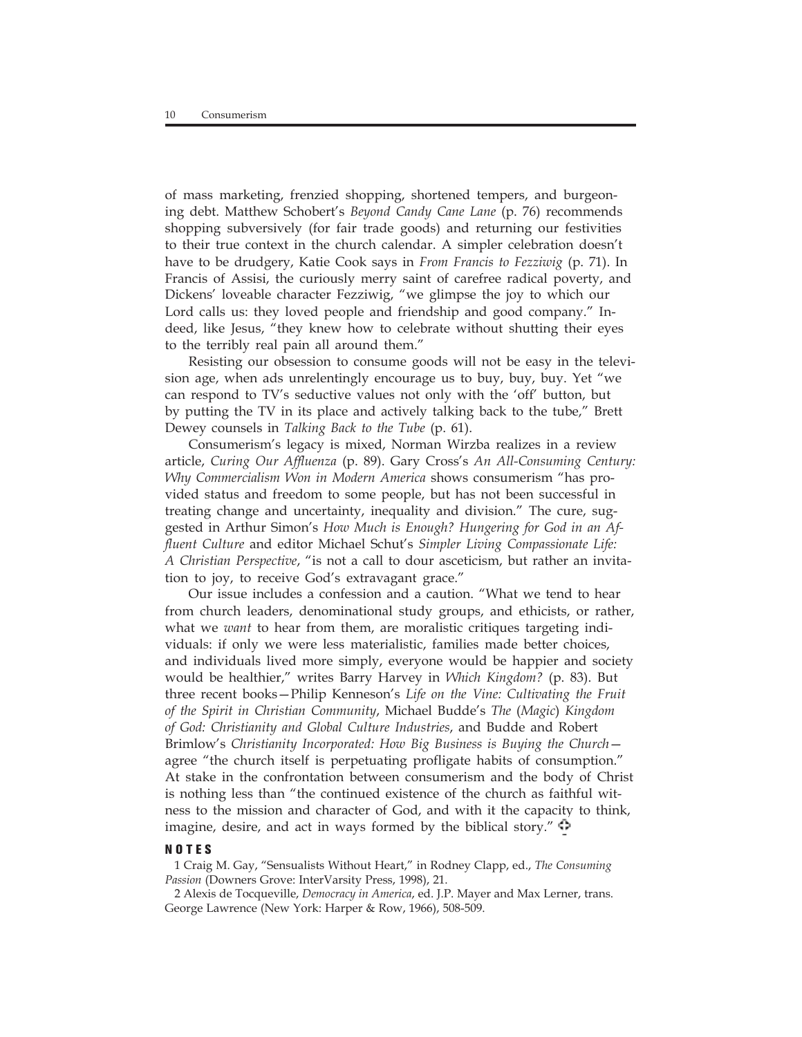of mass marketing, frenzied shopping, shortened tempers, and burgeoning debt. Matthew Schobert's *Beyond Candy Cane Lane* (p. 76) recommends shopping subversively (for fair trade goods) and returning our festivities to their true context in the church calendar. A simpler celebration doesn't have to be drudgery, Katie Cook says in *From Francis to Fezziwig* (p. 71). In Francis of Assisi, the curiously merry saint of carefree radical poverty, and Dickens' loveable character Fezziwig, "we glimpse the joy to which our Lord calls us: they loved people and friendship and good company." Indeed, like Jesus, "they knew how to celebrate without shutting their eyes to the terribly real pain all around them."

Resisting our obsession to consume goods will not be easy in the television age, when ads unrelentingly encourage us to buy, buy, buy. Yet "we can respond to TV's seductive values not only with the 'off' button, but by putting the TV in its place and actively talking back to the tube," Brett Dewey counsels in *Talking Back to the Tube* (p. 61).

Consumerism's legacy is mixed, Norman Wirzba realizes in a review article, *Curing Our Affluenza* (p. 89). Gary Cross's *An All-Consuming Century: Why Commercialism Won in Modern America* shows consumerism "has provided status and freedom to some people, but has not been successful in treating change and uncertainty, inequality and division." The cure, suggested in Arthur Simon's *How Much is Enough? Hungering for God in an Affluent Culture* and editor Michael Schut's *Simpler Living Compassionate Life: A Christian Perspective*, "is not a call to dour asceticism, but rather an invitation to joy, to receive God's extravagant grace."

Our issue includes a confession and a caution. "What we tend to hear from church leaders, denominational study groups, and ethicists, or rather, what we *want* to hear from them, are moralistic critiques targeting individuals: if only we were less materialistic, families made better choices, and individuals lived more simply, everyone would be happier and society would be healthier," writes Barry Harvey in *Which Kingdom?* (p. 83). But three recent books—Philip Kenneson's *Life on the Vine: Cultivating the Fruit of the Spirit in Christian Community*, Michael Budde's *The (Magic) Kingdom of God: Christianity and Global Culture Industries*, and Budde and Robert Brimlow's *Christianity Incorporated: How Big Business is Buying the Church*—agree "the church itself is perpetuating profligate habits of consumption." At stake in the confrontation between consumerism and the body of Christ is nothing less than "the continued existence of the church as faithful witness to the mission and character of God, and with it the capacity to think, imagine, desire, and act in ways formed by the biblical story."

## NOTES

1 Craig M. Gay, "Sensualists Without Heart," in Rodney Clapp, ed., *The Consuming Passion* (Downers Grove: InterVarsity Press, 1998), 21.

2 Alexis de Tocqueville, *Democracy in America*, ed. J.P. Mayer and Max Lerner, trans. George Lawrence (New York: Harper & Row, 1966), 508-509.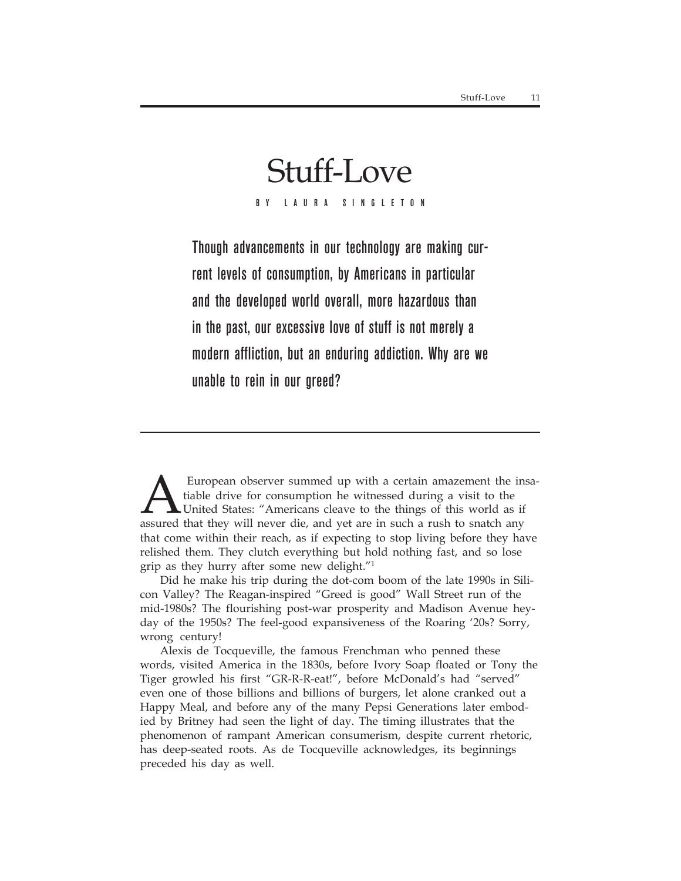# Stuff-Love

BY LAURA SINGLETON

**Though advancements in our technology are making current levels of consumption, by Americans in particular and the developed world overall, more hazardous than in the past, our excessive love of stuff is not merely a modern affliction, but an enduring addiction. Why are we unable to rein in our greed?**

---

A European observer summed up with a certain amazement the insatiable drive for consumption he witnessed during a visit to the United States: "Americans cleave to the things of this world as if assured that they will never die, and yet are in such a rush to snatch any that come within their reach, as if expecting to stop living before they have relished them. They clutch everything but hold nothing fast, and so lose grip as they hurry after some new delight."[1]

Did he make his trip during the dot-com boom of the late 1990s in Silicon Valley? The Reagan-inspired "Greed is good" Wall Street run of the mid-1980s? The flourishing post-war prosperity and Madison Avenue heyday of the 1950s? The feel-good expansiveness of the Roaring '20s? Sorry, wrong century!

Alexis de Tocqueville, the famous Frenchman who penned these words, visited America in the 1830s, before Ivory Soap floated or Tony the Tiger growled his first "GR-R-R-eat!", before McDonald's had "served" even one of those billions and billions of burgers, let alone cranked out a Happy Meal, and before any of the many Pepsi Generations later embodied by Britney had seen the light of day. The timing illustrates that the phenomenon of rampant American consumerism, despite current rhetoric, has deep-seated roots. As de Tocqueville acknowledges, its beginnings preceded his day as well.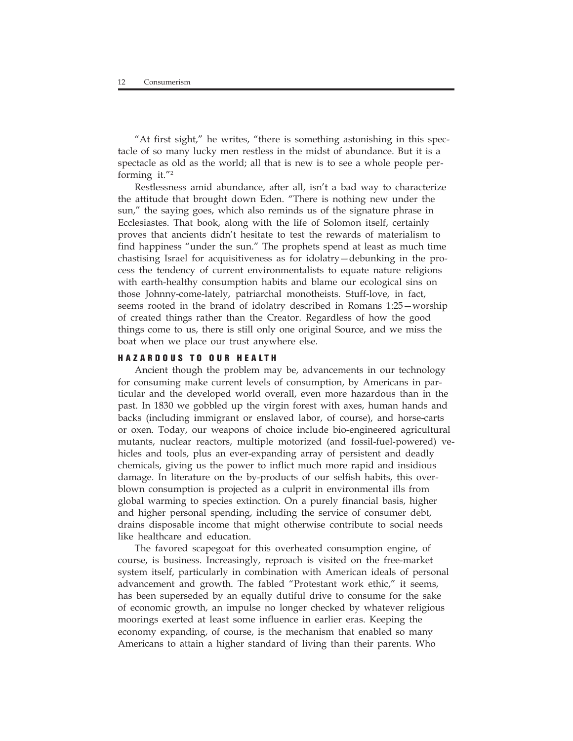"At first sight," he writes, "there is something astonishing in this spectacle of so many lucky men restless in the midst of abundance. But it is a spectacle as old as the world; all that is new is to see a whole people performing it."[2]

Restlessness amid abundance, after all, isn't a bad way to characterize the attitude that brought down Eden. "There is nothing new under the sun," the saying goes, which also reminds us of the signature phrase in Ecclesiastes. That book, along with the life of Solomon itself, certainly proves that ancients didn't hesitate to test the rewards of materialism to find happiness "under the sun." The prophets spend at least as much time chastising Israel for acquisitiveness as for idolatry—debunking in the process the tendency of current environmentalists to equate nature religions with earth-healthy consumption habits and blame our ecological sins on those Johnny-come-lately, patriarchal monotheists. Stuff-love, in fact, seems rooted in the brand of idolatry described in Romans 1:25—worship of created things rather than the Creator. Regardless of how the good things come to us, there is still only one original Source, and we miss the boat when we place our trust anywhere else.

## HAZARDOUS TO OUR HEALTH

Ancient though the problem may be, advancements in our technology for consuming make current levels of consumption, by Americans in particular and the developed world overall, even more hazardous than in the past. In 1830 we gobbled up the virgin forest with axes, human hands and backs (including immigrant or enslaved labor, of course), and horse-carts or oxen. Today, our weapons of choice include bio-engineered agricultural mutants, nuclear reactors, multiple motorized (and fossil-fuel-powered) vehicles and tools, plus an ever-expanding array of persistent and deadly chemicals, giving us the power to inflict much more rapid and insidious damage. In literature on the by-products of our selfish habits, this overblown consumption is projected as a culprit in environmental ills from global warming to species extinction. On a purely financial basis, higher and higher personal spending, including the service of consumer debt, drains disposable income that might otherwise contribute to social needs like healthcare and education.

The favored scapegoat for this overheated consumption engine, of course, is business. Increasingly, reproach is visited on the free-market system itself, particularly in combination with American ideals of personal advancement and growth. The fabled "Protestant work ethic," it seems, has been superseded by an equally dutiful drive to consume for the sake of economic growth, an impulse no longer checked by whatever religious moorings exerted at least some influence in earlier eras. Keeping the economy expanding, of course, is the mechanism that enabled so many Americans to attain a higher standard of living than their parents. Who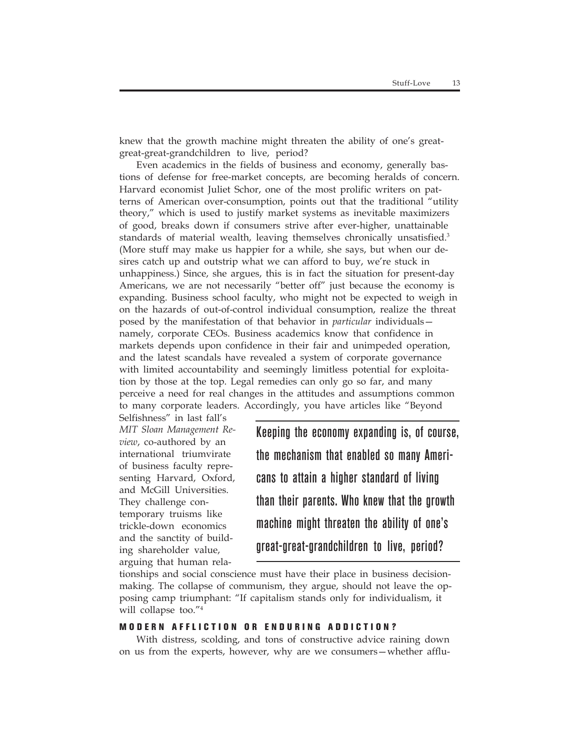knew that the growth machine might threaten the ability of one's great-great-great-grandchildren to live, period?

Even academics in the fields of business and economy, generally bastions of defense for free-market concepts, are becoming heralds of concern. Harvard economist Juliet Schor, one of the most prolific writers on patterns of American over-consumption, points out that the traditional "utility theory," which is used to justify market systems as inevitable maximizers of good, breaks down if consumers strive after ever-higher, unattainable standards of material wealth, leaving themselves chronically unsatisfied.[3] (More stuff may make us happier for a while, she says, but when our desires catch up and outstrip what we can afford to buy, we're stuck in unhappiness.) Since, she argues, this is in fact the situation for present-day Americans, we are not necessarily "better off" just because the economy is expanding. Business school faculty, who might not be expected to weigh in on the hazards of out-of-control individual consumption, realize the threat posed by the manifestation of that behavior in *particular* individuals—namely, corporate CEOs. Business academics know that confidence in markets depends upon confidence in their fair and unimpeded operation, and the latest scandals have revealed a system of corporate governance with limited accountability and seemingly limitless potential for exploitation by those at the top. Legal remedies can only go so far, and many perceive a need for real changes in the attitudes and assumptions common to many corporate leaders. Accordingly, you have articles like "Beyond Selfishness" in last fall's *MIT Sloan Management Review*, co-authored by an international triumvirate of business faculty representing Harvard, Oxford, and McGill Universities. They challenge contemporary truisms like trickle-down economics and the sanctity of building shareholder value, arguing that human relationships and social conscience must have their place in business decision-making. The collapse of communism, they argue, should not leave the opposing camp triumphant: "If capitalism stands only for individualism, it will collapse too."[4]

> Keeping the economy expanding is, of course, the mechanism that enabled so many Americans to attain a higher standard of living than their parents. Who knew that the growth machine might threaten the ability of one's great-great-grandchildren to live, period?

## MODERN AFFLICTION OR ENDURING ADDICTION?

With distress, scolding, and tons of constructive advice raining down on us from the experts, however, why are we consumers—whether afflu-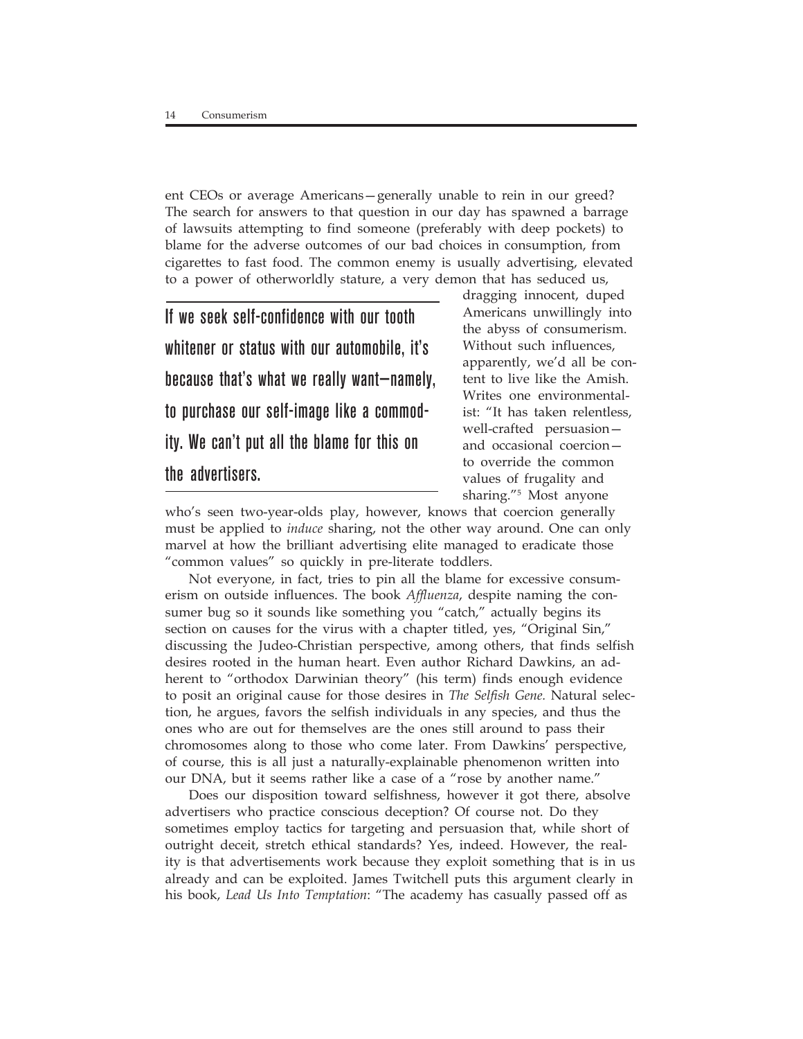ent CEOs or average Americans—generally unable to rein in our greed? The search for answers to that question in our day has spawned a barrage of lawsuits attempting to find someone (preferably with deep pockets) to blame for the adverse outcomes of our bad choices in consumption, from cigarettes to fast food. The common enemy is usually advertising, elevated to a power of otherworldly stature, a very demon that has seduced us, dragging innocent, duped Americans unwillingly into the abyss of consumerism. Without such influences, apparently, we'd all be content to live like the Amish. Writes one environmentalist: "It has taken relentless, well-crafted persuasion—and occasional coercion—to override the common values of frugality and sharing."[5] Most anyone who's seen two-year-olds play, however, knows that coercion generally must be applied to *induce* sharing, not the other way around. One can only marvel at how the brilliant advertising elite managed to eradicate those "common values" so quickly in pre-literate toddlers.

> If we seek self-confidence with our tooth whitener or status with our automobile, it's because that's what we really want—namely, to purchase our self-image like a commodity. We can't put all the blame for this on the advertisers.

Not everyone, in fact, tries to pin all the blame for excessive consumerism on outside influences. The book *Affluenza*, despite naming the consumer bug so it sounds like something you "catch," actually begins its section on causes for the virus with a chapter titled, yes, "Original Sin," discussing the Judeo-Christian perspective, among others, that finds selfish desires rooted in the human heart. Even author Richard Dawkins, an adherent to "orthodox Darwinian theory" (his term) finds enough evidence to posit an original cause for those desires in *The Selfish Gene.* Natural selection, he argues, favors the selfish individuals in any species, and thus the ones who are out for themselves are the ones still around to pass their chromosomes along to those who come later. From Dawkins' perspective, of course, this is all just a naturally-explainable phenomenon written into our DNA, but it seems rather like a case of a "rose by another name."

Does our disposition toward selfishness, however it got there, absolve advertisers who practice conscious deception? Of course not. Do they sometimes employ tactics for targeting and persuasion that, while short of outright deceit, stretch ethical standards? Yes, indeed. However, the reality is that advertisements work because they exploit something that is in us already and can be exploited. James Twitchell puts this argument clearly in his book, *Lead Us Into Temptation*: "The academy has casually passed off as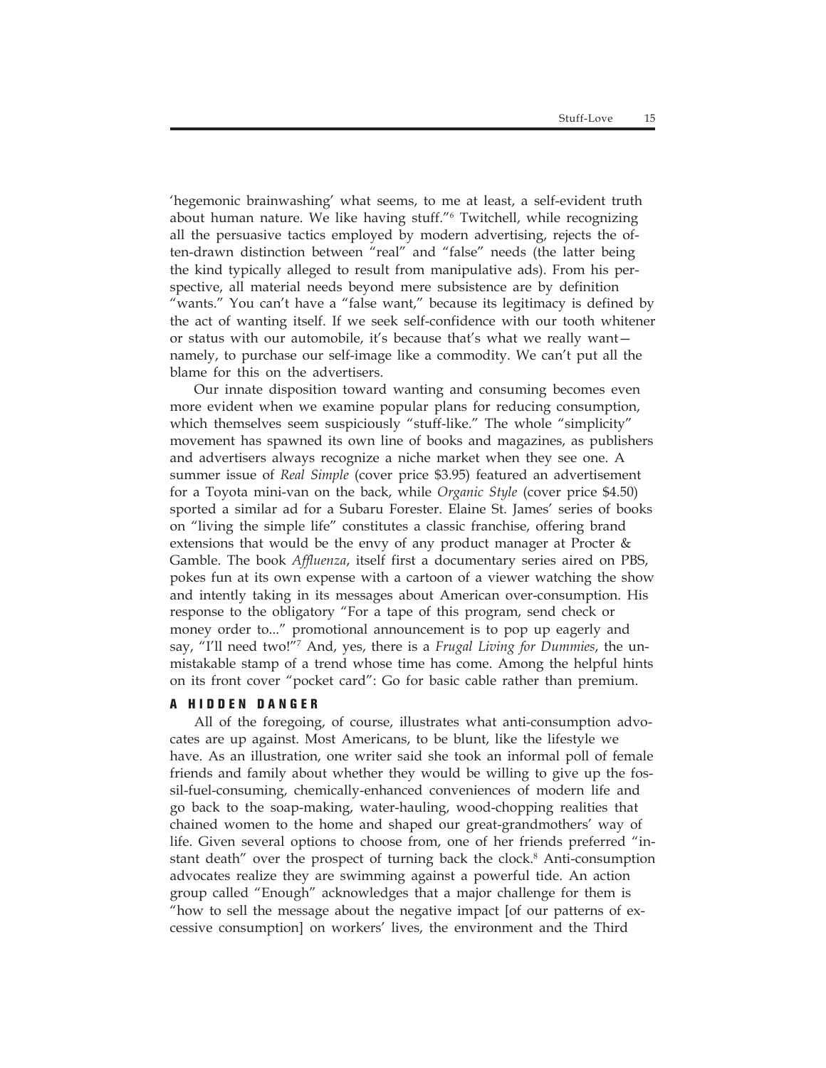'hegemonic brainwashing' what seems, to me at least, a self-evident truth about human nature. We like having stuff."[6] Twitchell, while recognizing all the persuasive tactics employed by modern advertising, rejects the often-drawn distinction between "real" and "false" needs (the latter being the kind typically alleged to result from manipulative ads). From his perspective, all material needs beyond mere subsistence are by definition "wants." You can't have a "false want," because its legitimacy is defined by the act of wanting itself. If we seek self-confidence with our tooth whitener or status with our automobile, it's because that's what we really want—namely, to purchase our self-image like a commodity. We can't put all the blame for this on the advertisers.

Our innate disposition toward wanting and consuming becomes even more evident when we examine popular plans for reducing consumption, which themselves seem suspiciously "stuff-like." The whole "simplicity" movement has spawned its own line of books and magazines, as publishers and advertisers always recognize a niche market when they see one. A summer issue of *Real Simple* (cover price $3.95) featured an advertisement for a Toyota mini-van on the back, while *Organic Style* (cover price $4.50) sported a similar ad for a Subaru Forester. Elaine St. James' series of books on "living the simple life" constitutes a classic franchise, offering brand extensions that would be the envy of any product manager at Procter & Gamble. The book *Affluenza*, itself first a documentary series aired on PBS, pokes fun at its own expense with a cartoon of a viewer watching the show and intently taking in its messages about American over-consumption. His response to the obligatory "For a tape of this program, send check or money order to..." promotional announcement is to pop up eagerly and say, "I'll need two!"[7] And, yes, there is a *Frugal Living for Dummies*, the unmistakable stamp of a trend whose time has come. Among the helpful hints on its front cover "pocket card": Go for basic cable rather than premium.

## A HIDDEN DANGER

All of the foregoing, of course, illustrates what anti-consumption advocates are up against. Most Americans, to be blunt, like the lifestyle we have. As an illustration, one writer said she took an informal poll of female friends and family about whether they would be willing to give up the fossil-fuel-consuming, chemically-enhanced conveniences of modern life and go back to the soap-making, water-hauling, wood-chopping realities that chained women to the home and shaped our great-grandmothers' way of life. Given several options to choose from, one of her friends preferred "instant death" over the prospect of turning back the clock.[8] Anti-consumption advocates realize they are swimming against a powerful tide. An action group called "Enough" acknowledges that a major challenge for them is "how to sell the message about the negative impact [of our patterns of excessive consumption] on workers' lives, the environment and the Third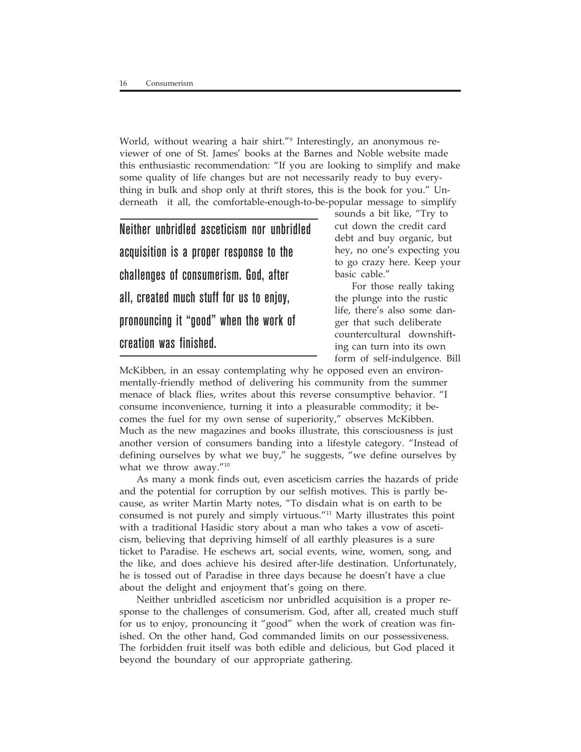World, without wearing a hair shirt."[9] Interestingly, an anonymous reviewer of one of St. James' books at the Barnes and Noble website made this enthusiastic recommendation: "If you are looking to simplify and make some quality of life changes but are not necessarily ready to buy everything in bulk and shop only at thrift stores, this is the book for you." Underneath it all, the comfortable-enough-to-be-popular message to simplify sounds a bit like, "Try to cut down the credit card debt and buy organic, but hey, no one's expecting you to go crazy here. Keep your basic cable."

> Neither unbridled asceticism nor unbridled acquisition is a proper response to the challenges of consumerism. God, after all, created much stuff for us to enjoy, pronouncing it "good" when the work of creation was finished.

For those really taking the plunge into the rustic life, there's also some danger that such deliberate countercultural downshifting can turn into its own form of self-indulgence. Bill McKibben, in an essay contemplating why he opposed even an environmentally-friendly method of delivering his community from the summer menace of black flies, writes about this reverse consumptive behavior. "I consume inconvenience, turning it into a pleasurable commodity; it becomes the fuel for my own sense of superiority," observes McKibben. Much as the new magazines and books illustrate, this consciousness is just another version of consumers banding into a lifestyle category. "Instead of defining ourselves by what we buy," he suggests, "we define ourselves by what we throw away."[10]

As many a monk finds out, even asceticism carries the hazards of pride and the potential for corruption by our selfish motives. This is partly because, as writer Martin Marty notes, "To disdain what is on earth to be consumed is not purely and simply virtuous."[11] Marty illustrates this point with a traditional Hasidic story about a man who takes a vow of asceticism, believing that depriving himself of all earthly pleasures is a sure ticket to Paradise. He eschews art, social events, wine, women, song, and the like, and does achieve his desired after-life destination. Unfortunately, he is tossed out of Paradise in three days because he doesn't have a clue about the delight and enjoyment that's going on there.

Neither unbridled asceticism nor unbridled acquisition is a proper response to the challenges of consumerism. God, after all, created much stuff for us to enjoy, pronouncing it "good" when the work of creation was finished. On the other hand, God commanded limits on our possessiveness. The forbidden fruit itself was both edible and delicious, but God placed it beyond the boundary of our appropriate gathering.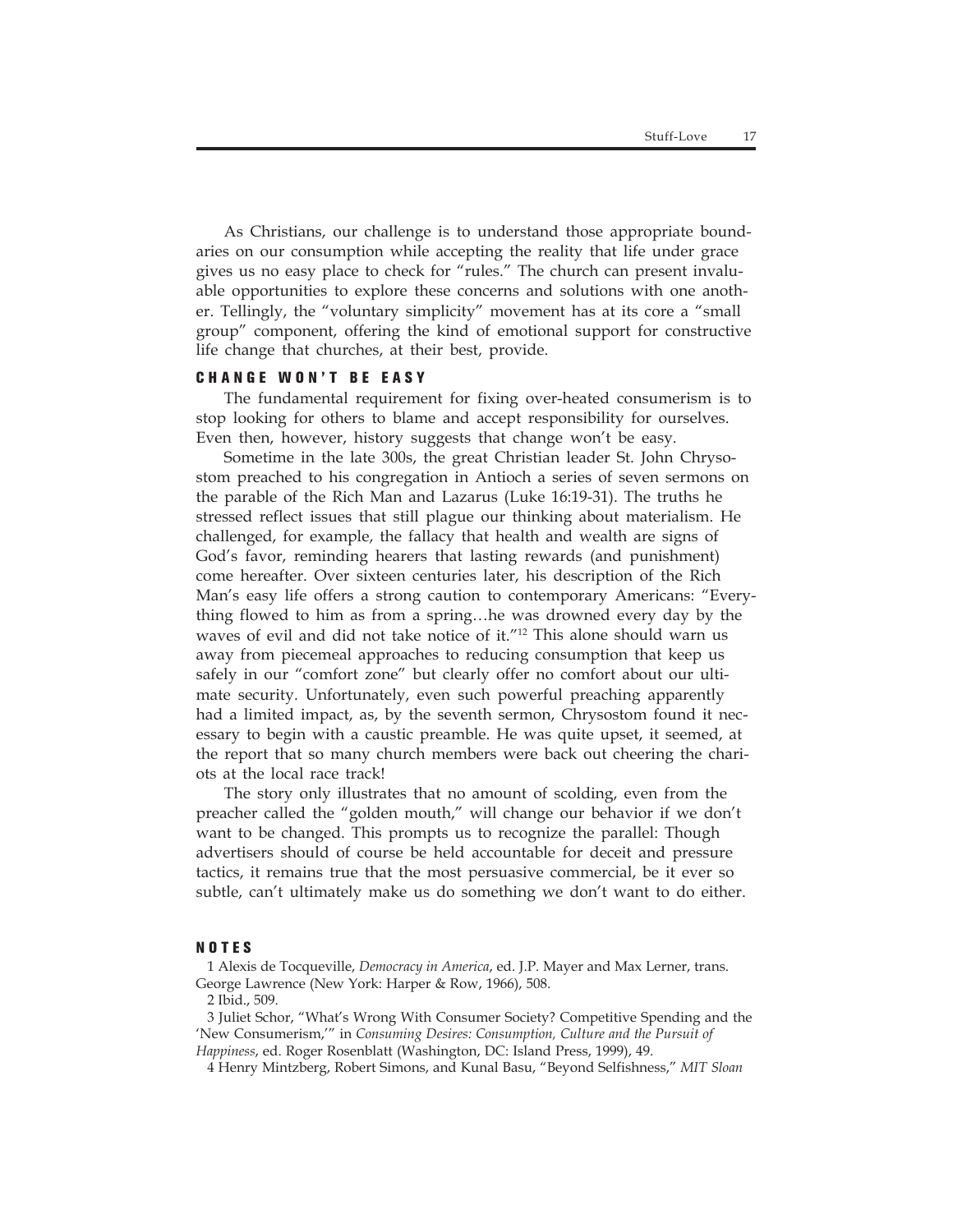As Christians, our challenge is to understand those appropriate boundaries on our consumption while accepting the reality that life under grace gives us no easy place to check for "rules." The church can present invaluable opportunities to explore these concerns and solutions with one another. Tellingly, the "voluntary simplicity" movement has at its core a "small group" component, offering the kind of emotional support for constructive life change that churches, at their best, provide.

## CHANGE WON'T BE EASY

The fundamental requirement for fixing over-heated consumerism is to stop looking for others to blame and accept responsibility for ourselves. Even then, however, history suggests that change won't be easy.

Sometime in the late 300s, the great Christian leader St. John Chrysostom preached to his congregation in Antioch a series of seven sermons on the parable of the Rich Man and Lazarus (Luke 16:19-31). The truths he stressed reflect issues that still plague our thinking about materialism. He challenged, for example, the fallacy that health and wealth are signs of God's favor, reminding hearers that lasting rewards (and punishment) come hereafter. Over sixteen centuries later, his description of the Rich Man's easy life offers a strong caution to contemporary Americans: "Everything flowed to him as from a spring…he was drowned every day by the waves of evil and did not take notice of it."[12] This alone should warn us away from piecemeal approaches to reducing consumption that keep us safely in our "comfort zone" but clearly offer no comfort about our ultimate security. Unfortunately, even such powerful preaching apparently had a limited impact, as, by the seventh sermon, Chrysostom found it necessary to begin with a caustic preamble. He was quite upset, it seemed, at the report that so many church members were back out cheering the chariots at the local race track!

The story only illustrates that no amount of scolding, even from the preacher called the "golden mouth," will change our behavior if we don't want to be changed. This prompts us to recognize the parallel: Though advertisers should of course be held accountable for deceit and pressure tactics, it remains true that the most persuasive commercial, be it ever so subtle, can't ultimately make us do something we don't want to do either.

## NOTES

1 Alexis de Tocqueville, *Democracy in America*, ed. J.P. Mayer and Max Lerner, trans. George Lawrence (New York: Harper & Row, 1966), 508.

2 Ibid., 509.

3 Juliet Schor, "What's Wrong With Consumer Society? Competitive Spending and the 'New Consumerism,'" in *Consuming Desires: Consumption, Culture and the Pursuit of Happiness*, ed. Roger Rosenblatt (Washington, DC: Island Press, 1999), 49.

4 Henry Mintzberg, Robert Simons, and Kunal Basu, "Beyond Selfishness," *MIT Sloan*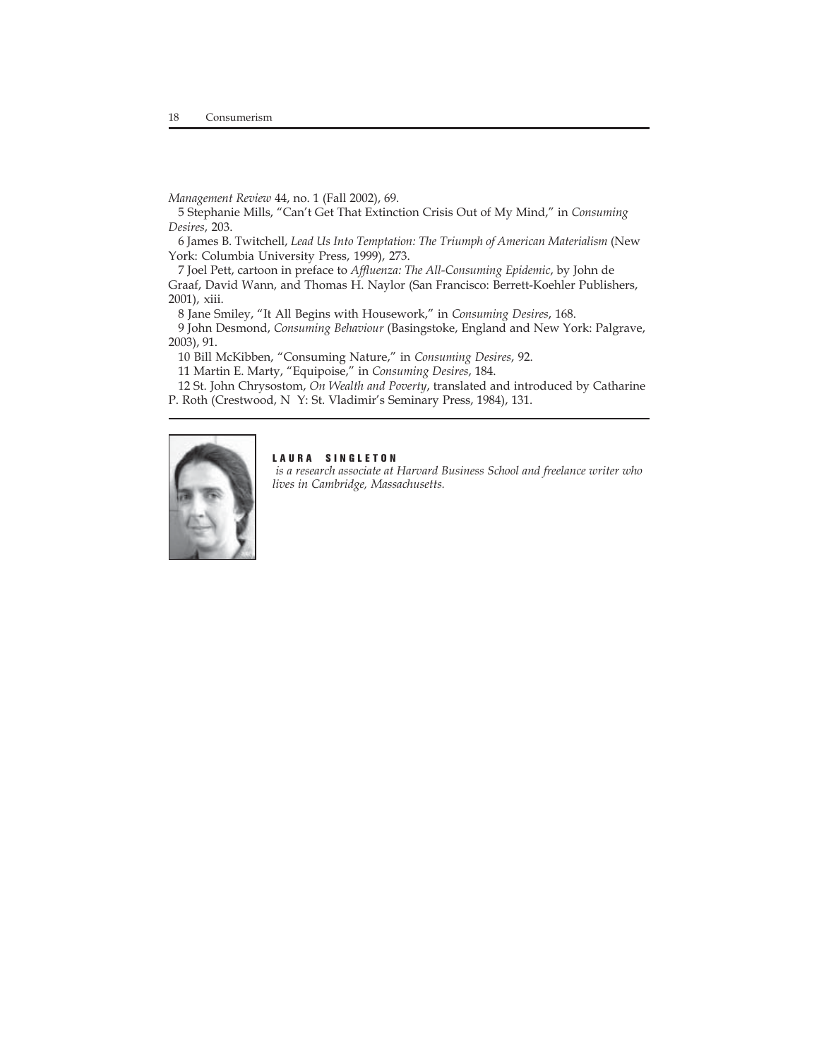*Management Review* 44, no. 1 (Fall 2002), 69.

5 Stephanie Mills, "Can't Get That Extinction Crisis Out of My Mind," in *Consuming Desires*, 203.

6 James B. Twitchell, *Lead Us Into Temptation: The Triumph of American Materialism* (New York: Columbia University Press, 1999), 273.

7 Joel Pett, cartoon in preface to *Affluenza: The All-Consuming Epidemic*, by John de Graaf, David Wann, and Thomas H. Naylor (San Francisco: Berrett-Koehler Publishers, 2001), xiii.

8 Jane Smiley, "It All Begins with Housework," in *Consuming Desires*, 168.

9 John Desmond, *Consuming Behaviour* (Basingstoke, England and New York: Palgrave, 2003), 91.

10 Bill McKibben, "Consuming Nature," in *Consuming Desires*, 92.

11 Martin E. Marty, "Equipoise," in *Consuming Desires*, 184.

12 St. John Chrysostom, *On Wealth and Poverty*, translated and introduced by Catharine P. Roth (Crestwood, N Y: St. Vladimir's Seminary Press, 1984), 131.

---

**LAURA SINGLETON** *is a research associate at Harvard Business School and freelance writer who lives in Cambridge, Massachusetts.*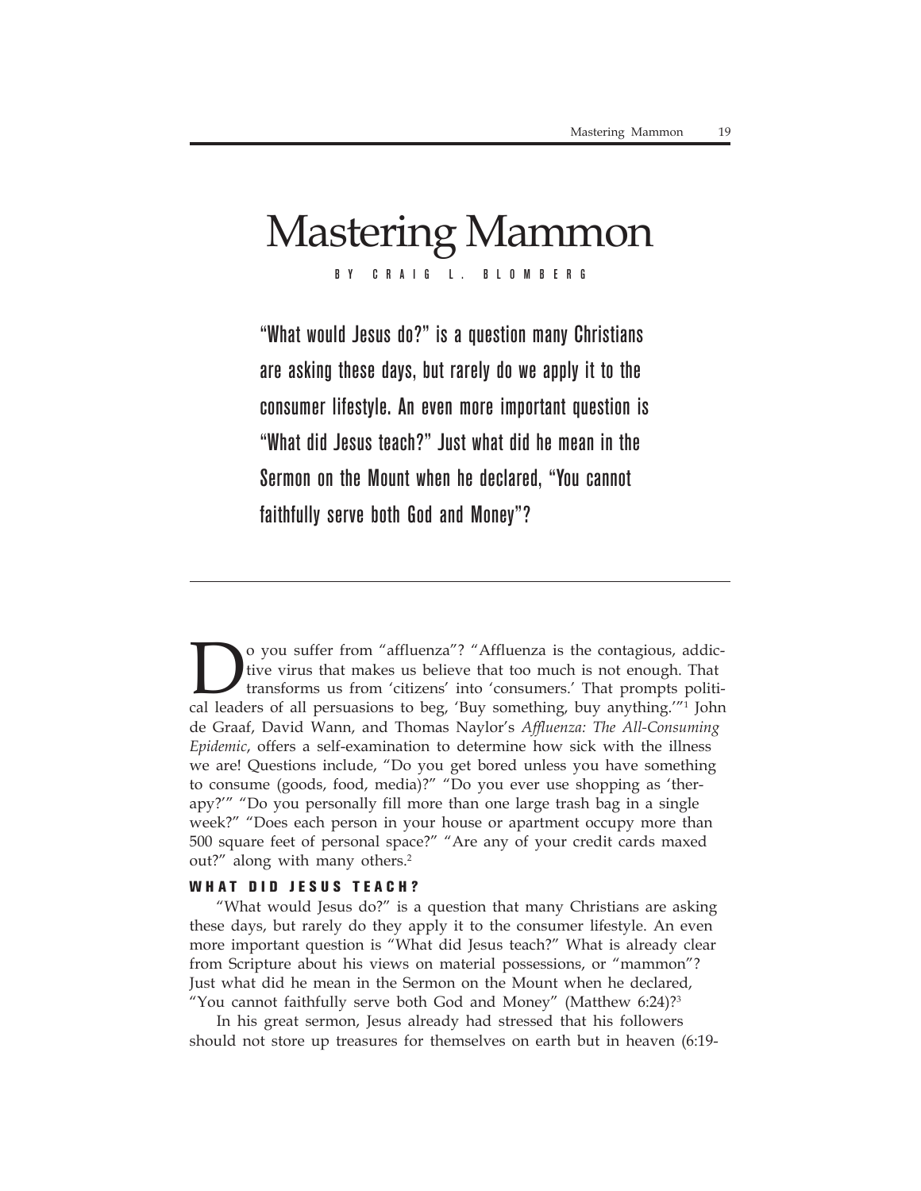# Mastering Mammon

BY CRAIG L. BLOMBERG

**"What would Jesus do?" is a question many Christians are asking these days, but rarely do we apply it to the consumer lifestyle. An even more important question is "What did Jesus teach?" Just what did he mean in the Sermon on the Mount when he declared, "You cannot faithfully serve both God and Money"?**

---

Do you suffer from "affluenza"? "Affluenza is the contagious, addictive virus that makes us believe that too much is not enough. That transforms us from 'citizens' into 'consumers.' That prompts political leaders of all persuasions to beg, 'Buy something, buy anything.'"[1] John de Graaf, David Wann, and Thomas Naylor's *Affluenza: The All-Consuming Epidemic*, offers a self-examination to determine how sick with the illness we are! Questions include, "Do you get bored unless you have something to consume (goods, food, media)?" "Do you ever use shopping as 'therapy?'" "Do you personally fill more than one large trash bag in a single week?" "Does each person in your house or apartment occupy more than 500 square feet of personal space?" "Are any of your credit cards maxed out?" along with many others.[2]

### WHAT DID JESUS TEACH?

"What would Jesus do?" is a question that many Christians are asking these days, but rarely do they apply it to the consumer lifestyle. An even more important question is "What did Jesus teach?" What is already clear from Scripture about his views on material possessions, or "mammon"? Just what did he mean in the Sermon on the Mount when he declared, "You cannot faithfully serve both God and Money" (Matthew 6:24)?[3]

In his great sermon, Jesus already had stressed that his followers should not store up treasures for themselves on earth but in heaven (6:19-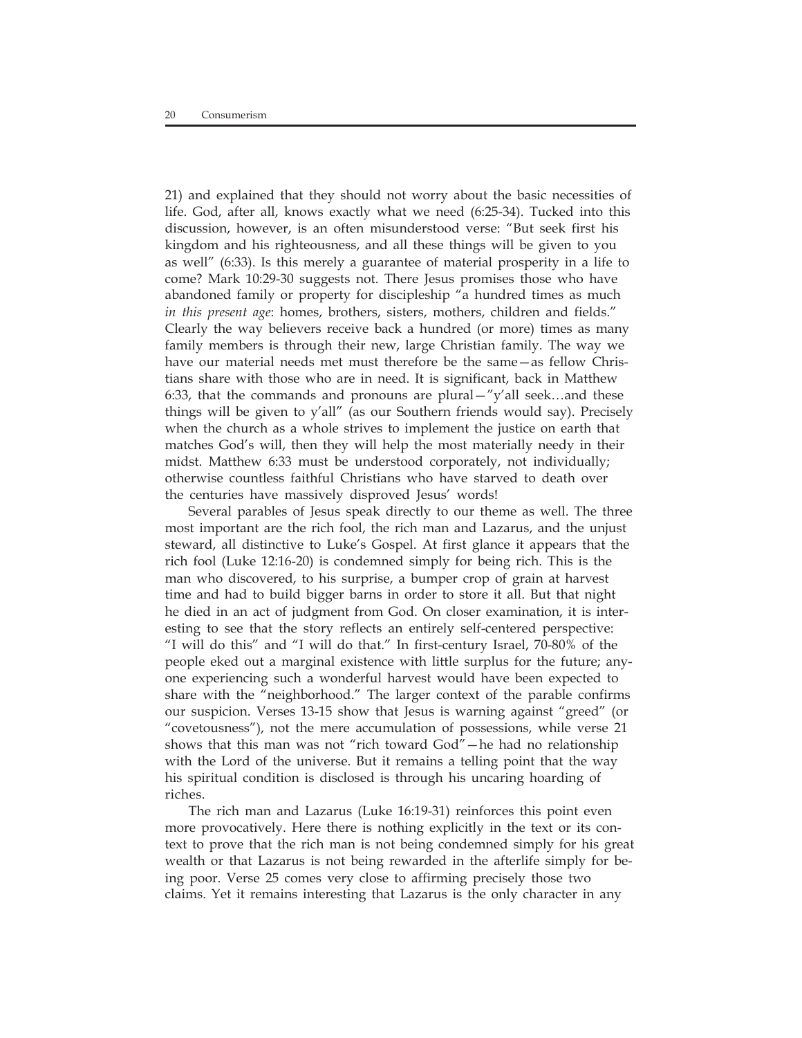21) and explained that they should not worry about the basic necessities of life. God, after all, knows exactly what we need (6:25-34). Tucked into this discussion, however, is an often misunderstood verse: "But seek first his kingdom and his righteousness, and all these things will be given to you as well" (6:33). Is this merely a guarantee of material prosperity in a life to come? Mark 10:29-30 suggests not. There Jesus promises those who have abandoned family or property for discipleship "a hundred times as much *in this present age*: homes, brothers, sisters, mothers, children and fields." Clearly the way believers receive back a hundred (or more) times as many family members is through their new, large Christian family. The way we have our material needs met must therefore be the same—as fellow Christians share with those who are in need. It is significant, back in Matthew 6:33, that the commands and pronouns are plural—"y'all seek…and these things will be given to y'all" (as our Southern friends would say). Precisely when the church as a whole strives to implement the justice on earth that matches God's will, then they will help the most materially needy in their midst. Matthew 6:33 must be understood corporately, not individually; otherwise countless faithful Christians who have starved to death over the centuries have massively disproved Jesus' words!

Several parables of Jesus speak directly to our theme as well. The three most important are the rich fool, the rich man and Lazarus, and the unjust steward, all distinctive to Luke's Gospel. At first glance it appears that the rich fool (Luke 12:16-20) is condemned simply for being rich. This is the man who discovered, to his surprise, a bumper crop of grain at harvest time and had to build bigger barns in order to store it all. But that night he died in an act of judgment from God. On closer examination, it is interesting to see that the story reflects an entirely self-centered perspective: "I will do this" and "I will do that." In first-century Israel, 70-80% of the people eked out a marginal existence with little surplus for the future; anyone experiencing such a wonderful harvest would have been expected to share with the "neighborhood." The larger context of the parable confirms our suspicion. Verses 13-15 show that Jesus is warning against "greed" (or "covetousness"), not the mere accumulation of possessions, while verse 21 shows that this man was not "rich toward God"—he had no relationship with the Lord of the universe. But it remains a telling point that the way his spiritual condition is disclosed is through his uncaring hoarding of riches.

The rich man and Lazarus (Luke 16:19-31) reinforces this point even more provocatively. Here there is nothing explicitly in the text or its context to prove that the rich man is not being condemned simply for his great wealth or that Lazarus is not being rewarded in the afterlife simply for being poor. Verse 25 comes very close to affirming precisely those two claims. Yet it remains interesting that Lazarus is the only character in any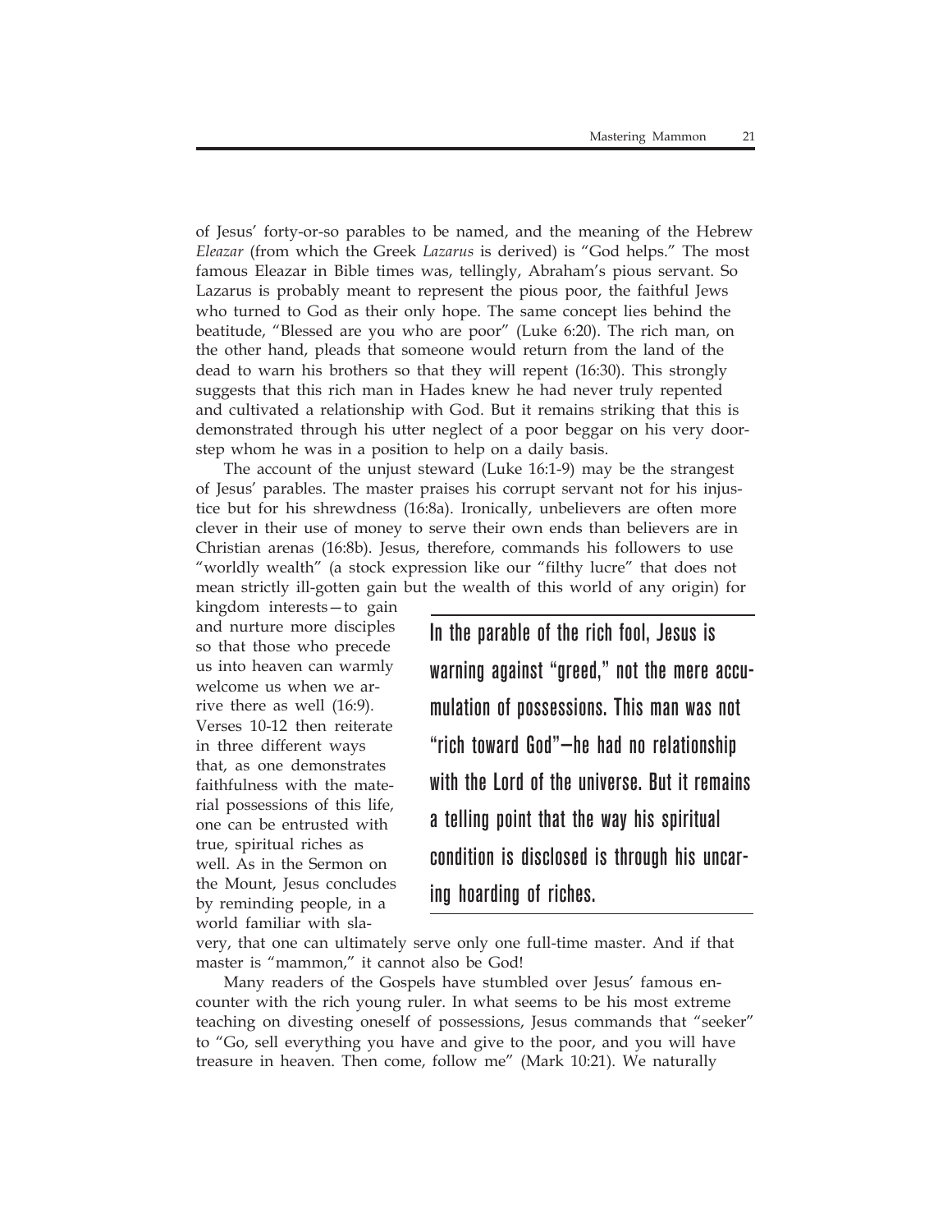of Jesus' forty-or-so parables to be named, and the meaning of the Hebrew *Eleazar* (from which the Greek *Lazarus* is derived) is "God helps." The most famous Eleazar in Bible times was, tellingly, Abraham's pious servant. So Lazarus is probably meant to represent the pious poor, the faithful Jews who turned to God as their only hope. The same concept lies behind the beatitude, "Blessed are you who are poor" (Luke 6:20). The rich man, on the other hand, pleads that someone would return from the land of the dead to warn his brothers so that they will repent (16:30). This strongly suggests that this rich man in Hades knew he had never truly repented and cultivated a relationship with God. But it remains striking that this is demonstrated through his utter neglect of a poor beggar on his very doorstep whom he was in a position to help on a daily basis.

The account of the unjust steward (Luke 16:1-9) may be the strangest of Jesus' parables. The master praises his corrupt servant not for his injustice but for his shrewdness (16:8a). Ironically, unbelievers are often more clever in their use of money to serve their own ends than believers are in Christian arenas (16:8b). Jesus, therefore, commands his followers to use "worldly wealth" (a stock expression like our "filthy lucre" that does not mean strictly ill-gotten gain but the wealth of this world of any origin) for kingdom interests—to gain and nurture more disciples so that those who precede us into heaven can warmly welcome us when we arrive there as well (16:9). Verses 10-12 then reiterate in three different ways that, as one demonstrates faithfulness with the material possessions of this life, one can be entrusted with true, spiritual riches as well. As in the Sermon on the Mount, Jesus concludes by reminding people, in a world familiar with slavery, that one can ultimately serve only one full-time master. And if that master is "mammon," it cannot also be God!

> **In the parable of the rich fool, Jesus is warning against "greed," not the mere accumulation of possessions. This man was not "rich toward God"—he had no relationship with the Lord of the universe. But it remains a telling point that the way his spiritual condition is disclosed is through his uncaring hoarding of riches.**

Many readers of the Gospels have stumbled over Jesus' famous encounter with the rich young ruler. In what seems to be his most extreme teaching on divesting oneself of possessions, Jesus commands that "seeker" to "Go, sell everything you have and give to the poor, and you will have treasure in heaven. Then come, follow me" (Mark 10:21). We naturally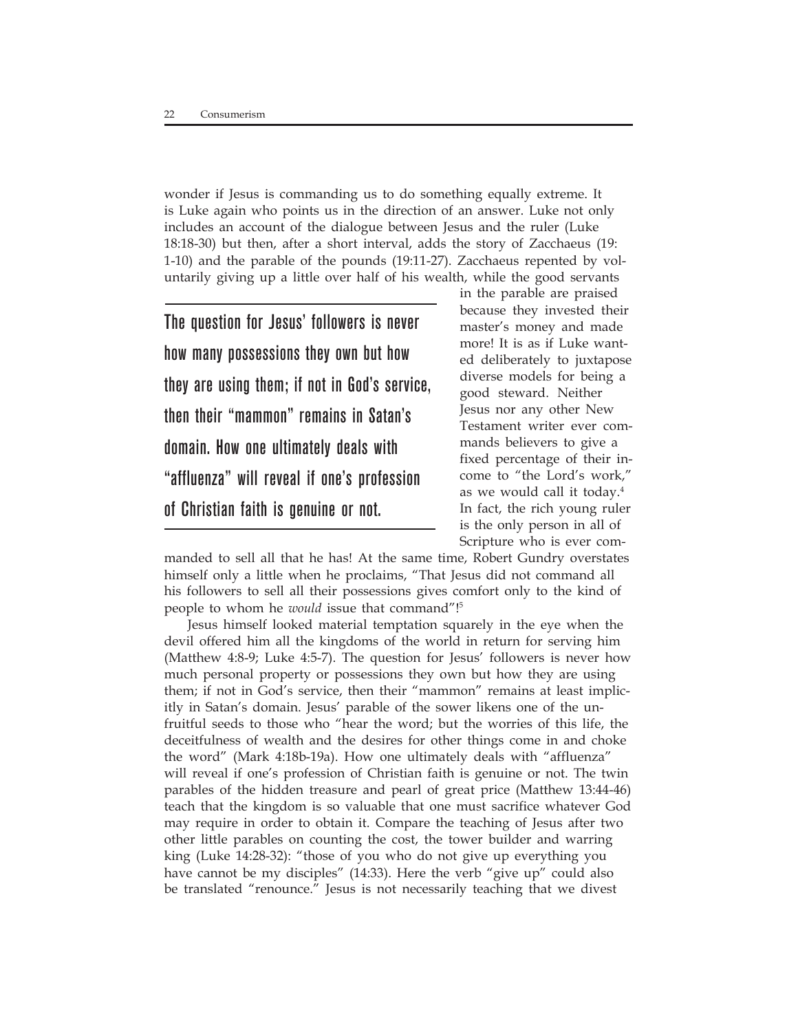wonder if Jesus is commanding us to do something equally extreme. It is Luke again who points us in the direction of an answer. Luke not only includes an account of the dialogue between Jesus and the ruler (Luke 18:18-30) but then, after a short interval, adds the story of Zacchaeus (19: 1-10) and the parable of the pounds (19:11-27). Zacchaeus repented by voluntarily giving up a little over half of his wealth, while the good servants in the parable are praised because they invested their master's money and made more! It is as if Luke wanted deliberately to juxtapose diverse models for being a good steward. Neither Jesus nor any other New Testament writer ever commands believers to give a fixed percentage of their income to "the Lord's work," as we would call it today.[4] In fact, the rich young ruler is the only person in all of Scripture who is ever commanded to sell all that he has! At the same time, Robert Gundry overstates himself only a little when he proclaims, "That Jesus did not command all his followers to sell all their possessions gives comfort only to the kind of people to whom he *would* issue that command"![5]

> **The question for Jesus' followers is never how many possessions they own but how they are using them; if not in God's service, then their "mammon" remains in Satan's domain. How one ultimately deals with "affluenza" will reveal if one's profession of Christian faith is genuine or not.**

Jesus himself looked material temptation squarely in the eye when the devil offered him all the kingdoms of the world in return for serving him (Matthew 4:8-9; Luke 4:5-7). The question for Jesus' followers is never how much personal property or possessions they own but how they are using them; if not in God's service, then their "mammon" remains at least implicitly in Satan's domain. Jesus' parable of the sower likens one of the unfruitful seeds to those who "hear the word; but the worries of this life, the deceitfulness of wealth and the desires for other things come in and choke the word" (Mark 4:18b-19a). How one ultimately deals with "affluenza" will reveal if one's profession of Christian faith is genuine or not. The twin parables of the hidden treasure and pearl of great price (Matthew 13:44-46) teach that the kingdom is so valuable that one must sacrifice whatever God may require in order to obtain it. Compare the teaching of Jesus after two other little parables on counting the cost, the tower builder and warring king (Luke 14:28-32): "those of you who do not give up everything you have cannot be my disciples" (14:33). Here the verb "give up" could also be translated "renounce." Jesus is not necessarily teaching that we divest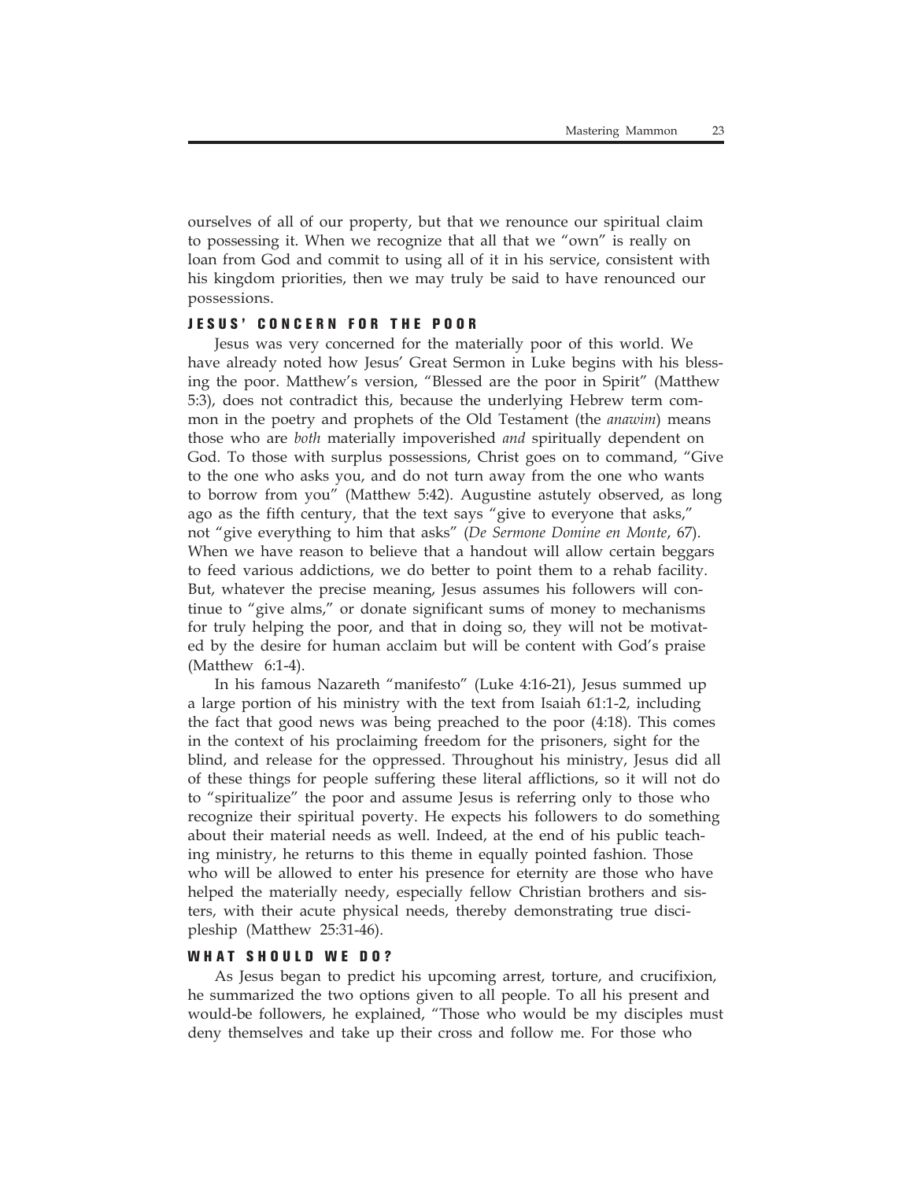ourselves of all of our property, but that we renounce our spiritual claim to possessing it. When we recognize that all that we "own" is really on loan from God and commit to using all of it in his service, consistent with his kingdom priorities, then we may truly be said to have renounced our possessions.

## JESUS' CONCERN FOR THE POOR

Jesus was very concerned for the materially poor of this world. We have already noted how Jesus' Great Sermon in Luke begins with his blessing the poor. Matthew's version, "Blessed are the poor in Spirit" (Matthew 5:3), does not contradict this, because the underlying Hebrew term common in the poetry and prophets of the Old Testament (the *anawim*) means those who are *both* materially impoverished *and* spiritually dependent on God. To those with surplus possessions, Christ goes on to command, "Give to the one who asks you, and do not turn away from the one who wants to borrow from you" (Matthew 5:42). Augustine astutely observed, as long ago as the fifth century, that the text says "give to everyone that asks," not "give everything to him that asks" (*De Sermone Domine en Monte*, 67). When we have reason to believe that a handout will allow certain beggars to feed various addictions, we do better to point them to a rehab facility. But, whatever the precise meaning, Jesus assumes his followers will continue to "give alms," or donate significant sums of money to mechanisms for truly helping the poor, and that in doing so, they will not be motivated by the desire for human acclaim but will be content with God's praise (Matthew 6:1-4).

In his famous Nazareth "manifesto" (Luke 4:16-21), Jesus summed up a large portion of his ministry with the text from Isaiah 61:1-2, including the fact that good news was being preached to the poor (4:18). This comes in the context of his proclaiming freedom for the prisoners, sight for the blind, and release for the oppressed. Throughout his ministry, Jesus did all of these things for people suffering these literal afflictions, so it will not do to "spiritualize" the poor and assume Jesus is referring only to those who recognize their spiritual poverty. He expects his followers to do something about their material needs as well. Indeed, at the end of his public teaching ministry, he returns to this theme in equally pointed fashion. Those who will be allowed to enter his presence for eternity are those who have helped the materially needy, especially fellow Christian brothers and sisters, with their acute physical needs, thereby demonstrating true discipleship (Matthew 25:31-46).

## WHAT SHOULD WE DO?

As Jesus began to predict his upcoming arrest, torture, and crucifixion, he summarized the two options given to all people. To all his present and would-be followers, he explained, "Those who would be my disciples must deny themselves and take up their cross and follow me. For those who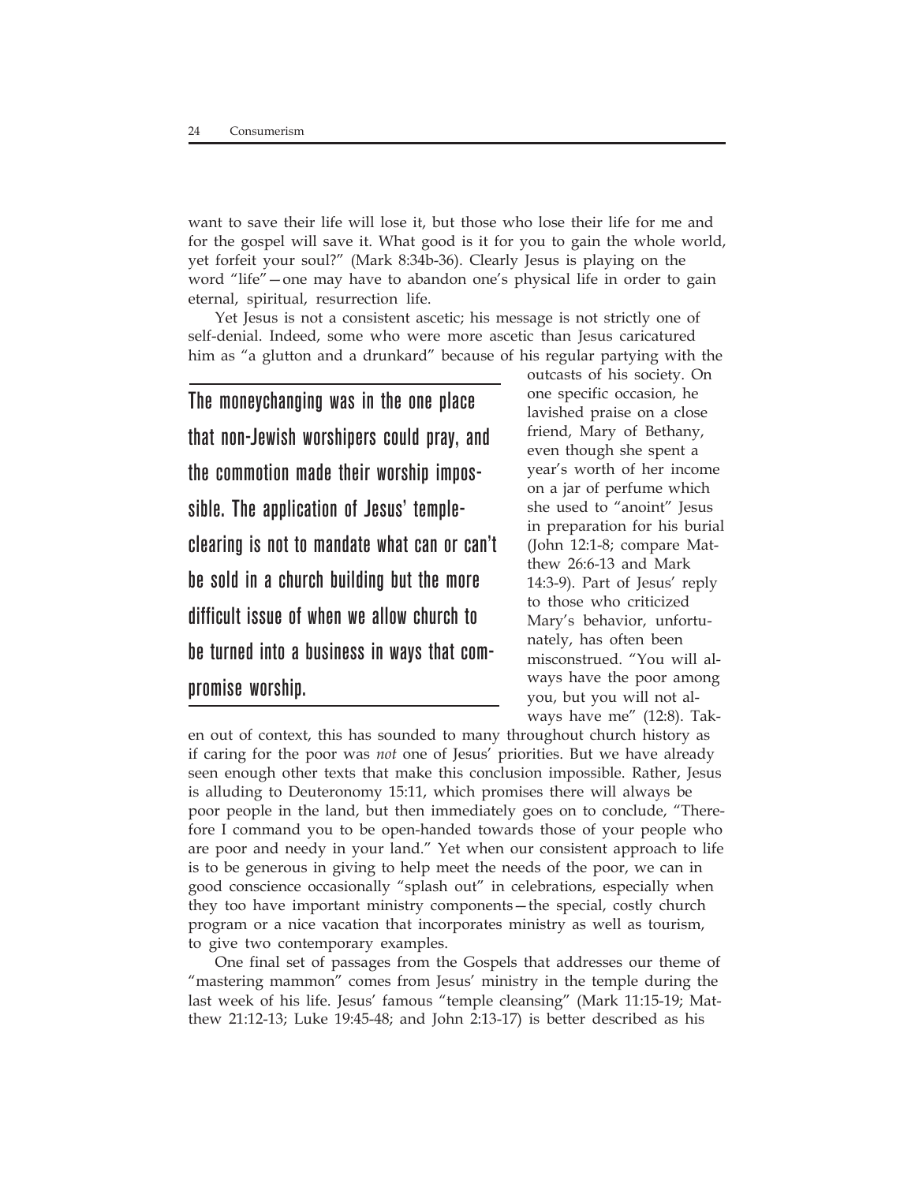want to save their life will lose it, but those who lose their life for me and for the gospel will save it. What good is it for you to gain the whole world, yet forfeit your soul?" (Mark 8:34b-36). Clearly Jesus is playing on the word "life"—one may have to abandon one's physical life in order to gain eternal, spiritual, resurrection life.

Yet Jesus is not a consistent ascetic; his message is not strictly one of self-denial. Indeed, some who were more ascetic than Jesus caricatured him as "a glutton and a drunkard" because of his regular partying with the outcasts of his society. On one specific occasion, he lavished praise on a close friend, Mary of Bethany, even though she spent a year's worth of her income on a jar of perfume which she used to "anoint" Jesus in preparation for his burial (John 12:1-8; compare Matthew 26:6-13 and Mark 14:3-9). Part of Jesus' reply to those who criticized Mary's behavior, unfortunately, has often been misconstrued. "You will always have the poor among you, but you will not always have me" (12:8). Taken out of context, this has sounded to many throughout church history as if caring for the poor was *not* one of Jesus' priorities. But we have already seen enough other texts that make this conclusion impossible. Rather, Jesus is alluding to Deuteronomy 15:11, which promises there will always be poor people in the land, but then immediately goes on to conclude, "Therefore I command you to be open-handed towards those of your people who are poor and needy in your land." Yet when our consistent approach to life is to be generous in giving to help meet the needs of the poor, we can in good conscience occasionally "splash out" in celebrations, especially when they too have important ministry components—the special, costly church program or a nice vacation that incorporates ministry as well as tourism, to give two contemporary examples.

> The moneychanging was in the one place that non-Jewish worshipers could pray, and the commotion made their worship impossible. The application of Jesus' temple-clearing is not to mandate what can or can't be sold in a church building but the more difficult issue of when we allow church to be turned into a business in ways that compromise worship.

One final set of passages from the Gospels that addresses our theme of "mastering mammon" comes from Jesus' ministry in the temple during the last week of his life. Jesus' famous "temple cleansing" (Mark 11:15-19; Matthew 21:12-13; Luke 19:45-48; and John 2:13-17) is better described as his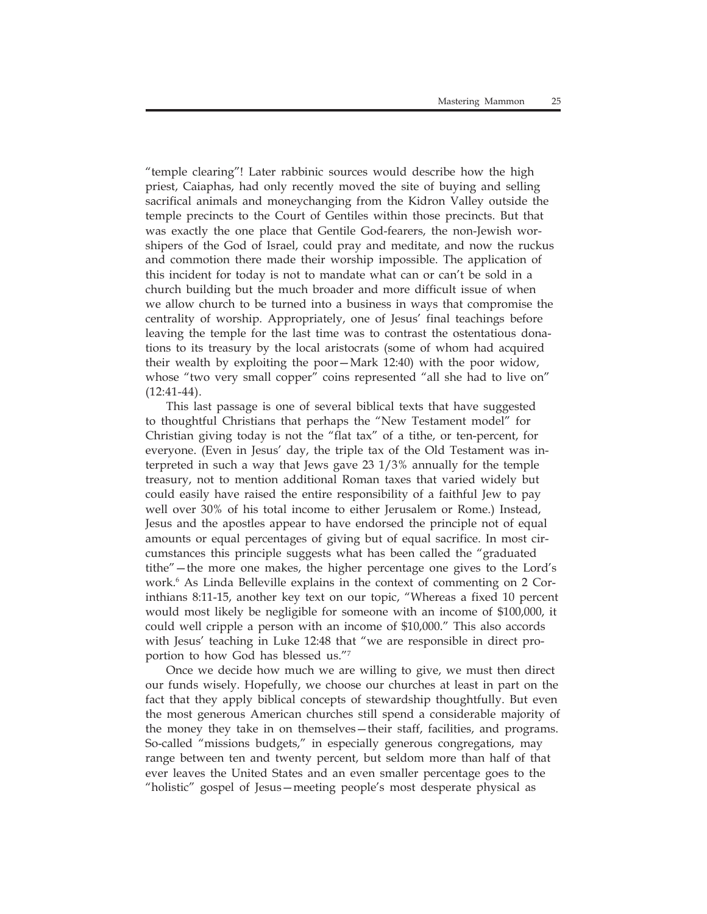"temple clearing"! Later rabbinic sources would describe how the high priest, Caiaphas, had only recently moved the site of buying and selling sacrifical animals and moneychanging from the Kidron Valley outside the temple precincts to the Court of Gentiles within those precincts. But that was exactly the one place that Gentile God-fearers, the non-Jewish worshipers of the God of Israel, could pray and meditate, and now the ruckus and commotion there made their worship impossible. The application of this incident for today is not to mandate what can or can't be sold in a church building but the much broader and more difficult issue of when we allow church to be turned into a business in ways that compromise the centrality of worship. Appropriately, one of Jesus' final teachings before leaving the temple for the last time was to contrast the ostentatious donations to its treasury by the local aristocrats (some of whom had acquired their wealth by exploiting the poor—Mark 12:40) with the poor widow, whose "two very small copper" coins represented "all she had to live on" (12:41-44).

This last passage is one of several biblical texts that have suggested to thoughtful Christians that perhaps the "New Testament model" for Christian giving today is not the "flat tax" of a tithe, or ten-percent, for everyone. (Even in Jesus' day, the triple tax of the Old Testament was interpreted in such a way that Jews gave 23 1/3% annually for the temple treasury, not to mention additional Roman taxes that varied widely but could easily have raised the entire responsibility of a faithful Jew to pay well over 30% of his total income to either Jerusalem or Rome.) Instead, Jesus and the apostles appear to have endorsed the principle not of equal amounts or equal percentages of giving but of equal sacrifice. In most circumstances this principle suggests what has been called the "graduated tithe"—the more one makes, the higher percentage one gives to the Lord's work.[6] As Linda Belleville explains in the context of commenting on 2 Corinthians 8:11-15, another key text on our topic, "Whereas a fixed 10 percent would most likely be negligible for someone with an income of $100,000, it could well cripple a person with an income of $10,000." This also accords with Jesus' teaching in Luke 12:48 that "we are responsible in direct proportion to how God has blessed us."[7]

Once we decide how much we are willing to give, we must then direct our funds wisely. Hopefully, we choose our churches at least in part on the fact that they apply biblical concepts of stewardship thoughtfully. But even the most generous American churches still spend a considerable majority of the money they take in on themselves—their staff, facilities, and programs. So-called "missions budgets," in especially generous congregations, may range between ten and twenty percent, but seldom more than half of that ever leaves the United States and an even smaller percentage goes to the "holistic" gospel of Jesus—meeting people's most desperate physical as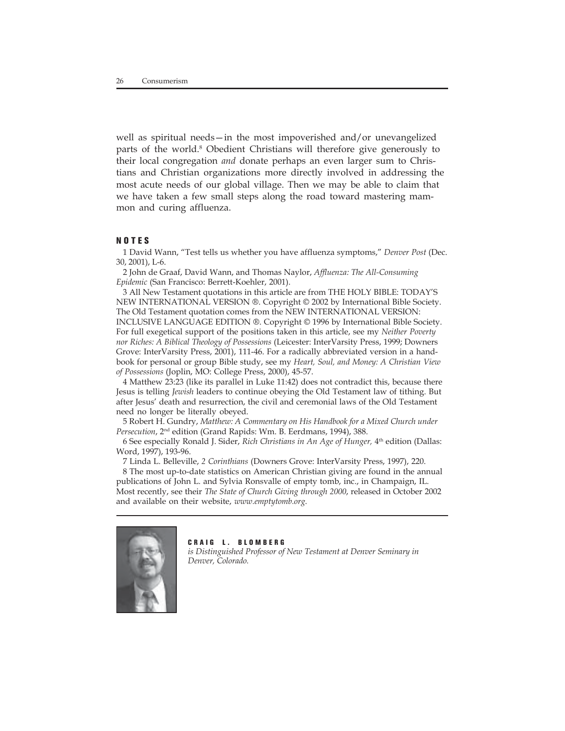well as spiritual needs—in the most impoverished and/or unevangelized parts of the world.[8] Obedient Christians will therefore give generously to their local congregation *and* donate perhaps an even larger sum to Christians and Christian organizations more directly involved in addressing the most acute needs of our global village. Then we may be able to claim that we have taken a few small steps along the road toward mastering mammon and curing affluenza.

## NOTES

1 David Wann, "Test tells us whether you have affluenza symptoms," *Denver Post* (Dec. 30, 2001), L-6.

2 John de Graaf, David Wann, and Thomas Naylor, *Affluenza: The All-Consuming Epidemic* (San Francisco: Berrett-Koehler, 2001).

3 All New Testament quotations in this article are from THE HOLY BIBLE: TODAY'S NEW INTERNATIONAL VERSION ®. Copyright © 2002 by International Bible Society. The Old Testament quotation comes from the NEW INTERNATIONAL VERSION: INCLUSIVE LANGUAGE EDITION ®. Copyright © 1996 by International Bible Society. For full exegetical support of the positions taken in this article, see my *Neither Poverty nor Riches: A Biblical Theology of Possessions* (Leicester: InterVarsity Press, 1999; Downers Grove: InterVarsity Press, 2001), 111-46. For a radically abbreviated version in a handbook for personal or group Bible study, see my *Heart, Soul, and Money: A Christian View of Possessions* (Joplin, MO: College Press, 2000), 45-57.

4 Matthew 23:23 (like its parallel in Luke 11:42) does not contradict this, because there Jesus is telling *Jewish* leaders to continue obeying the Old Testament law of tithing. But after Jesus' death and resurrection, the civil and ceremonial laws of the Old Testament need no longer be literally obeyed.

5 Robert H. Gundry, *Matthew: A Commentary on His Handbook for a Mixed Church under Persecution*, 2nd edition (Grand Rapids: Wm. B. Eerdmans, 1994), 388.

6 See especially Ronald J. Sider, *Rich Christians in An Age of Hunger,* 4th edition (Dallas: Word, 1997), 193-96.

7 Linda L. Belleville, *2 Corinthians* (Downers Grove: InterVarsity Press, 1997), 220.

8 The most up-to-date statistics on American Christian giving are found in the annual publications of John L. and Sylvia Ronsvalle of empty tomb, inc., in Champaign, IL. Most recently, see their *The State of Church Giving through 2000*, released in October 2002 and available on their website, *www.emptytomb.org*.

**CRAIG L. BLOMBERG**
*is Distinguished Professor of New Testament at Denver Seminary in Denver, Colorado.*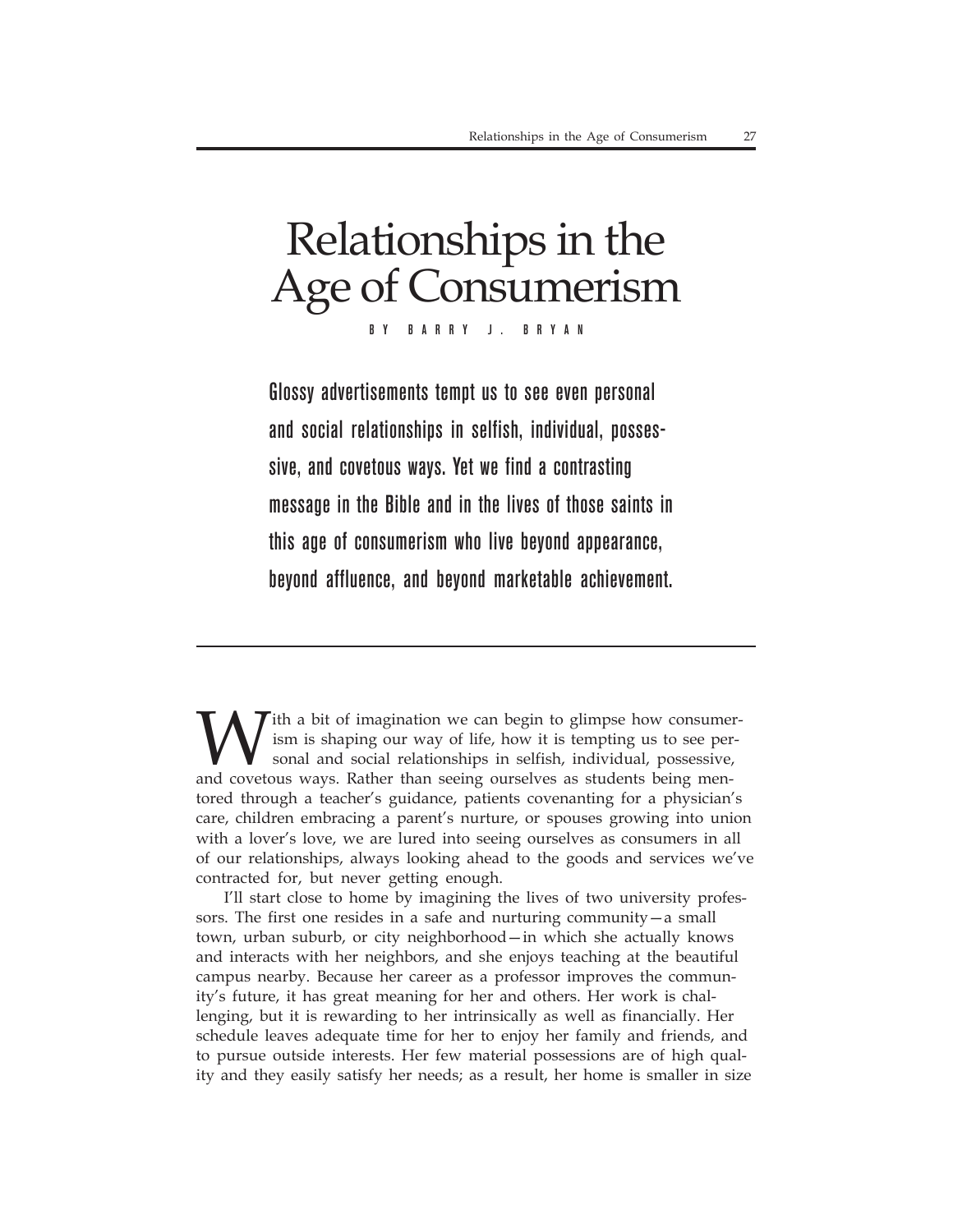# Relationships in the Age of Consumerism

BY BARRY J. BRYAN

**Glossy advertisements tempt us to see even personal and social relationships in selfish, individual, possessive, and covetous ways. Yet we find a contrasting message in the Bible and in the lives of those saints in this age of consumerism who live beyond appearance, beyond affluence, and beyond marketable achievement.**

---

With a bit of imagination we can begin to glimpse how consumerism is shaping our way of life, how it is tempting us to see personal and social relationships in selfish, individual, possessive, and covetous ways. Rather than seeing ourselves as students being mentored through a teacher's guidance, patients covenanting for a physician's care, children embracing a parent's nurture, or spouses growing into union with a lover's love, we are lured into seeing ourselves as consumers in all of our relationships, always looking ahead to the goods and services we've contracted for, but never getting enough.

I'll start close to home by imagining the lives of two university professors. The first one resides in a safe and nurturing community—a small town, urban suburb, or city neighborhood—in which she actually knows and interacts with her neighbors, and she enjoys teaching at the beautiful campus nearby. Because her career as a professor improves the community's future, it has great meaning for her and others. Her work is challenging, but it is rewarding to her intrinsically as well as financially. Her schedule leaves adequate time for her to enjoy her family and friends, and to pursue outside interests. Her few material possessions are of high quality and they easily satisfy her needs; as a result, her home is smaller in size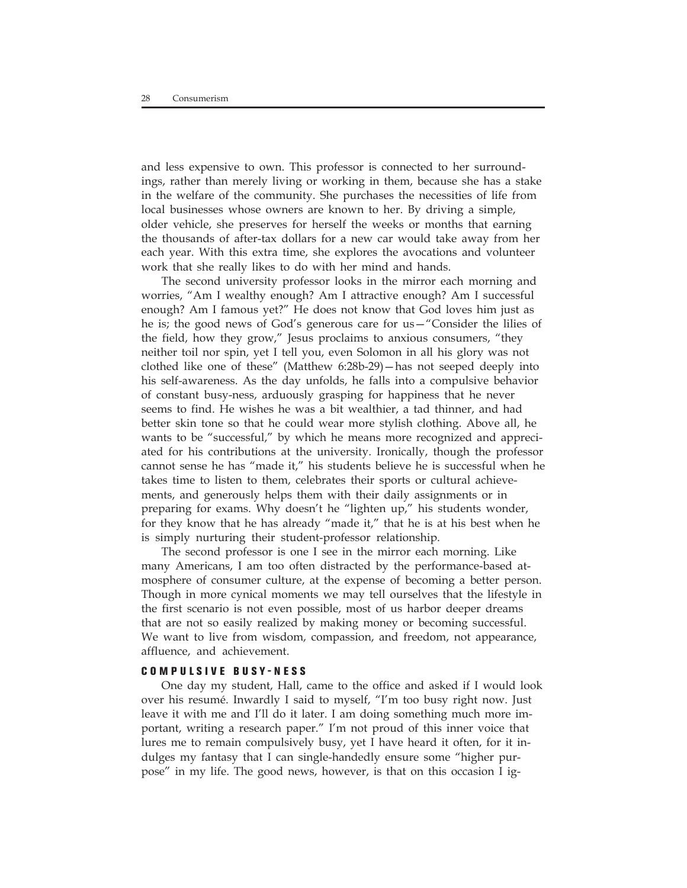and less expensive to own. This professor is connected to her surroundings, rather than merely living or working in them, because she has a stake in the welfare of the community. She purchases the necessities of life from local businesses whose owners are known to her. By driving a simple, older vehicle, she preserves for herself the weeks or months that earning the thousands of after-tax dollars for a new car would take away from her each year. With this extra time, she explores the avocations and volunteer work that she really likes to do with her mind and hands.

The second university professor looks in the mirror each morning and worries, "Am I wealthy enough? Am I attractive enough? Am I successful enough? Am I famous yet?" He does not know that God loves him just as he is; the good news of God's generous care for us—"Consider the lilies of the field, how they grow," Jesus proclaims to anxious consumers, "they neither toil nor spin, yet I tell you, even Solomon in all his glory was not clothed like one of these" (Matthew 6:28b-29)—has not seeped deeply into his self-awareness. As the day unfolds, he falls into a compulsive behavior of constant busy-ness, arduously grasping for happiness that he never seems to find. He wishes he was a bit wealthier, a tad thinner, and had better skin tone so that he could wear more stylish clothing. Above all, he wants to be "successful," by which he means more recognized and appreciated for his contributions at the university. Ironically, though the professor cannot sense he has "made it," his students believe he is successful when he takes time to listen to them, celebrates their sports or cultural achievements, and generously helps them with their daily assignments or in preparing for exams. Why doesn't he "lighten up," his students wonder, for they know that he has already "made it," that he is at his best when he is simply nurturing their student-professor relationship.

The second professor is one I see in the mirror each morning. Like many Americans, I am too often distracted by the performance-based atmosphere of consumer culture, at the expense of becoming a better person. Though in more cynical moments we may tell ourselves that the lifestyle in the first scenario is not even possible, most of us harbor deeper dreams that are not so easily realized by making money or becoming successful. We want to live from wisdom, compassion, and freedom, not appearance, affluence, and achievement.

## COMPULSIVE BUSY-NESS

One day my student, Hall, came to the office and asked if I would look over his resumé. Inwardly I said to myself, "I'm too busy right now. Just leave it with me and I'll do it later. I am doing something much more important, writing a research paper." I'm not proud of this inner voice that lures me to remain compulsively busy, yet I have heard it often, for it indulges my fantasy that I can single-handedly ensure some "higher purpose" in my life. The good news, however, is that on this occasion I ig-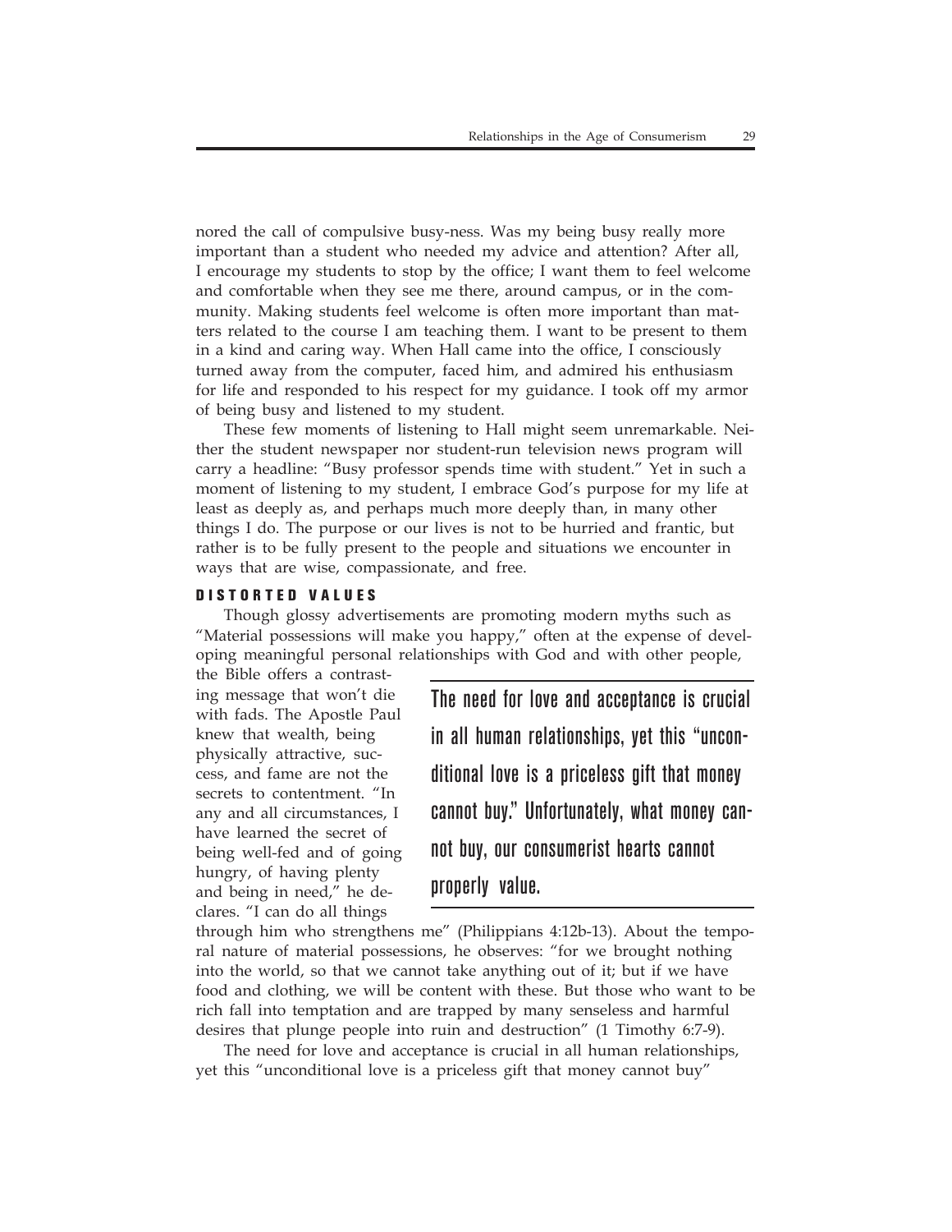nored the call of compulsive busy-ness. Was my being busy really more important than a student who needed my advice and attention? After all, I encourage my students to stop by the office; I want them to feel welcome and comfortable when they see me there, around campus, or in the community. Making students feel welcome is often more important than matters related to the course I am teaching them. I want to be present to them in a kind and caring way. When Hall came into the office, I consciously turned away from the computer, faced him, and admired his enthusiasm for life and responded to his respect for my guidance. I took off my armor of being busy and listened to my student.

These few moments of listening to Hall might seem unremarkable. Neither the student newspaper nor student-run television news program will carry a headline: "Busy professor spends time with student." Yet in such a moment of listening to my student, I embrace God's purpose for my life at least as deeply as, and perhaps much more deeply than, in many other things I do. The purpose or our lives is not to be hurried and frantic, but rather is to be fully present to the people and situations we encounter in ways that are wise, compassionate, and free.

## DISTORTED VALUES

Though glossy advertisements are promoting modern myths such as "Material possessions will make you happy," often at the expense of developing meaningful personal relationships with God and with other people, the Bible offers a contrasting message that won't die with fads. The Apostle Paul knew that wealth, being physically attractive, success, and fame are not the secrets to contentment. "In any and all circumstances, I have learned the secret of being well-fed and of going hungry, of having plenty and being in need," he declares. "I can do all things through him who strengthens me" (Philippians 4:12b-13). About the temporal nature of material possessions, he observes: "for we brought nothing into the world, so that we cannot take anything out of it; but if we have food and clothing, we will be content with these. But those who want to be rich fall into temptation and are trapped by many senseless and harmful desires that plunge people into ruin and destruction" (1 Timothy 6:7-9).

> The need for love and acceptance is crucial in all human relationships, yet this "unconditional love is a priceless gift that money cannot buy." Unfortunately, what money cannot buy, our consumerist hearts cannot properly value.

The need for love and acceptance is crucial in all human relationships, yet this "unconditional love is a priceless gift that money cannot buy"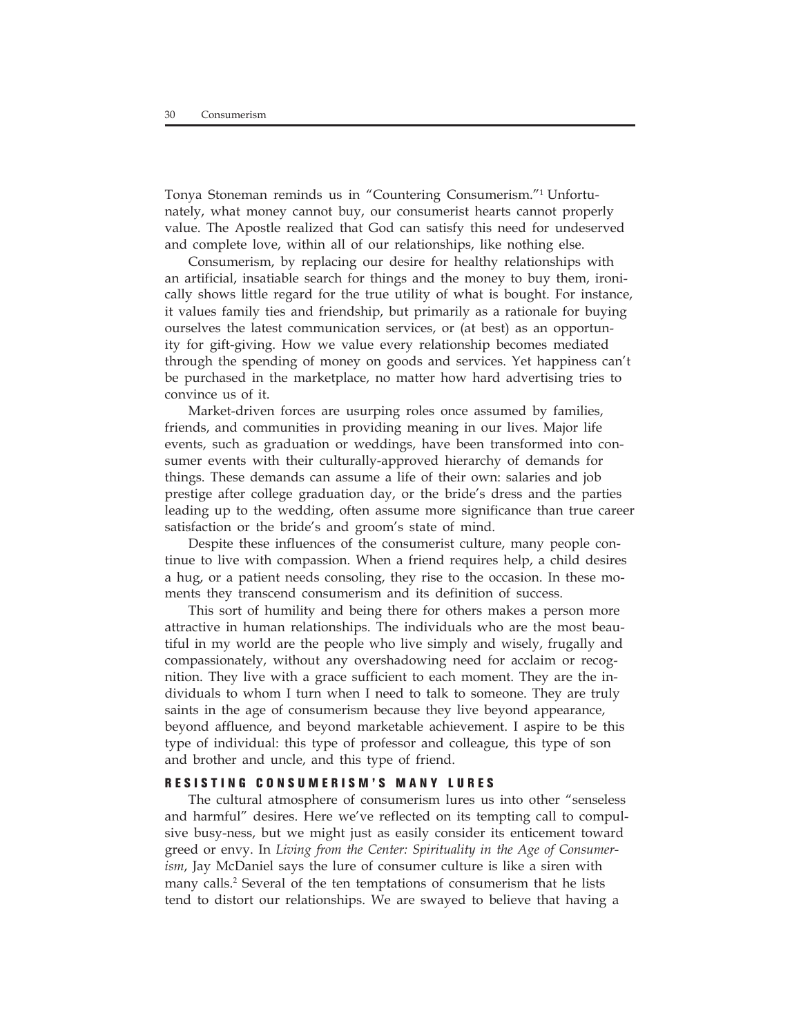Tonya Stoneman reminds us in "Countering Consumerism."[1] Unfortunately, what money cannot buy, our consumerist hearts cannot properly value. The Apostle realized that God can satisfy this need for undeserved and complete love, within all of our relationships, like nothing else.

Consumerism, by replacing our desire for healthy relationships with an artificial, insatiable search for things and the money to buy them, ironically shows little regard for the true utility of what is bought. For instance, it values family ties and friendship, but primarily as a rationale for buying ourselves the latest communication services, or (at best) as an opportunity for gift-giving. How we value every relationship becomes mediated through the spending of money on goods and services. Yet happiness can't be purchased in the marketplace, no matter how hard advertising tries to convince us of it.

Market-driven forces are usurping roles once assumed by families, friends, and communities in providing meaning in our lives. Major life events, such as graduation or weddings, have been transformed into consumer events with their culturally-approved hierarchy of demands for things. These demands can assume a life of their own: salaries and job prestige after college graduation day, or the bride's dress and the parties leading up to the wedding, often assume more significance than true career satisfaction or the bride's and groom's state of mind.

Despite these influences of the consumerist culture, many people continue to live with compassion. When a friend requires help, a child desires a hug, or a patient needs consoling, they rise to the occasion. In these moments they transcend consumerism and its definition of success.

This sort of humility and being there for others makes a person more attractive in human relationships. The individuals who are the most beautiful in my world are the people who live simply and wisely, frugally and compassionately, without any overshadowing need for acclaim or recognition. They live with a grace sufficient to each moment. They are the individuals to whom I turn when I need to talk to someone. They are truly saints in the age of consumerism because they live beyond appearance, beyond affluence, and beyond marketable achievement. I aspire to be this type of individual: this type of professor and colleague, this type of son and brother and uncle, and this type of friend.

## RESISTING CONSUMERISM'S MANY LURES

The cultural atmosphere of consumerism lures us into other "senseless and harmful" desires. Here we've reflected on its tempting call to compulsive busy-ness, but we might just as easily consider its enticement toward greed or envy. In *Living from the Center: Spirituality in the Age of Consumerism*, Jay McDaniel says the lure of consumer culture is like a siren with many calls.[2] Several of the ten temptations of consumerism that he lists tend to distort our relationships. We are swayed to believe that having a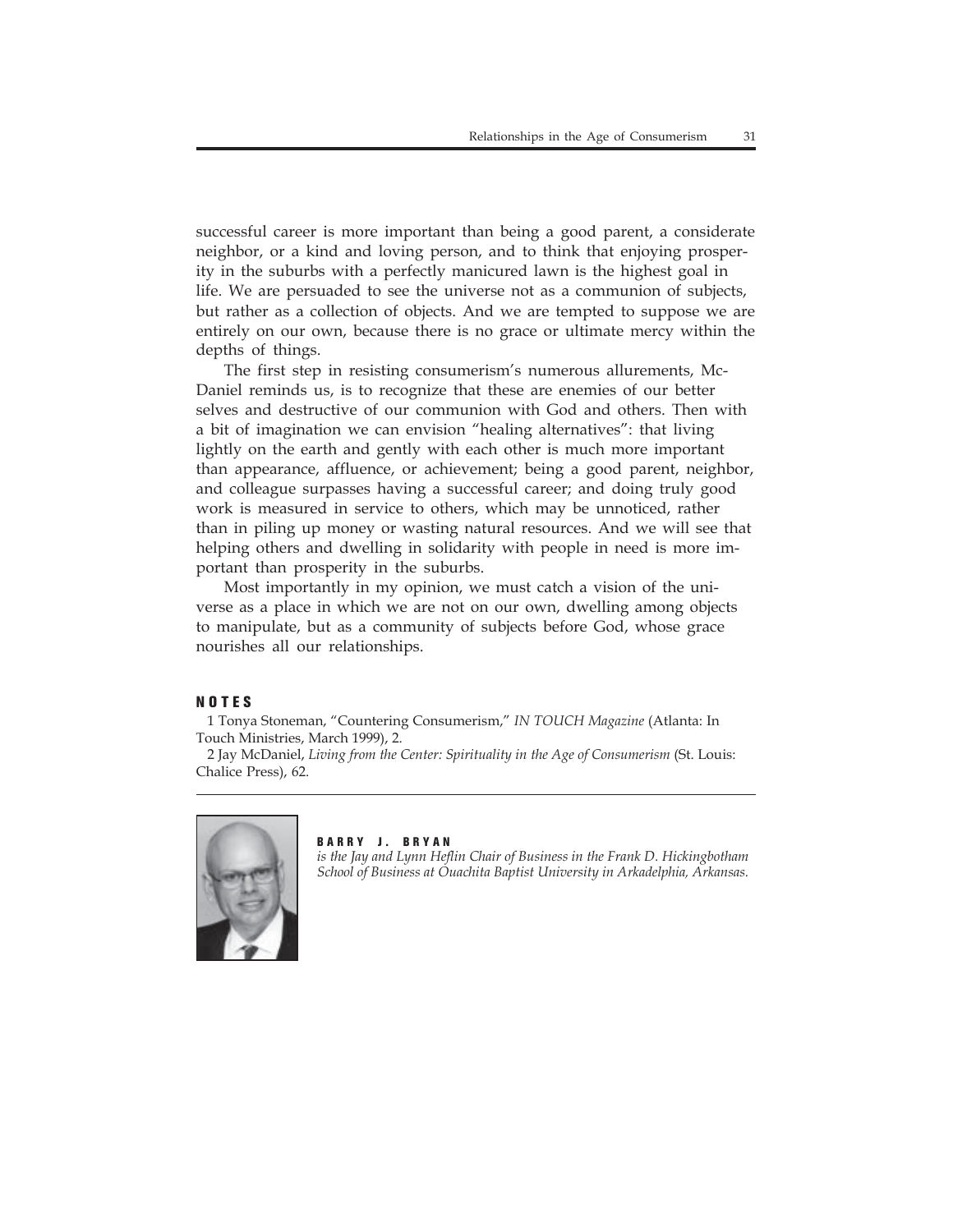successful career is more important than being a good parent, a considerate neighbor, or a kind and loving person, and to think that enjoying prosperity in the suburbs with a perfectly manicured lawn is the highest goal in life. We are persuaded to see the universe not as a communion of subjects, but rather as a collection of objects. And we are tempted to suppose we are entirely on our own, because there is no grace or ultimate mercy within the depths of things.

The first step in resisting consumerism's numerous allurements, McDaniel reminds us, is to recognize that these are enemies of our better selves and destructive of our communion with God and others. Then with a bit of imagination we can envision "healing alternatives": that living lightly on the earth and gently with each other is much more important than appearance, affluence, or achievement; being a good parent, neighbor, and colleague surpasses having a successful career; and doing truly good work is measured in service to others, which may be unnoticed, rather than in piling up money or wasting natural resources. And we will see that helping others and dwelling in solidarity with people in need is more important than prosperity in the suburbs.

Most importantly in my opinion, we must catch a vision of the universe as a place in which we are not on our own, dwelling among objects to manipulate, but as a community of subjects before God, whose grace nourishes all our relationships.

## NOTES

1 Tonya Stoneman, "Countering Consumerism," *IN TOUCH Magazine* (Atlanta: In Touch Ministries, March 1999), 2.

2 Jay McDaniel, *Living from the Center: Spirituality in the Age of Consumerism* (St. Louis: Chalice Press), 62.

---

**BARRY J. BRYAN**
*is the Jay and Lynn Heflin Chair of Business in the Frank D. Hickingbotham School of Business at Ouachita Baptist University in Arkadelphia, Arkansas.*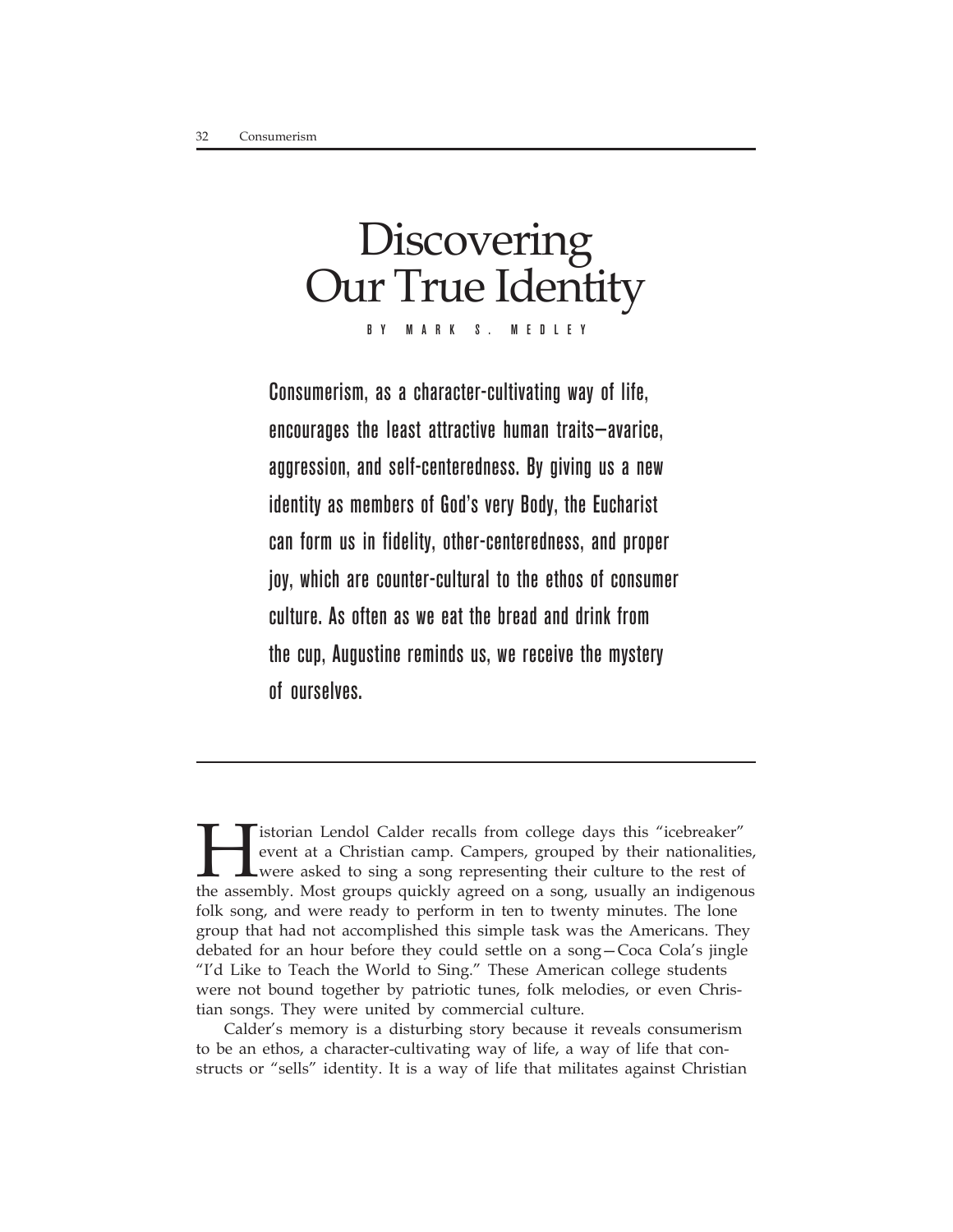# Discovering Our True Identity

BY MARK S. MEDLEY

**Consumerism, as a character-cultivating way of life, encourages the least attractive human traits—avarice, aggression, and self-centeredness. By giving us a new identity as members of God's very Body, the Eucharist can form us in fidelity, other-centeredness, and proper joy, which are counter-cultural to the ethos of consumer culture. As often as we eat the bread and drink from the cup, Augustine reminds us, we receive the mystery of ourselves.**

---

Historian Lendol Calder recalls from college days this "icebreaker" event at a Christian camp. Campers, grouped by their nationalities, were asked to sing a song representing their culture to the rest of the assembly. Most groups quickly agreed on a song, usually an indigenous folk song, and were ready to perform in ten to twenty minutes. The lone group that had not accomplished this simple task was the Americans. They debated for an hour before they could settle on a song—Coca Cola's jingle "I'd Like to Teach the World to Sing." These American college students were not bound together by patriotic tunes, folk melodies, or even Christian songs. They were united by commercial culture.

Calder's memory is a disturbing story because it reveals consumerism to be an ethos, a character-cultivating way of life, a way of life that constructs or "sells" identity. It is a way of life that militates against Christian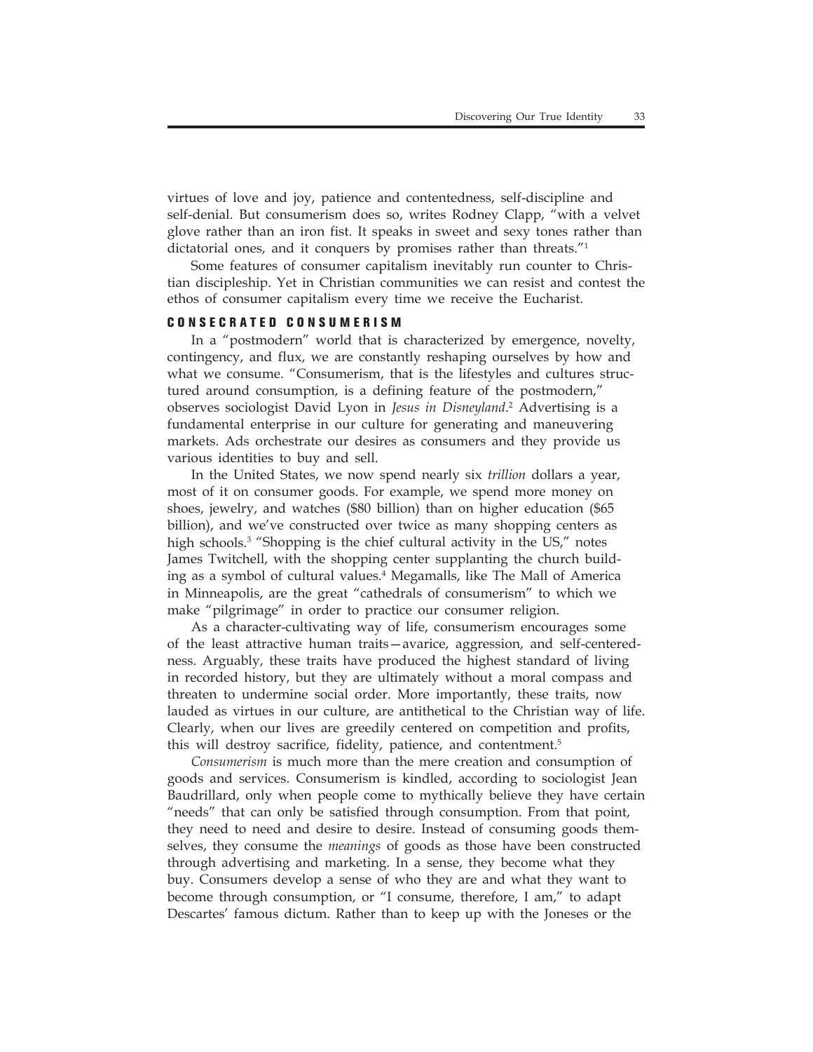virtues of love and joy, patience and contentedness, self-discipline and self-denial. But consumerism does so, writes Rodney Clapp, "with a velvet glove rather than an iron fist. It speaks in sweet and sexy tones rather than dictatorial ones, and it conquers by promises rather than threats."[1]

Some features of consumer capitalism inevitably run counter to Christian discipleship. Yet in Christian communities we can resist and contest the ethos of consumer capitalism every time we receive the Eucharist.

## CONSECRATED CONSUMERISM

In a "postmodern" world that is characterized by emergence, novelty, contingency, and flux, we are constantly reshaping ourselves by how and what we consume. "Consumerism, that is the lifestyles and cultures structured around consumption, is a defining feature of the postmodern," observes sociologist David Lyon in *Jesus in Disneyland*.[2] Advertising is a fundamental enterprise in our culture for generating and maneuvering markets. Ads orchestrate our desires as consumers and they provide us various identities to buy and sell.

In the United States, we now spend nearly six *trillion* dollars a year, most of it on consumer goods. For example, we spend more money on shoes, jewelry, and watches ($80 billion) than on higher education ($65 billion), and we've constructed over twice as many shopping centers as high schools.[3] "Shopping is the chief cultural activity in the US," notes James Twitchell, with the shopping center supplanting the church building as a symbol of cultural values.[4] Megamalls, like The Mall of America in Minneapolis, are the great "cathedrals of consumerism" to which we make "pilgrimage" in order to practice our consumer religion.

As a character-cultivating way of life, consumerism encourages some of the least attractive human traits—avarice, aggression, and self-centeredness. Arguably, these traits have produced the highest standard of living in recorded history, but they are ultimately without a moral compass and threaten to undermine social order. More importantly, these traits, now lauded as virtues in our culture, are antithetical to the Christian way of life. Clearly, when our lives are greedily centered on competition and profits, this will destroy sacrifice, fidelity, patience, and contentment.[5]

*Consumerism* is much more than the mere creation and consumption of goods and services. Consumerism is kindled, according to sociologist Jean Baudrillard, only when people come to mythically believe they have certain "needs" that can only be satisfied through consumption. From that point, they need to need and desire to desire. Instead of consuming goods themselves, they consume the *meanings* of goods as those have been constructed through advertising and marketing. In a sense, they become what they buy. Consumers develop a sense of who they are and what they want to become through consumption, or "I consume, therefore, I am," to adapt Descartes' famous dictum. Rather than to keep up with the Joneses or the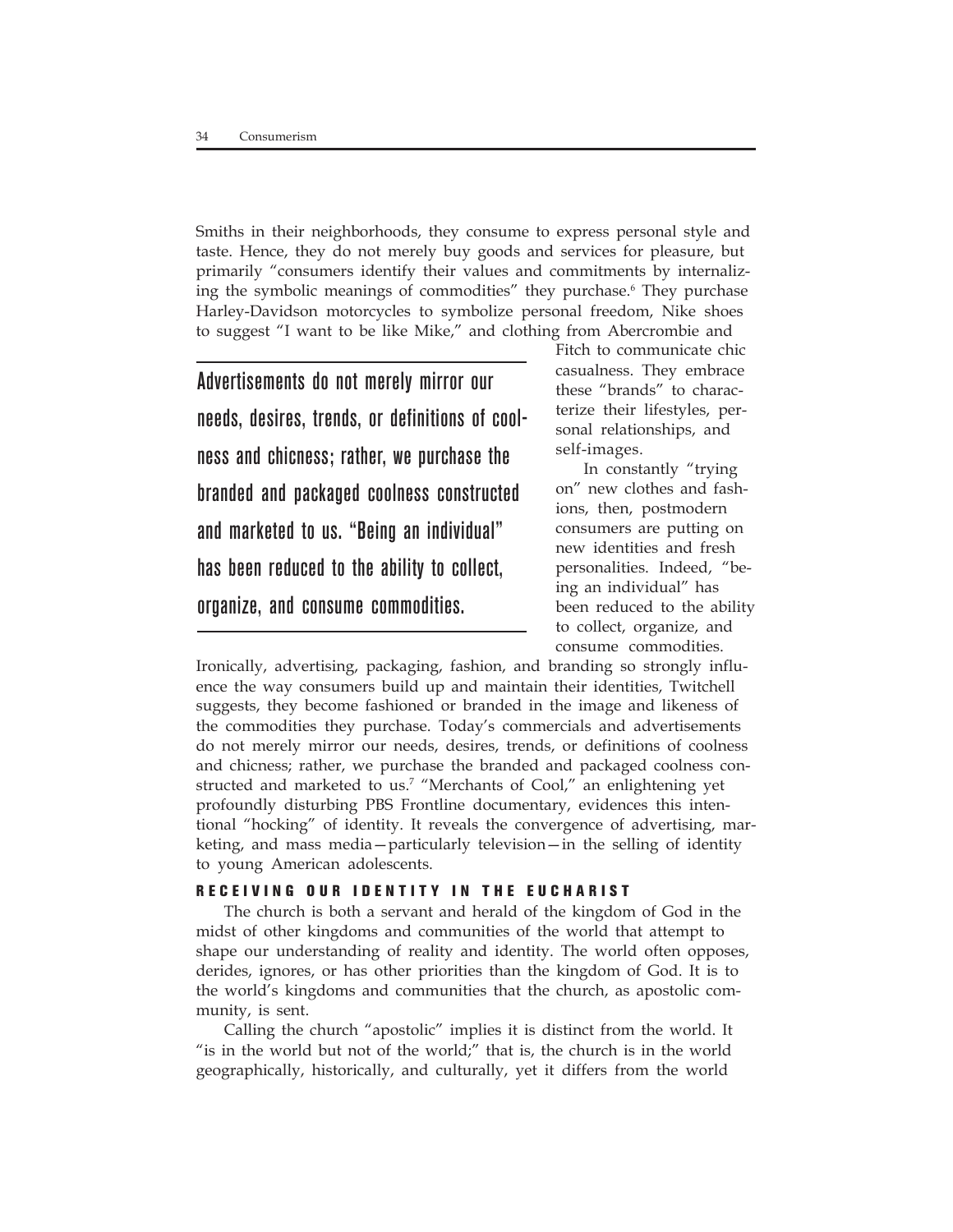Smiths in their neighborhoods, they consume to express personal style and taste. Hence, they do not merely buy goods and services for pleasure, but primarily "consumers identify their values and commitments by internalizing the symbolic meanings of commodities" they purchase.[6] They purchase Harley-Davidson motorcycles to symbolize personal freedom, Nike shoes to suggest "I want to be like Mike," and clothing from Abercrombie and Fitch to communicate chic casualness. They embrace these "brands" to characterize their lifestyles, personal relationships, and self-images.

> Advertisements do not merely mirror our needs, desires, trends, or definitions of coolness and chicness; rather, we purchase the branded and packaged coolness constructed and marketed to us. "Being an individual" has been reduced to the ability to collect, organize, and consume commodities.

In constantly "trying on" new clothes and fashions, then, postmodern consumers are putting on new identities and fresh personalities. Indeed, "being an individual" has been reduced to the ability to collect, organize, and consume commodities. Ironically, advertising, packaging, fashion, and branding so strongly influence the way consumers build up and maintain their identities, Twitchell suggests, they become fashioned or branded in the image and likeness of the commodities they purchase. Today's commercials and advertisements do not merely mirror our needs, desires, trends, or definitions of coolness and chicness; rather, we purchase the branded and packaged coolness constructed and marketed to us.[7] "Merchants of Cool," an enlightening yet profoundly disturbing PBS Frontline documentary, evidences this intentional "hocking" of identity. It reveals the convergence of advertising, marketing, and mass media—particularly television—in the selling of identity to young American adolescents.

### RECEIVING OUR IDENTITY IN THE EUCHARIST

The church is both a servant and herald of the kingdom of God in the midst of other kingdoms and communities of the world that attempt to shape our understanding of reality and identity. The world often opposes, derides, ignores, or has other priorities than the kingdom of God. It is to the world's kingdoms and communities that the church, as apostolic community, is sent.

Calling the church "apostolic" implies it is distinct from the world. It "is in the world but not of the world;" that is, the church is in the world geographically, historically, and culturally, yet it differs from the world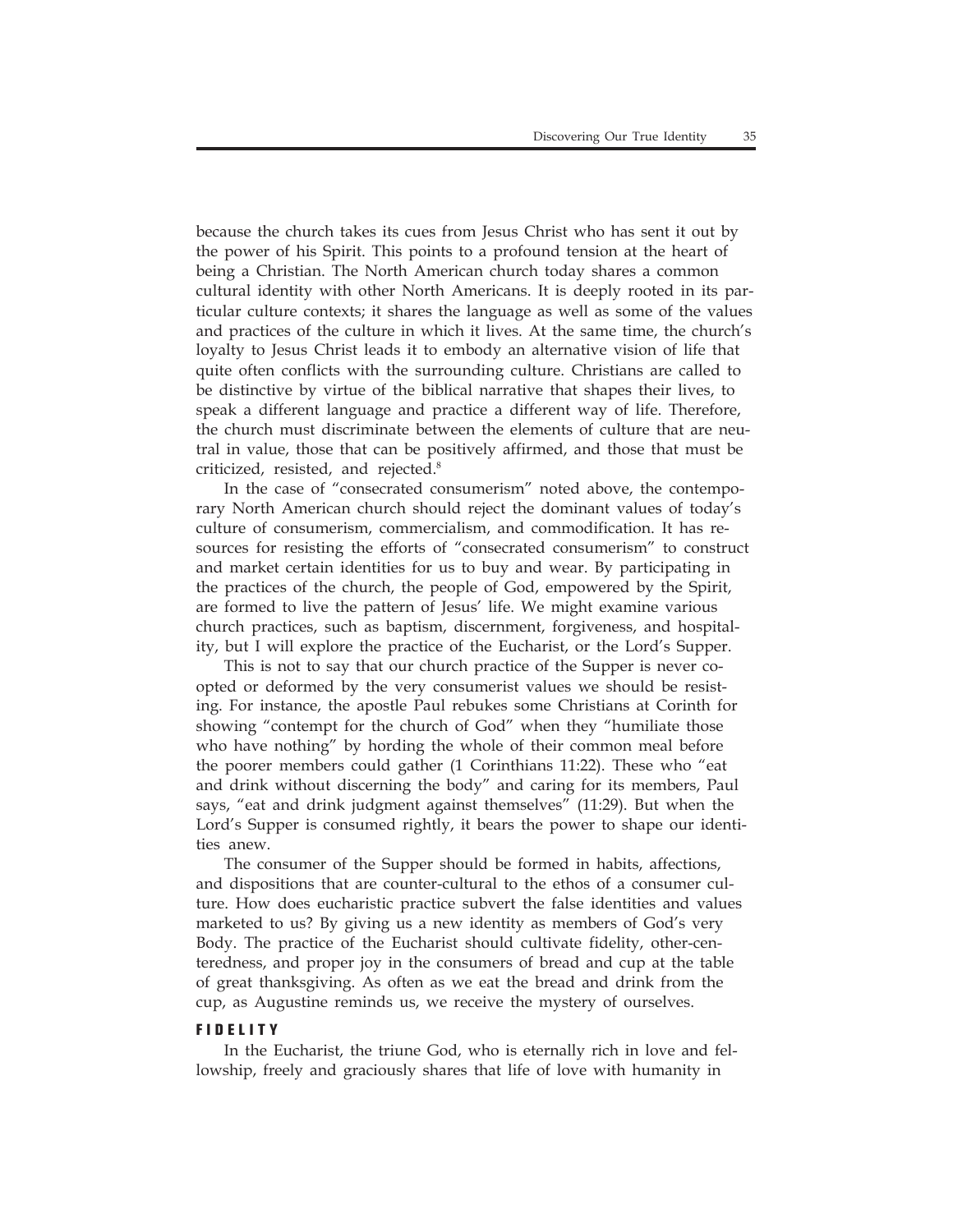because the church takes its cues from Jesus Christ who has sent it out by the power of his Spirit. This points to a profound tension at the heart of being a Christian. The North American church today shares a common cultural identity with other North Americans. It is deeply rooted in its particular culture contexts; it shares the language as well as some of the values and practices of the culture in which it lives. At the same time, the church's loyalty to Jesus Christ leads it to embody an alternative vision of life that quite often conflicts with the surrounding culture. Christians are called to be distinctive by virtue of the biblical narrative that shapes their lives, to speak a different language and practice a different way of life. Therefore, the church must discriminate between the elements of culture that are neutral in value, those that can be positively affirmed, and those that must be criticized, resisted, and rejected.[8]

In the case of "consecrated consumerism" noted above, the contemporary North American church should reject the dominant values of today's culture of consumerism, commercialism, and commodification. It has resources for resisting the efforts of "consecrated consumerism" to construct and market certain identities for us to buy and wear. By participating in the practices of the church, the people of God, empowered by the Spirit, are formed to live the pattern of Jesus' life. We might examine various church practices, such as baptism, discernment, forgiveness, and hospitality, but I will explore the practice of the Eucharist, or the Lord's Supper.

This is not to say that our church practice of the Supper is never coopted or deformed by the very consumerist values we should be resisting. For instance, the apostle Paul rebukes some Christians at Corinth for showing "contempt for the church of God" when they "humiliate those who have nothing" by hording the whole of their common meal before the poorer members could gather (1 Corinthians 11:22). These who "eat and drink without discerning the body" and caring for its members, Paul says, "eat and drink judgment against themselves" (11:29). But when the Lord's Supper is consumed rightly, it bears the power to shape our identities anew.

The consumer of the Supper should be formed in habits, affections, and dispositions that are counter-cultural to the ethos of a consumer culture. How does eucharistic practice subvert the false identities and values marketed to us? By giving us a new identity as members of God's very Body. The practice of the Eucharist should cultivate fidelity, other-centeredness, and proper joy in the consumers of bread and cup at the table of great thanksgiving. As often as we eat the bread and drink from the cup, as Augustine reminds us, we receive the mystery of ourselves.

### FIDELITY

In the Eucharist, the triune God, who is eternally rich in love and fellowship, freely and graciously shares that life of love with humanity in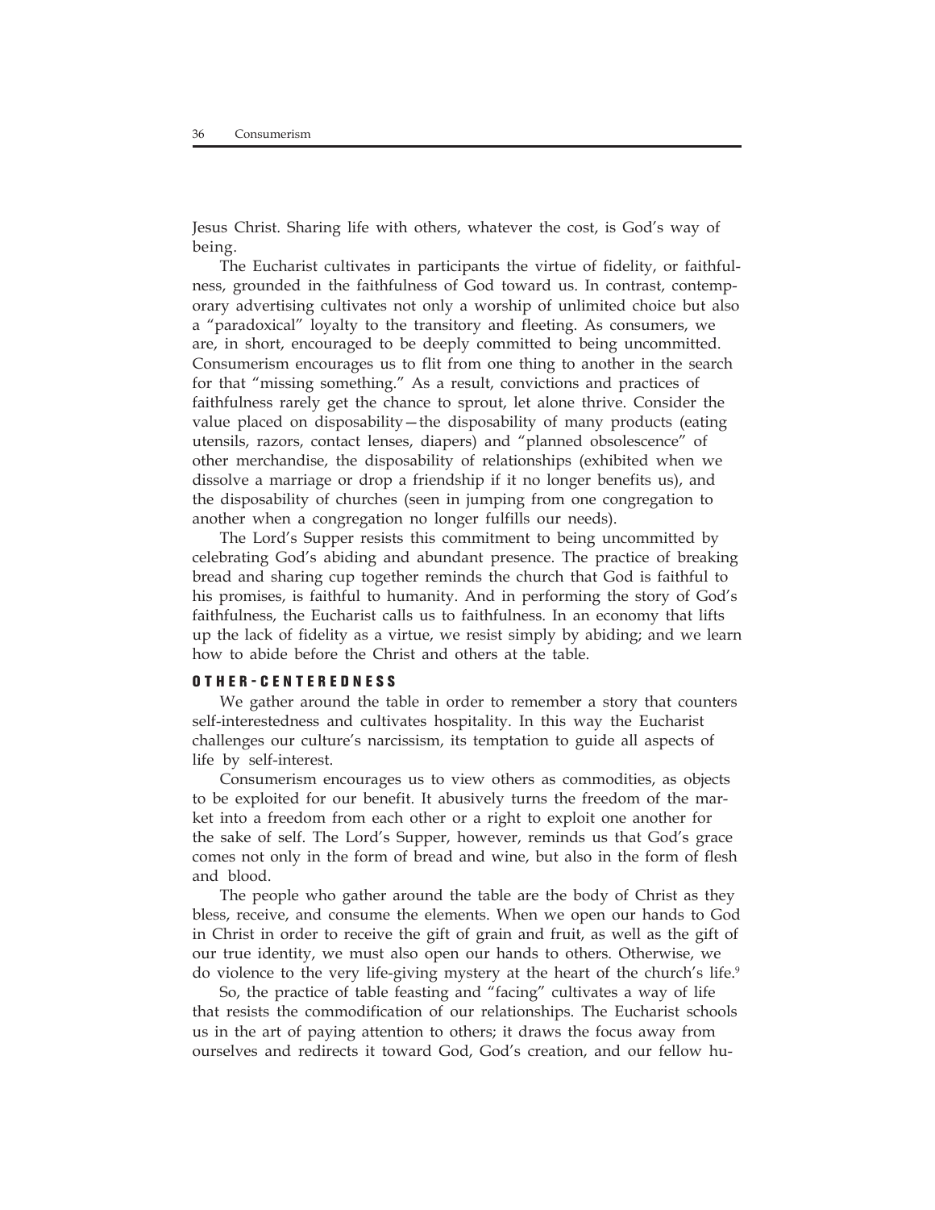Jesus Christ. Sharing life with others, whatever the cost, is God's way of being.

The Eucharist cultivates in participants the virtue of fidelity, or faithfulness, grounded in the faithfulness of God toward us. In contrast, contemporary advertising cultivates not only a worship of unlimited choice but also a "paradoxical" loyalty to the transitory and fleeting. As consumers, we are, in short, encouraged to be deeply committed to being uncommitted. Consumerism encourages us to flit from one thing to another in the search for that "missing something." As a result, convictions and practices of faithfulness rarely get the chance to sprout, let alone thrive. Consider the value placed on disposability—the disposability of many products (eating utensils, razors, contact lenses, diapers) and "planned obsolescence" of other merchandise, the disposability of relationships (exhibited when we dissolve a marriage or drop a friendship if it no longer benefits us), and the disposability of churches (seen in jumping from one congregation to another when a congregation no longer fulfills our needs).

The Lord's Supper resists this commitment to being uncommitted by celebrating God's abiding and abundant presence. The practice of breaking bread and sharing cup together reminds the church that God is faithful to his promises, is faithful to humanity. And in performing the story of God's faithfulness, the Eucharist calls us to faithfulness. In an economy that lifts up the lack of fidelity as a virtue, we resist simply by abiding; and we learn how to abide before the Christ and others at the table.

### OTHER-CENTEREDNESS

We gather around the table in order to remember a story that counters self-interestedness and cultivates hospitality. In this way the Eucharist challenges our culture's narcissism, its temptation to guide all aspects of life by self-interest.

Consumerism encourages us to view others as commodities, as objects to be exploited for our benefit. It abusively turns the freedom of the market into a freedom from each other or a right to exploit one another for the sake of self. The Lord's Supper, however, reminds us that God's grace comes not only in the form of bread and wine, but also in the form of flesh and blood.

The people who gather around the table are the body of Christ as they bless, receive, and consume the elements. When we open our hands to God in Christ in order to receive the gift of grain and fruit, as well as the gift of our true identity, we must also open our hands to others. Otherwise, we do violence to the very life-giving mystery at the heart of the church's life.[9]

So, the practice of table feasting and "facing" cultivates a way of life that resists the commodification of our relationships. The Eucharist schools us in the art of paying attention to others; it draws the focus away from ourselves and redirects it toward God, God's creation, and our fellow hu-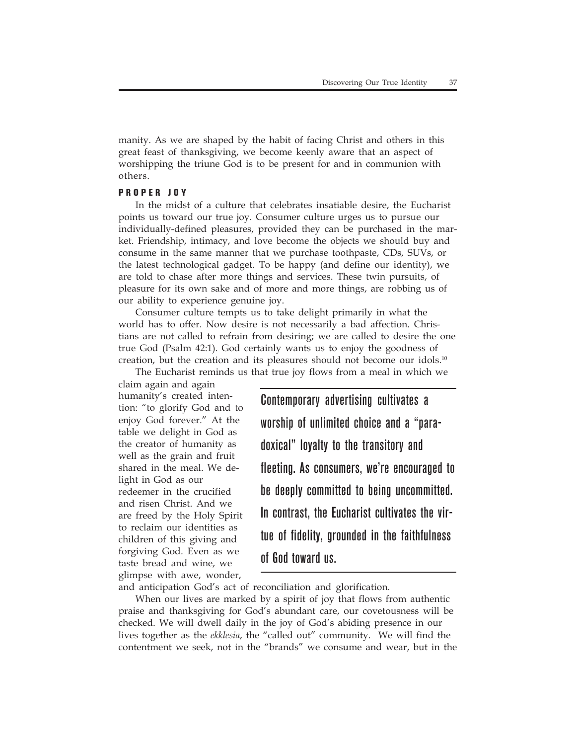manity. As we are shaped by the habit of facing Christ and others in this great feast of thanksgiving, we become keenly aware that an aspect of worshipping the triune God is to be present for and in communion with others.

### PROPER JOY

In the midst of a culture that celebrates insatiable desire, the Eucharist points us toward our true joy. Consumer culture urges us to pursue our individually-defined pleasures, provided they can be purchased in the market. Friendship, intimacy, and love become the objects we should buy and consume in the same manner that we purchase toothpaste, CDs, SUVs, or the latest technological gadget. To be happy (and define our identity), we are told to chase after more things and services. These twin pursuits, of pleasure for its own sake and of more and more things, are robbing us of our ability to experience genuine joy.

Consumer culture tempts us to take delight primarily in what the world has to offer. Now desire is not necessarily a bad affection. Christians are not called to refrain from desiring; we are called to desire the one true God (Psalm 42:1). God certainly wants us to enjoy the goodness of creation, but the creation and its pleasures should not become our idols.[10]

The Eucharist reminds us that true joy flows from a meal in which we claim again and again humanity's created intention: "to glorify God and to enjoy God forever." At the table we delight in God as the creator of humanity as well as the grain and fruit shared in the meal. We delight in God as our redeemer in the crucified and risen Christ. And we are freed by the Holy Spirit to reclaim our identities as children of this giving and forgiving God. Even as we taste bread and wine, we glimpse with awe, wonder, and anticipation God's act of reconciliation and glorification.

> Contemporary advertising cultivates a worship of unlimited choice and a "paradoxical" loyalty to the transitory and fleeting. As consumers, we're encouraged to be deeply committed to being uncommitted. In contrast, the Eucharist cultivates the virtue of fidelity, grounded in the faithfulness of God toward us.

When our lives are marked by a spirit of joy that flows from authentic praise and thanksgiving for God's abundant care, our covetousness will be checked. We will dwell daily in the joy of God's abiding presence in our lives together as the *ekklesia*, the "called out" community. We will find the contentment we seek, not in the "brands" we consume and wear, but in the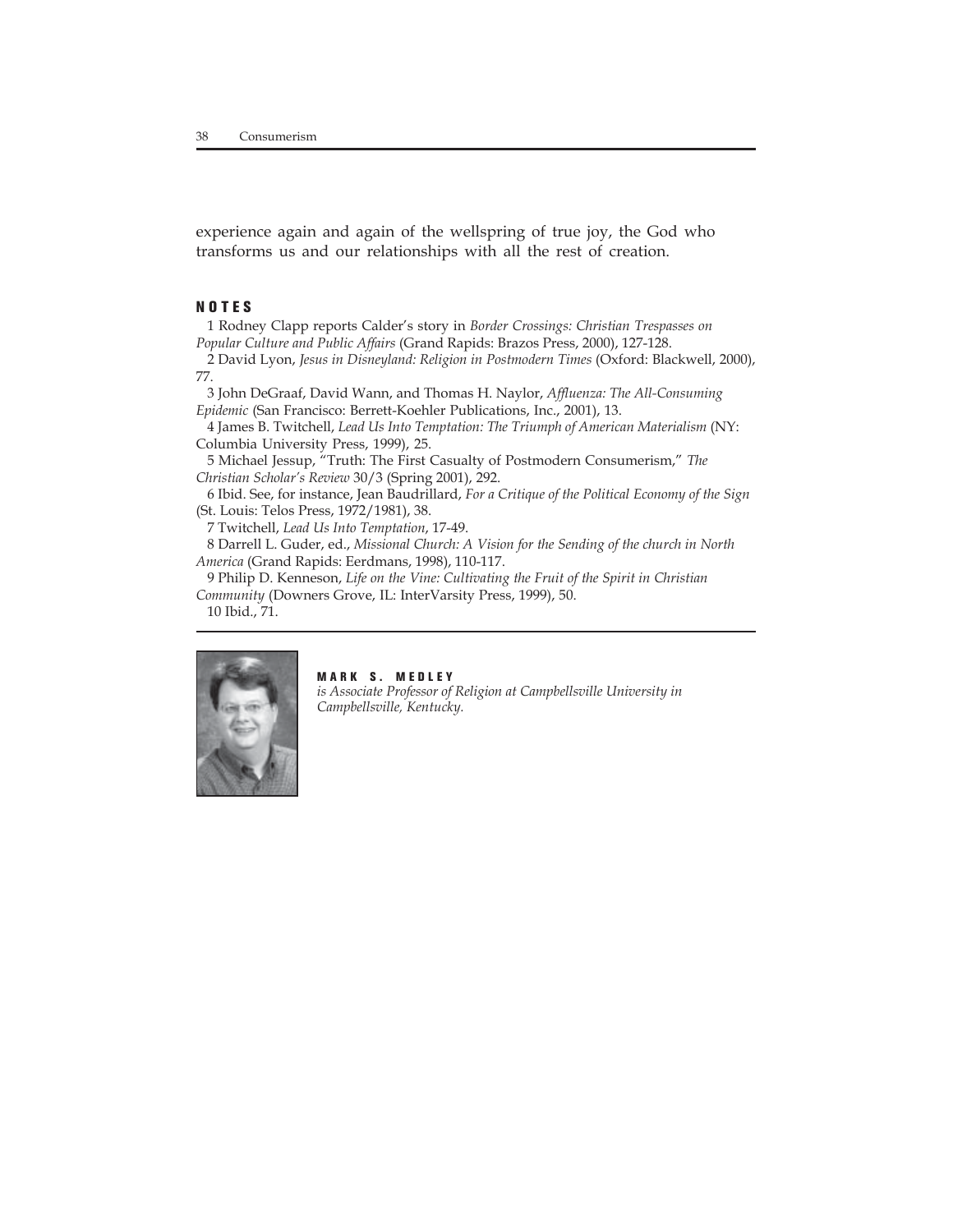experience again and again of the wellspring of true joy, the God who transforms us and our relationships with all the rest of creation.

## NOTES

1 Rodney Clapp reports Calder's story in *Border Crossings: Christian Trespasses on Popular Culture and Public Affairs* (Grand Rapids: Brazos Press, 2000), 127-128.

2 David Lyon, *Jesus in Disneyland: Religion in Postmodern Times* (Oxford: Blackwell, 2000), 77.

3 John DeGraaf, David Wann, and Thomas H. Naylor, *Affluenza: The All-Consuming Epidemic* (San Francisco: Berrett-Koehler Publications, Inc., 2001), 13.

4 James B. Twitchell, *Lead Us Into Temptation: The Triumph of American Materialism* (NY: Columbia University Press, 1999), 25.

5 Michael Jessup, "Truth: The First Casualty of Postmodern Consumerism," *The Christian Scholar's Review* 30/3 (Spring 2001), 292.

6 Ibid. See, for instance, Jean Baudrillard, *For a Critique of the Political Economy of the Sign* (St. Louis: Telos Press, 1972/1981), 38.

7 Twitchell, *Lead Us Into Temptation*, 17-49.

8 Darrell L. Guder, ed., *Missional Church: A Vision for the Sending of the church in North America* (Grand Rapids: Eerdmans, 1998), 110-117.

9 Philip D. Kenneson, *Life on the Vine: Cultivating the Fruit of the Spirit in Christian Community* (Downers Grove, IL: InterVarsity Press, 1999), 50.

10 Ibid., 71.

**MARK S. MEDLEY**

*is Associate Professor of Religion at Campbellsville University in Campbellsville, Kentucky.*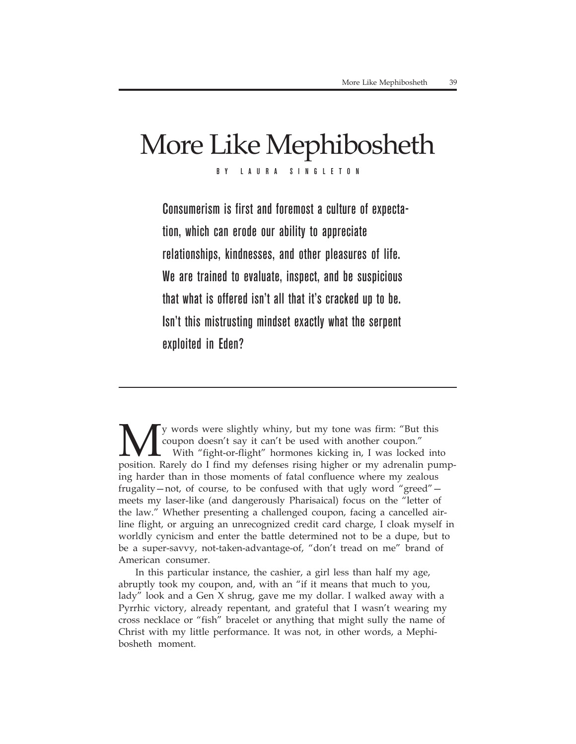# More Like Mephibosheth

BY LAURA SINGLETON

**Consumerism is first and foremost a culture of expectation, which can erode our ability to appreciate relationships, kindnesses, and other pleasures of life. We are trained to evaluate, inspect, and be suspicious that what is offered isn't all that it's cracked up to be. Isn't this mistrusting mindset exactly what the serpent exploited in Eden?**

---

My words were slightly whiny, but my tone was firm: "But this coupon doesn't say it can't be used with another coupon."

With "fight-or-flight" hormones kicking in, I was locked into position. Rarely do I find my defenses rising higher or my adrenalin pumping harder than in those moments of fatal confluence where my zealous frugality—not, of course, to be confused with that ugly word "greed"—meets my laser-like (and dangerously Pharisaical) focus on the "letter of the law." Whether presenting a challenged coupon, facing a cancelled airline flight, or arguing an unrecognized credit card charge, I cloak myself in worldly cynicism and enter the battle determined not to be a dupe, but to be a super-savvy, not-taken-advantage-of, "don't tread on me" brand of American consumer.

In this particular instance, the cashier, a girl less than half my age, abruptly took my coupon, and, with an "if it means that much to you, lady" look and a Gen X shrug, gave me my dollar. I walked away with a Pyrrhic victory, already repentant, and grateful that I wasn't wearing my cross necklace or "fish" bracelet or anything that might sully the name of Christ with my little performance. It was not, in other words, a Mephibosheth moment.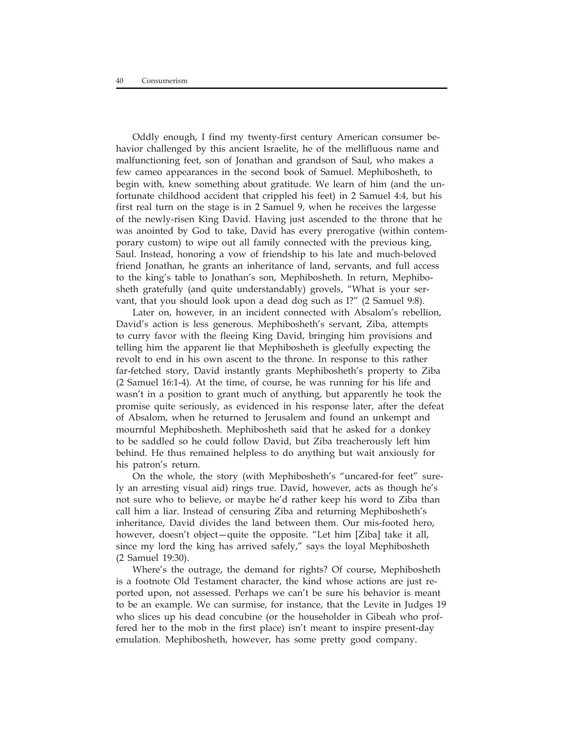Oddly enough, I find my twenty-first century American consumer behavior challenged by this ancient Israelite, he of the mellifluous name and malfunctioning feet, son of Jonathan and grandson of Saul, who makes a few cameo appearances in the second book of Samuel. Mephibosheth, to begin with, knew something about gratitude. We learn of him (and the unfortunate childhood accident that crippled his feet) in 2 Samuel 4:4, but his first real turn on the stage is in 2 Samuel 9, when he receives the largesse of the newly-risen King David. Having just ascended to the throne that he was anointed by God to take, David has every prerogative (within contemporary custom) to wipe out all family connected with the previous king, Saul. Instead, honoring a vow of friendship to his late and much-beloved friend Jonathan, he grants an inheritance of land, servants, and full access to the king's table to Jonathan's son, Mephibosheth. In return, Mephibosheth gratefully (and quite understandably) grovels, "What is your servant, that you should look upon a dead dog such as I?" (2 Samuel 9:8).

Later on, however, in an incident connected with Absalom's rebellion, David's action is less generous. Mephibosheth's servant, Ziba, attempts to curry favor with the fleeing King David, bringing him provisions and telling him the apparent lie that Mephibosheth is gleefully expecting the revolt to end in his own ascent to the throne. In response to this rather far-fetched story, David instantly grants Mephibosheth's property to Ziba (2 Samuel 16:1-4). At the time, of course, he was running for his life and wasn't in a position to grant much of anything, but apparently he took the promise quite seriously, as evidenced in his response later, after the defeat of Absalom, when he returned to Jerusalem and found an unkempt and mournful Mephibosheth. Mephibosheth said that he asked for a donkey to be saddled so he could follow David, but Ziba treacherously left him behind. He thus remained helpless to do anything but wait anxiously for his patron's return.

On the whole, the story (with Mephibosheth's "uncared-for feet" surely an arresting visual aid) rings true. David, however, acts as though he's not sure who to believe, or maybe he'd rather keep his word to Ziba than call him a liar. Instead of censuring Ziba and returning Mephibosheth's inheritance, David divides the land between them. Our mis-footed hero, however, doesn't object—quite the opposite. "Let him [Ziba] take it all, since my lord the king has arrived safely," says the loyal Mephibosheth (2 Samuel 19:30).

Where's the outrage, the demand for rights? Of course, Mephibosheth is a footnote Old Testament character, the kind whose actions are just reported upon, not assessed. Perhaps we can't be sure his behavior is meant to be an example. We can surmise, for instance, that the Levite in Judges 19 who slices up his dead concubine (or the householder in Gibeah who proffered her to the mob in the first place) isn't meant to inspire present-day emulation. Mephibosheth, however, has some pretty good company.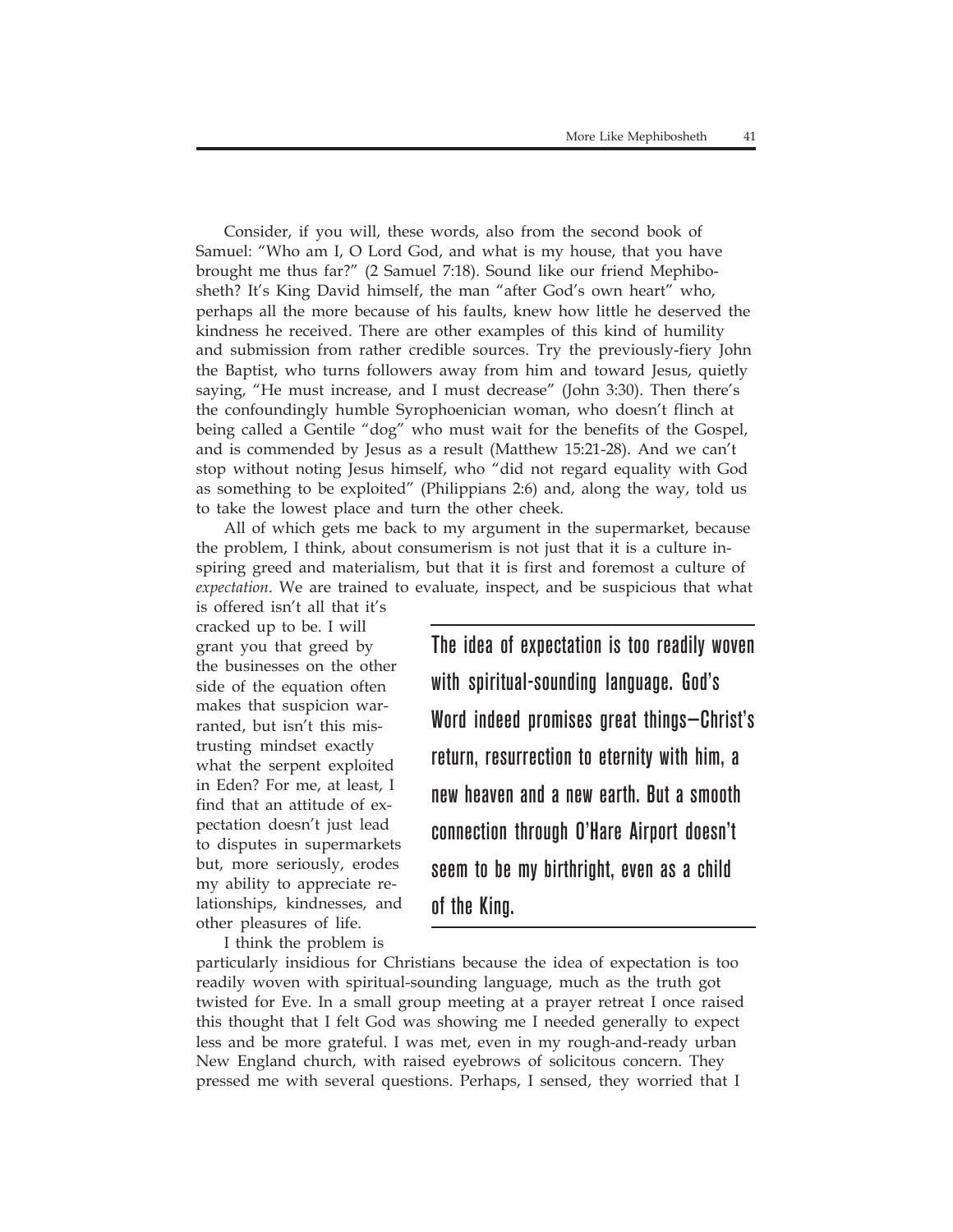Consider, if you will, these words, also from the second book of Samuel: "Who am I, O Lord God, and what is my house, that you have brought me thus far?" (2 Samuel 7:18). Sound like our friend Mephibosheth? It's King David himself, the man "after God's own heart" who, perhaps all the more because of his faults, knew how little he deserved the kindness he received. There are other examples of this kind of humility and submission from rather credible sources. Try the previously-fiery John the Baptist, who turns followers away from him and toward Jesus, quietly saying, "He must increase, and I must decrease" (John 3:30). Then there's the confoundingly humble Syrophoenician woman, who doesn't flinch at being called a Gentile "dog" who must wait for the benefits of the Gospel, and is commended by Jesus as a result (Matthew 15:21-28). And we can't stop without noting Jesus himself, who "did not regard equality with God as something to be exploited" (Philippians 2:6) and, along the way, told us to take the lowest place and turn the other cheek.

All of which gets me back to my argument in the supermarket, because the problem, I think, about consumerism is not just that it is a culture inspiring greed and materialism, but that it is first and foremost a culture of *expectation*. We are trained to evaluate, inspect, and be suspicious that what is offered isn't all that it's cracked up to be. I will grant you that greed by the businesses on the other side of the equation often makes that suspicion warranted, but isn't this mistrusting mindset exactly what the serpent exploited in Eden? For me, at least, I find that an attitude of expectation doesn't just lead to disputes in supermarkets but, more seriously, erodes my ability to appreciate relationships, kindnesses, and other pleasures of life.

> **The idea of expectation is too readily woven with spiritual-sounding language. God's Word indeed promises great things—Christ's return, resurrection to eternity with him, a new heaven and a new earth. But a smooth connection through O'Hare Airport doesn't seem to be my birthright, even as a child of the King.**

I think the problem is particularly insidious for Christians because the idea of expectation is too readily woven with spiritual-sounding language, much as the truth got twisted for Eve. In a small group meeting at a prayer retreat I once raised this thought that I felt God was showing me I needed generally to expect less and be more grateful. I was met, even in my rough-and-ready urban New England church, with raised eyebrows of solicitous concern. They pressed me with several questions. Perhaps, I sensed, they worried that I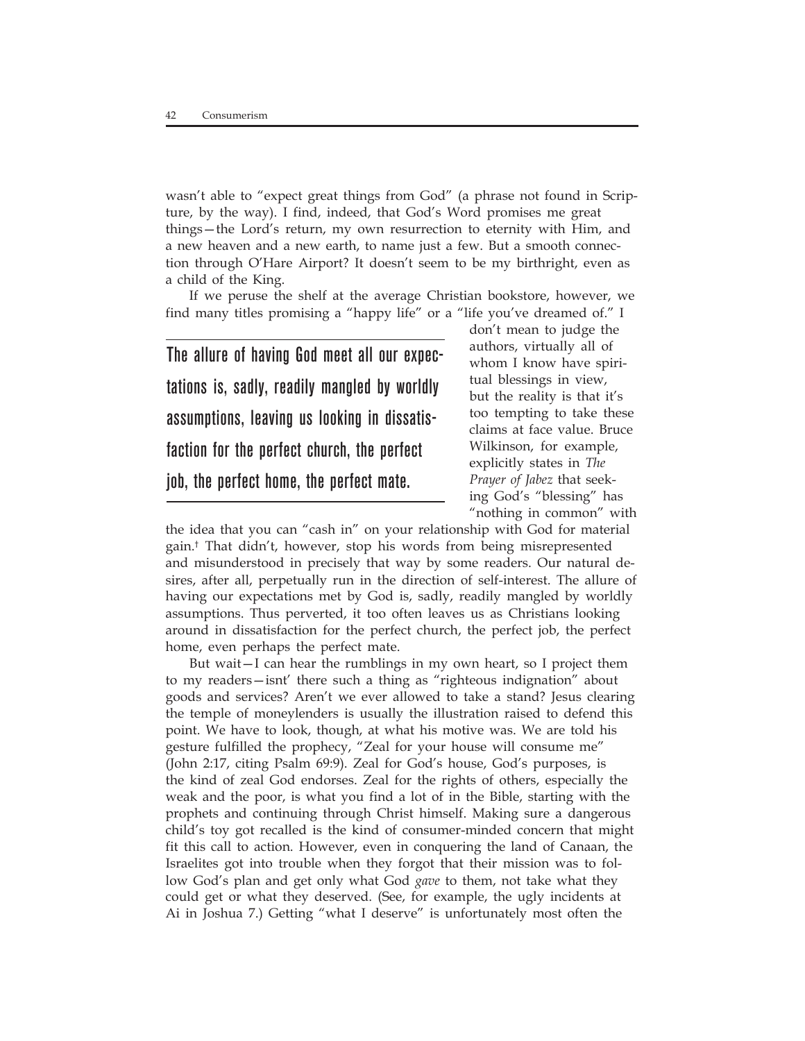wasn't able to "expect great things from God" (a phrase not found in Scripture, by the way). I find, indeed, that God's Word promises me great things—the Lord's return, my own resurrection to eternity with Him, and a new heaven and a new earth, to name just a few. But a smooth connection through O'Hare Airport? It doesn't seem to be my birthright, even as a child of the King.

If we peruse the shelf at the average Christian bookstore, however, we find many titles promising a "happy life" or a "life you've dreamed of." I don't mean to judge the authors, virtually all of whom I know have spiritual blessings in view, but the reality is that it's too tempting to take these claims at face value. Bruce Wilkinson, for example, explicitly states in *The Prayer of Jabez* that seeking God's "blessing" has "nothing in common" with the idea that you can "cash in" on your relationship with God for material gain.† That didn't, however, stop his words from being misrepresented and misunderstood in precisely that way by some readers. Our natural desires, after all, perpetually run in the direction of self-interest. The allure of having our expectations met by God is, sadly, readily mangled by worldly assumptions. Thus perverted, it too often leaves us as Christians looking around in dissatisfaction for the perfect church, the perfect job, the perfect home, even perhaps the perfect mate.

> **The allure of having God meet all our expectations is, sadly, readily mangled by worldly assumptions, leaving us looking in dissatisfaction for the perfect church, the perfect job, the perfect home, the perfect mate.**

But wait—I can hear the rumblings in my own heart, so I project them to my readers—isnt' there such a thing as "righteous indignation" about goods and services? Aren't we ever allowed to take a stand? Jesus clearing the temple of moneylenders is usually the illustration raised to defend this point. We have to look, though, at what his motive was. We are told his gesture fulfilled the prophecy, "Zeal for your house will consume me" (John 2:17, citing Psalm 69:9). Zeal for God's house, God's purposes, is the kind of zeal God endorses. Zeal for the rights of others, especially the weak and the poor, is what you find a lot of in the Bible, starting with the prophets and continuing through Christ himself. Making sure a dangerous child's toy got recalled is the kind of consumer-minded concern that might fit this call to action. However, even in conquering the land of Canaan, the Israelites got into trouble when they forgot that their mission was to follow God's plan and get only what God *gave* to them, not take what they could get or what they deserved. (See, for example, the ugly incidents at Ai in Joshua 7.) Getting "what I deserve" is unfortunately most often the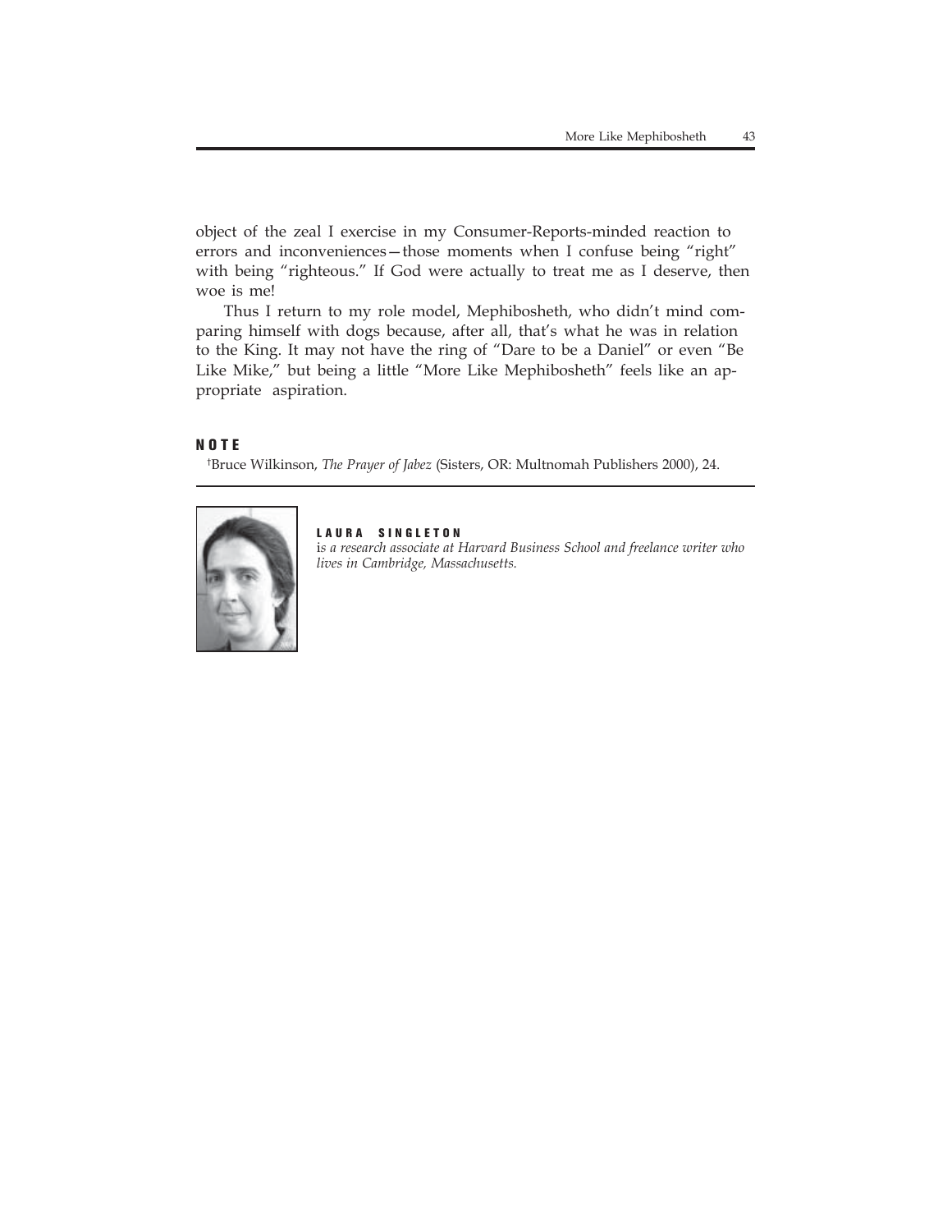object of the zeal I exercise in my Consumer-Reports-minded reaction to errors and inconveniences—those moments when I confuse being "right" with being "righteous." If God were actually to treat me as I deserve, then woe is me!

Thus I return to my role model, Mephibosheth, who didn't mind comparing himself with dogs because, after all, that's what he was in relation to the King. It may not have the ring of "Dare to be a Daniel" or even "Be Like Mike," but being a little "More Like Mephibosheth" feels like an appropriate aspiration.

## NOTE

†Bruce Wilkinson, *The Prayer of Jabez* (Sisters, OR: Multnomah Publishers 2000), 24.

---

**LAURA SINGLETON**
is *a research associate at Harvard Business School and freelance writer who lives in Cambridge, Massachusetts.*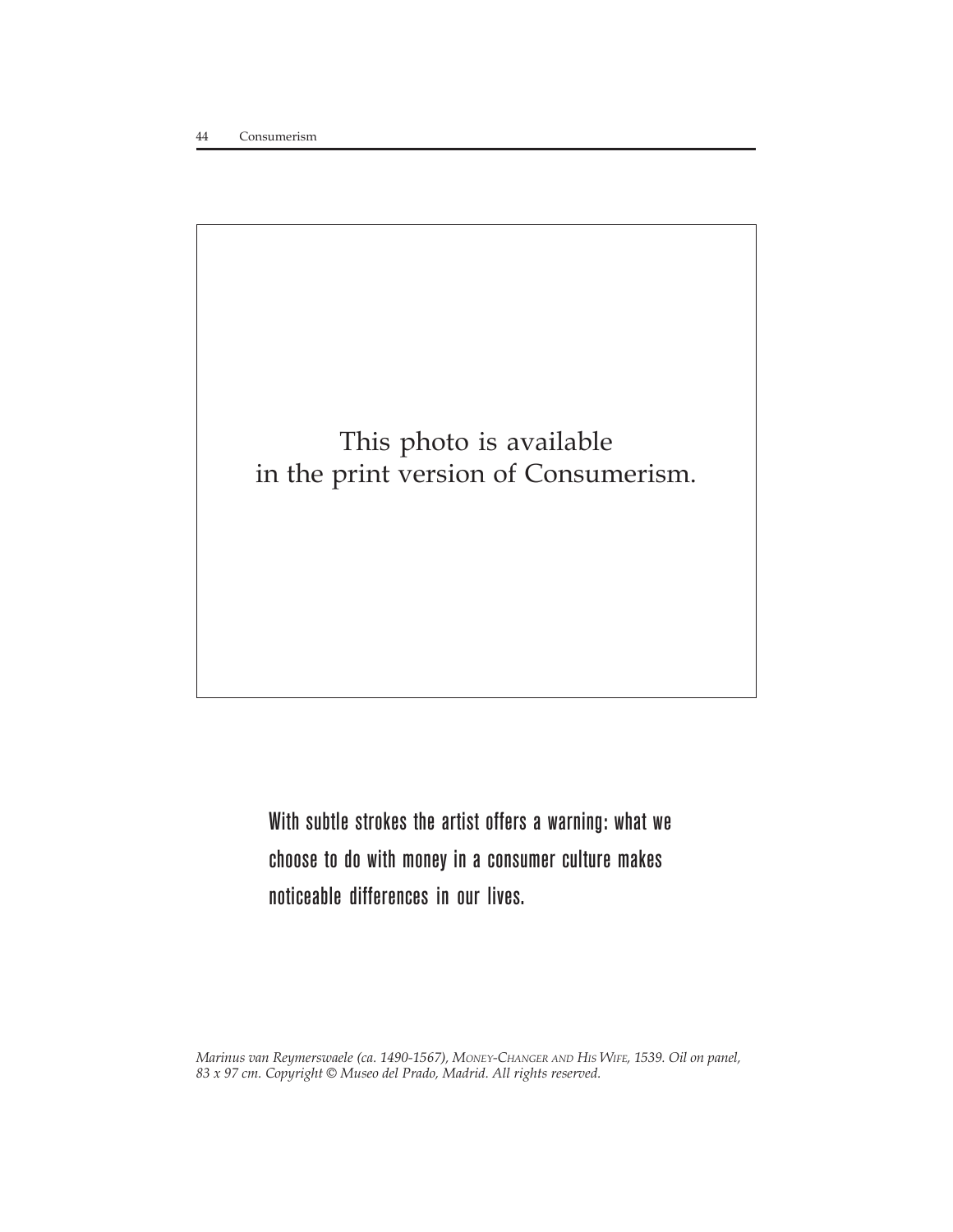This photo is available
in the print version of Consumerism.

**With subtle strokes the artist offers a warning: what we choose to do with money in a consumer culture makes noticeable differences in our lives.**

*Marinus van Reymerswaele (ca. 1490-1567), Money-Changer and His Wife, 1539. Oil on panel, 83 x 97 cm. Copyright © Museo del Prado, Madrid. All rights reserved.*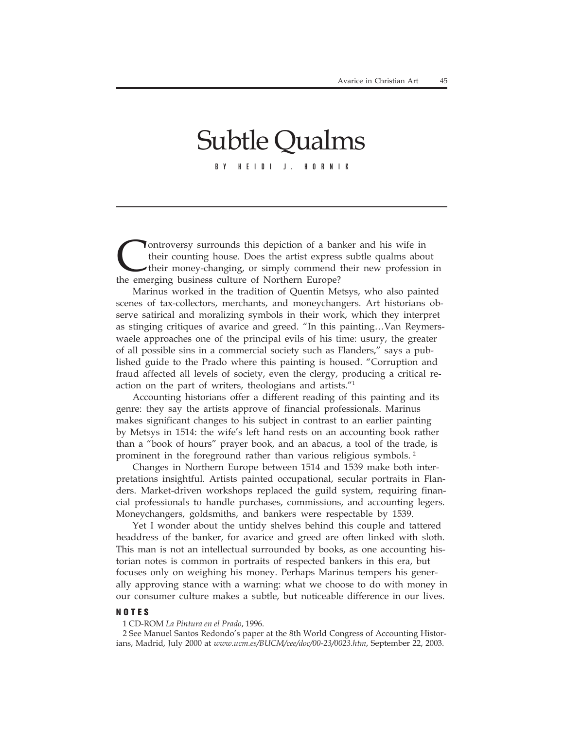# Subtle Qualms

BY HEIDI J. HORNIK

Controversy surrounds this depiction of a banker and his wife in their counting house. Does the artist express subtle qualms about their money-changing, or simply commend their new profession in the emerging business culture of Northern Europe?

Marinus worked in the tradition of Quentin Metsys, who also painted scenes of tax-collectors, merchants, and moneychangers. Art historians observe satirical and moralizing symbols in their work, which they interpret as stinging critiques of avarice and greed. "In this painting…Van Reymerswaele approaches one of the principal evils of his time: usury, the greater of all possible sins in a commercial society such as Flanders," says a published guide to the Prado where this painting is housed. "Corruption and fraud affected all levels of society, even the clergy, producing a critical reaction on the part of writers, theologians and artists."[1]

Accounting historians offer a different reading of this painting and its genre: they say the artists approve of financial professionals. Marinus makes significant changes to his subject in contrast to an earlier painting by Metsys in 1514: the wife's left hand rests on an accounting book rather than a "book of hours" prayer book, and an abacus, a tool of the trade, is prominent in the foreground rather than various religious symbols.[2]

Changes in Northern Europe between 1514 and 1539 make both interpretations insightful. Artists painted occupational, secular portraits in Flanders. Market-driven workshops replaced the guild system, requiring financial professionals to handle purchases, commissions, and accounting legers. Moneychangers, goldsmiths, and bankers were respectable by 1539.

Yet I wonder about the untidy shelves behind this couple and tattered headdress of the banker, for avarice and greed are often linked with sloth. This man is not an intellectual surrounded by books, as one accounting historian notes is common in portraits of respected bankers in this era, but focuses only on weighing his money. Perhaps Marinus tempers his generally approving stance with a warning: what we choose to do with money in our consumer culture makes a subtle, but noticeable difference in our lives.

## NOTES

1 CD-ROM *La Pintura en el Prado*, 1996.

2 See Manuel Santos Redondo's paper at the 8th World Congress of Accounting Historians, Madrid, July 2000 at *www.ucm.es/BUCM/cee/doc/00-23/0023.htm*, September 22, 2003.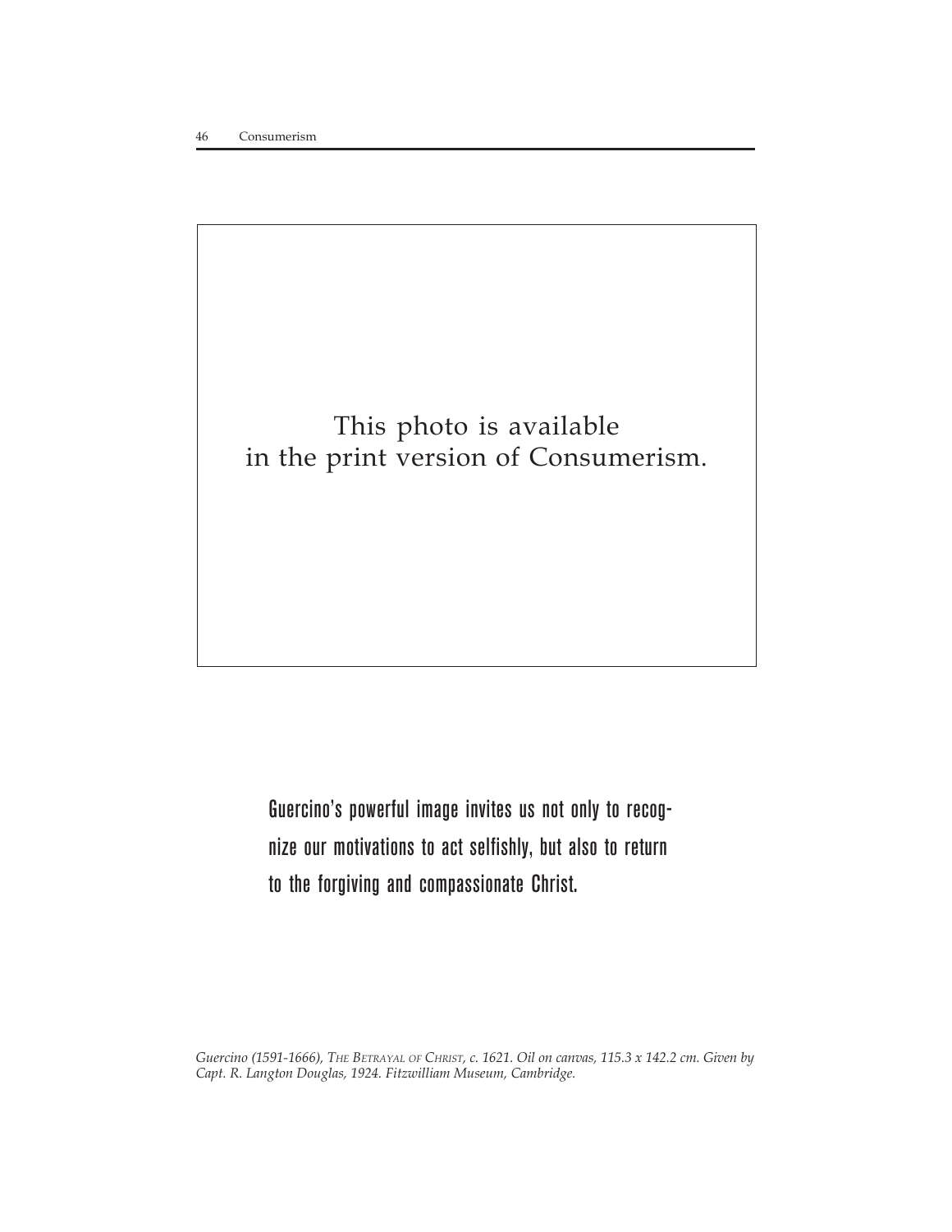This photo is available
in the print version of Consumerism.

Guercino's powerful image invites us not only to recognize our motivations to act selfishly, but also to return to the forgiving and compassionate Christ.

*Guercino (1591-1666), The Betrayal of Christ, c. 1621. Oil on canvas, 115.3 x 142.2 cm. Given by Capt. R. Langton Douglas, 1924. Fitzwilliam Museum, Cambridge.*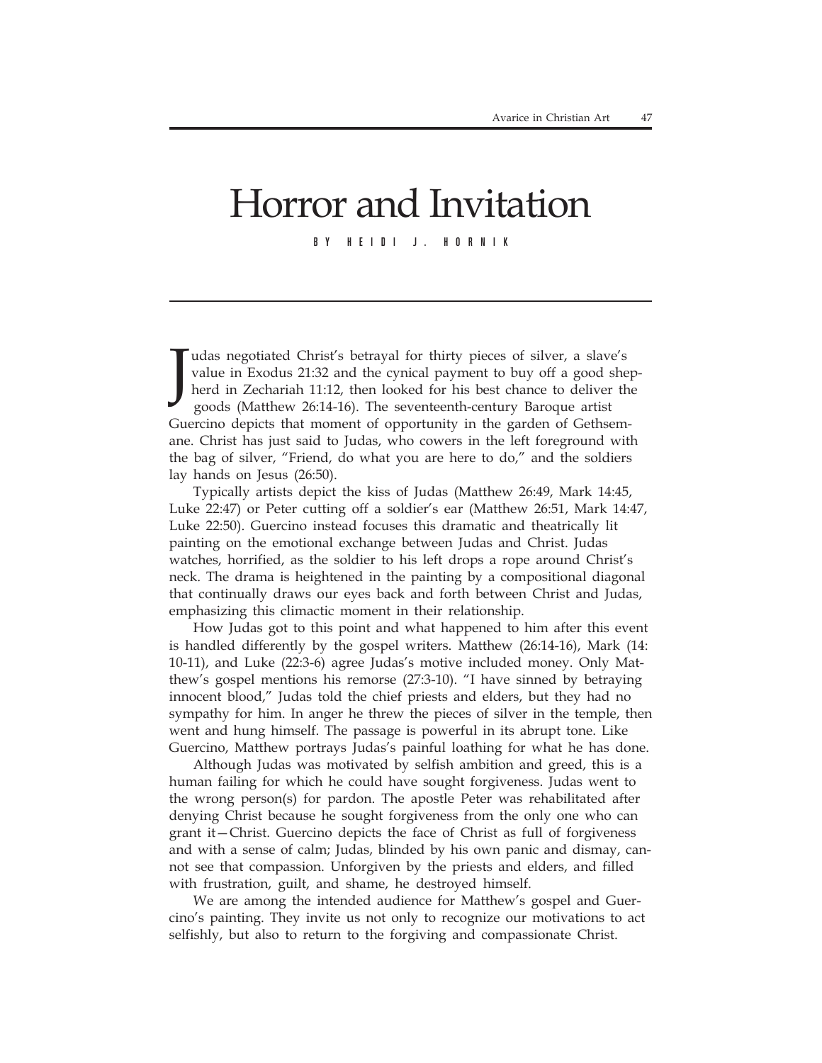# Horror and Invitation

BY HEIDI J. HORNIK

Judas negotiated Christ's betrayal for thirty pieces of silver, a slave's value in Exodus 21:32 and the cynical payment to buy off a good shepherd in Zechariah 11:12, then looked for his best chance to deliver the goods (Matthew 26:14-16). The seventeenth-century Baroque artist Guercino depicts that moment of opportunity in the garden of Gethsemane. Christ has just said to Judas, who cowers in the left foreground with the bag of silver, "Friend, do what you are here to do," and the soldiers lay hands on Jesus (26:50).

Typically artists depict the kiss of Judas (Matthew 26:49, Mark 14:45, Luke 22:47) or Peter cutting off a soldier's ear (Matthew 26:51, Mark 14:47, Luke 22:50). Guercino instead focuses this dramatic and theatrically lit painting on the emotional exchange between Judas and Christ. Judas watches, horrified, as the soldier to his left drops a rope around Christ's neck. The drama is heightened in the painting by a compositional diagonal that continually draws our eyes back and forth between Christ and Judas, emphasizing this climactic moment in their relationship.

How Judas got to this point and what happened to him after this event is handled differently by the gospel writers. Matthew (26:14-16), Mark (14:10-11), and Luke (22:3-6) agree Judas's motive included money. Only Matthew's gospel mentions his remorse (27:3-10). "I have sinned by betraying innocent blood," Judas told the chief priests and elders, but they had no sympathy for him. In anger he threw the pieces of silver in the temple, then went and hung himself. The passage is powerful in its abrupt tone. Like Guercino, Matthew portrays Judas's painful loathing for what he has done.

Although Judas was motivated by selfish ambition and greed, this is a human failing for which he could have sought forgiveness. Judas went to the wrong person(s) for pardon. The apostle Peter was rehabilitated after denying Christ because he sought forgiveness from the only one who can grant it—Christ. Guercino depicts the face of Christ as full of forgiveness and with a sense of calm; Judas, blinded by his own panic and dismay, cannot see that compassion. Unforgiven by the priests and elders, and filled with frustration, guilt, and shame, he destroyed himself.

We are among the intended audience for Matthew's gospel and Guercino's painting. They invite us not only to recognize our motivations to act selfishly, but also to return to the forgiving and compassionate Christ.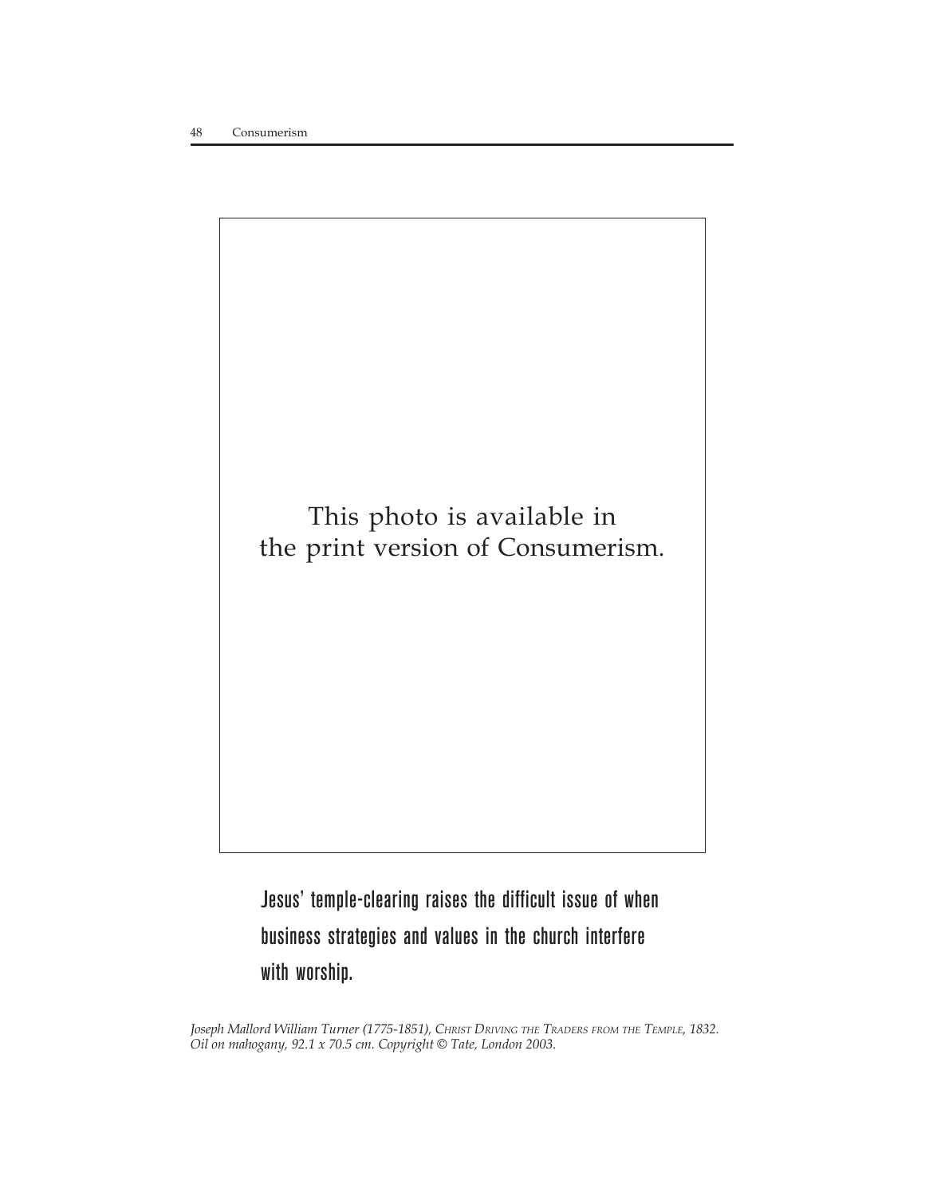This photo is available in the print version of Consumerism.

Jesus' temple-clearing raises the difficult issue of when business strategies and values in the church interfere with worship.

*Joseph Mallord William Turner (1775-1851), CHRIST DRIVING THE TRADERS FROM THE TEMPLE, 1832. Oil on mahogany, 92.1 x 70.5 cm. Copyright © Tate, London 2003.*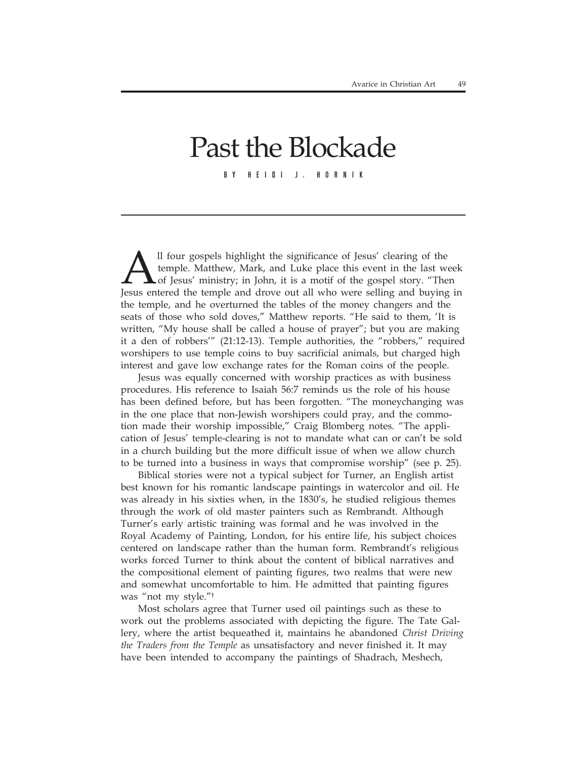# Past the Blockade

BY HEIDI J. HORNIK

All four gospels highlight the significance of Jesus' clearing of the temple. Matthew, Mark, and Luke place this event in the last week of Jesus' ministry; in John, it is a motif of the gospel story. "Then Jesus entered the temple and drove out all who were selling and buying in the temple, and he overturned the tables of the money changers and the seats of those who sold doves," Matthew reports. "He said to them, 'It is written, "My house shall be called a house of prayer"; but you are making it a den of robbers'" (21:12-13). Temple authorities, the "robbers," required worshipers to use temple coins to buy sacrificial animals, but charged high interest and gave low exchange rates for the Roman coins of the people.

Jesus was equally concerned with worship practices as with business procedures. His reference to Isaiah 56:7 reminds us the role of his house has been defined before, but has been forgotten. "The moneychanging was in the one place that non-Jewish worshipers could pray, and the commotion made their worship impossible," Craig Blomberg notes. "The application of Jesus' temple-clearing is not to mandate what can or can't be sold in a church building but the more difficult issue of when we allow church to be turned into a business in ways that compromise worship" (see p. 25).

Biblical stories were not a typical subject for Turner, an English artist best known for his romantic landscape paintings in watercolor and oil. He was already in his sixties when, in the 1830's, he studied religious themes through the work of old master painters such as Rembrandt. Although Turner's early artistic training was formal and he was involved in the Royal Academy of Painting, London, for his entire life, his subject choices centered on landscape rather than the human form. Rembrandt's religious works forced Turner to think about the content of biblical narratives and the compositional element of painting figures, two realms that were new and somewhat uncomfortable to him. He admitted that painting figures was "not my style."†

Most scholars agree that Turner used oil paintings such as these to work out the problems associated with depicting the figure. The Tate Gallery, where the artist bequeathed it, maintains he abandoned *Christ Driving the Traders from the Temple* as unsatisfactory and never finished it. It may have been intended to accompany the paintings of Shadrach, Meshech,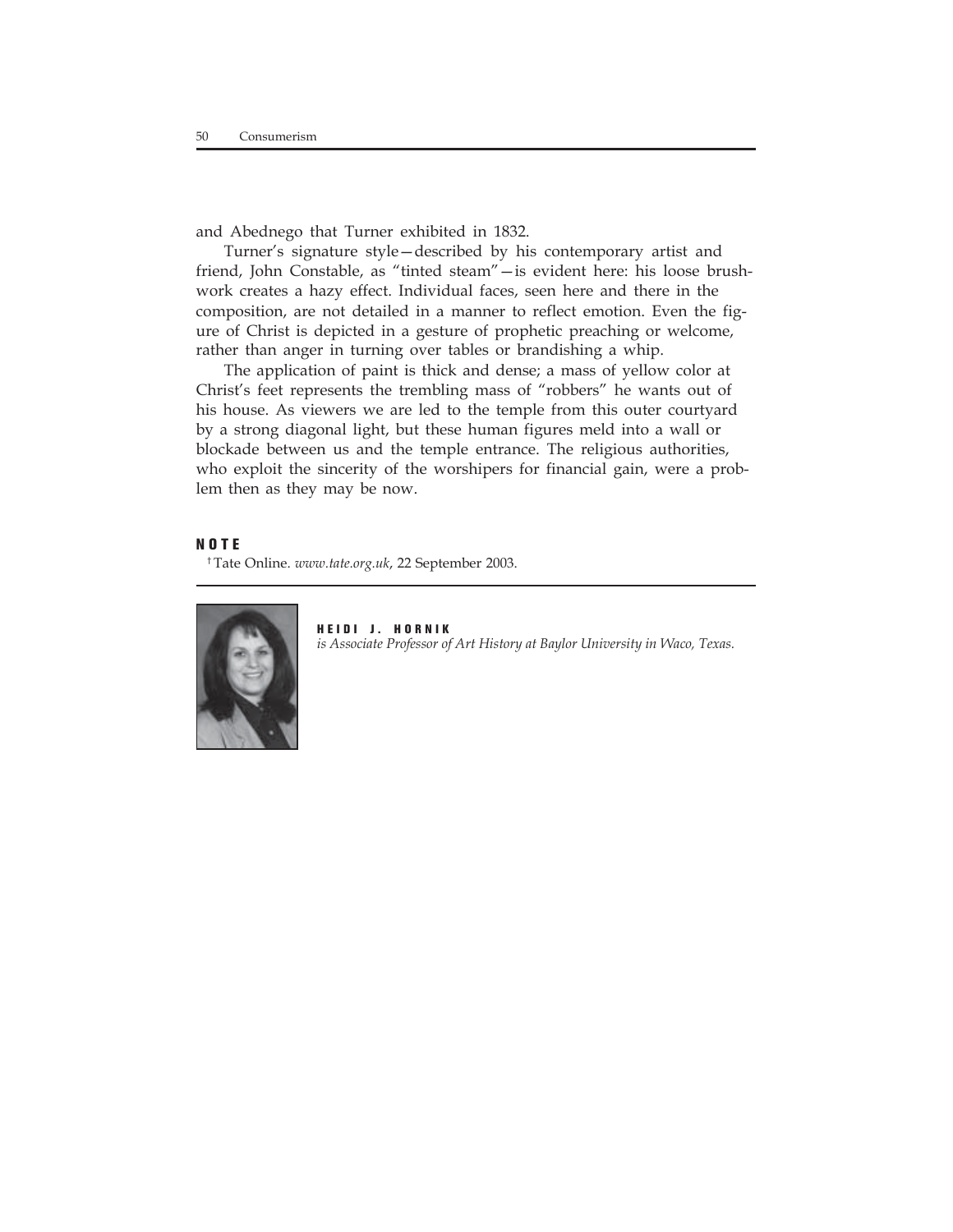and Abednego that Turner exhibited in 1832.

Turner's signature style—described by his contemporary artist and friend, John Constable, as "tinted steam"—is evident here: his loose brushwork creates a hazy effect. Individual faces, seen here and there in the composition, are not detailed in a manner to reflect emotion. Even the figure of Christ is depicted in a gesture of prophetic preaching or welcome, rather than anger in turning over tables or brandishing a whip.

The application of paint is thick and dense; a mass of yellow color at Christ's feet represents the trembling mass of "robbers" he wants out of his house. As viewers we are led to the temple from this outer courtyard by a strong diagonal light, but these human figures meld into a wall or blockade between us and the temple entrance. The religious authorities, who exploit the sincerity of the worshipers for financial gain, were a problem then as they may be now.

## NOTE

† Tate Online. *www.tate.org.uk*, 22 September 2003.

**HEIDI J. HORNIK**
*is Associate Professor of Art History at Baylor University in Waco, Texas.*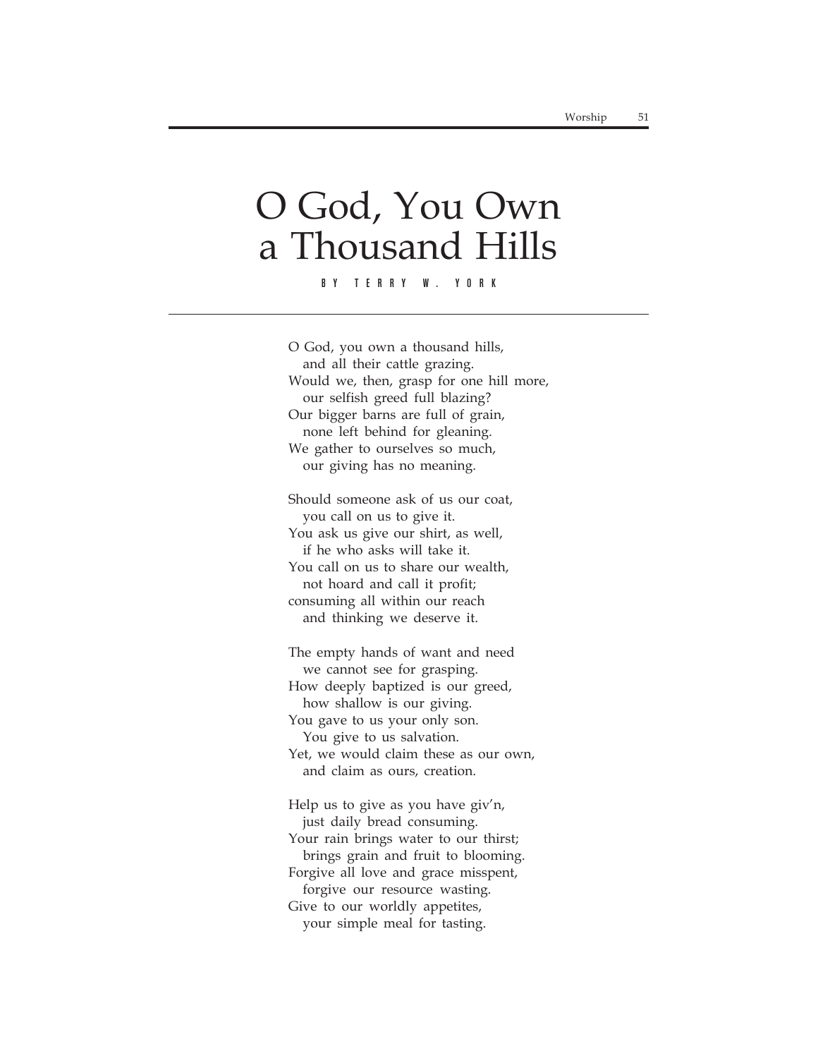# O God, You Own a Thousand Hills

BY TERRY W. YORK

O God, you own a thousand hills,  
  and all their cattle grazing.  
Would we, then, grasp for one hill more,  
  our selfish greed full blazing?  
Our bigger barns are full of grain,  
  none left behind for gleaning.  
We gather to ourselves so much,  
  our giving has no meaning.

Should someone ask of us our coat,  
  you call on us to give it.  
You ask us give our shirt, as well,  
  if he who asks will take it.  
You call on us to share our wealth,  
  not hoard and call it profit;  
consuming all within our reach  
  and thinking we deserve it.

The empty hands of want and need  
  we cannot see for grasping.  
How deeply baptized is our greed,  
  how shallow is our giving.  
You gave to us your only son.  
  You give to us salvation.  
Yet, we would claim these as our own,  
  and claim as ours, creation.

Help us to give as you have giv'n,  
  just daily bread consuming.  
Your rain brings water to our thirst;  
  brings grain and fruit to blooming.  
Forgive all love and grace misspent,  
  forgive our resource wasting.  
Give to our worldly appetites,  
  your simple meal for tasting.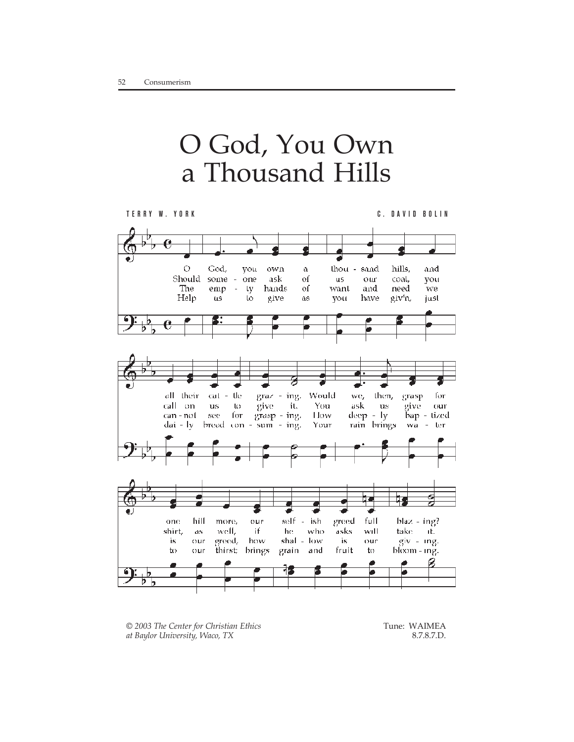# O God, You Own a Thousand Hills

TERRY W. YORK — C. DAVID BOLIN

O God, you own a thousand hills, and all their cattle grazing. Would we, then, grasp for one hill more, our selfish greed full blazing?

Should someone ask of us our coat, you call on us to give it. You ask us give our shirt, as well, if he who asks will take it.

The empty hands of want and need we cannot see for grasping. How deeply baptized is our greed, how shallow is our giving.

Help us to give as you have giv'n, just daily bread consuming. Your rain brings water to our thirst; brings grain and fruit to blooming.

*© 2003 The Center for Christian Ethics at Baylor University, Waco, TX*

Tune: WAIMEA
8.7.8.7.D.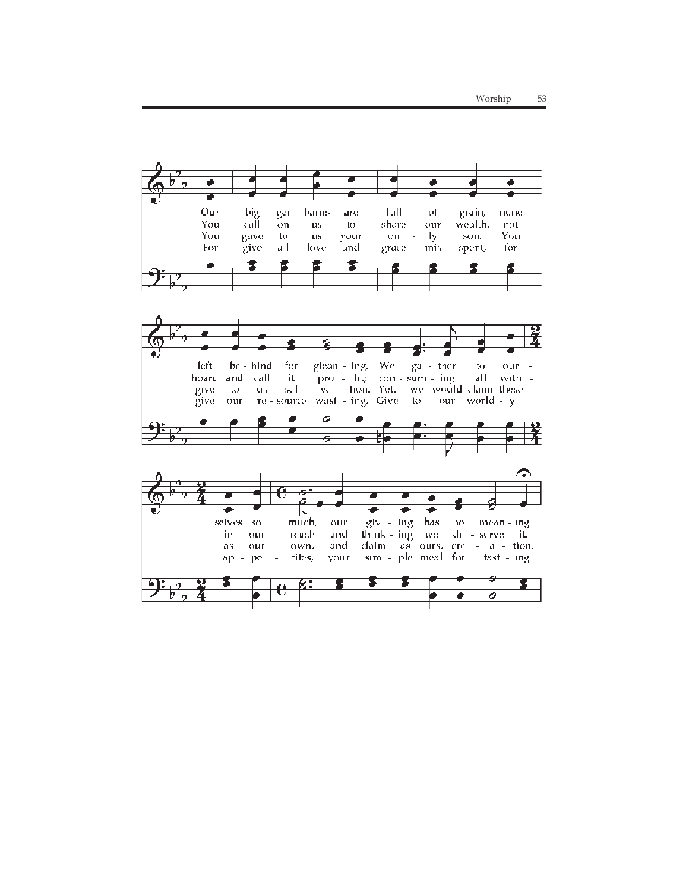Our big - ger barns are full of grain, none
You call on us to share our wealth, not
You gave to us your on - ly son. You
For - give all love and grace mis - spent, for -

left be - hind for glean - ing. We ga - ther to our -
hoard and call it pro - fit; con - sum - ing all with -
give to us sal - va - tion. Yet, we would claim these
give our re - source wast - ing. Give to our world - ly

selves so much, our giv - ing has no mean - ing.
in our reach and think - ing we de - serve it.
as our own, and claim as ours, cre - a - tion.
ap - pe - tites, your sim - ple meal for tast - ing.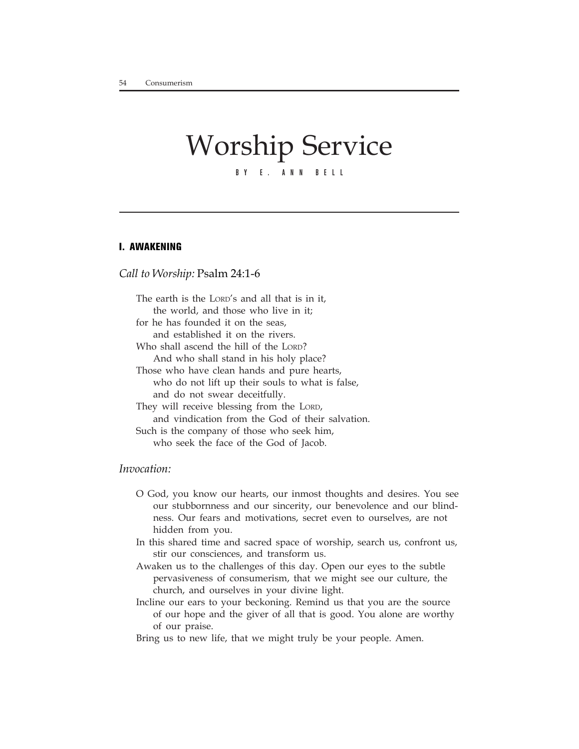# Worship Service

BY E. ANN BELL

## I. AWAKENING

### *Call to Worship:* Psalm 24:1-6

The earth is the LORD's and all that is in it,
 the world, and those who live in it;
for he has founded it on the seas,
 and established it on the rivers.
Who shall ascend the hill of the LORD?
 And who shall stand in his holy place?
Those who have clean hands and pure hearts,
 who do not lift up their souls to what is false,
 and do not swear deceitfully.
They will receive blessing from the LORD,
 and vindication from the God of their salvation.
Such is the company of those who seek him,
 who seek the face of the God of Jacob.

### *Invocation:*

O God, you know our hearts, our inmost thoughts and desires. You see our stubbornness and our sincerity, our benevolence and our blindness. Our fears and motivations, secret even to ourselves, are not hidden from you.

In this shared time and sacred space of worship, search us, confront us, stir our consciences, and transform us.

Awaken us to the challenges of this day. Open our eyes to the subtle pervasiveness of consumerism, that we might see our culture, the church, and ourselves in your divine light.

Incline our ears to your beckoning. Remind us that you are the source of our hope and the giver of all that is good. You alone are worthy of our praise.

Bring us to new life, that we might truly be your people. Amen.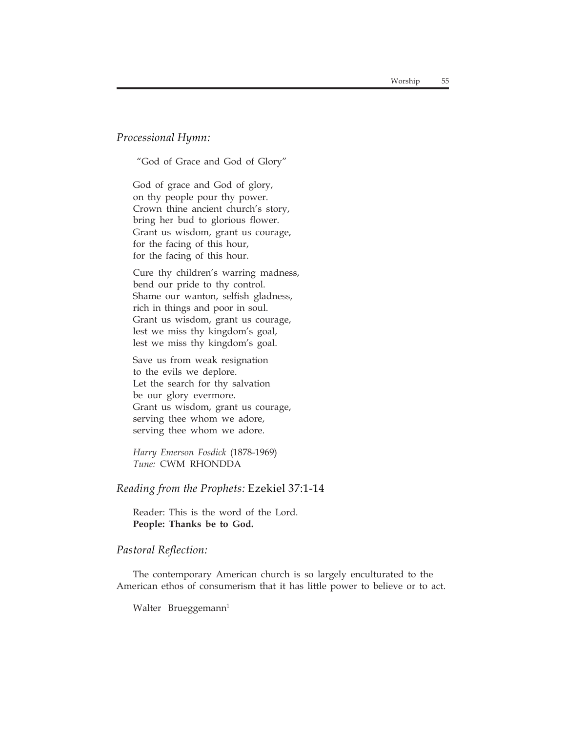*Processional Hymn:*

"God of Grace and God of Glory"

God of grace and God of glory,
on thy people pour thy power.
Crown thine ancient church's story,
bring her bud to glorious flower.
Grant us wisdom, grant us courage,
for the facing of this hour,
for the facing of this hour.

Cure thy children's warring madness,
bend our pride to thy control.
Shame our wanton, selfish gladness,
rich in things and poor in soul.
Grant us wisdom, grant us courage,
lest we miss thy kingdom's goal,
lest we miss thy kingdom's goal.

Save us from weak resignation
to the evils we deplore.
Let the search for thy salvation
be our glory evermore.
Grant us wisdom, grant us courage,
serving thee whom we adore,
serving thee whom we adore.

*Harry Emerson Fosdick* (1878-1969)
*Tune:* CWM RHONDDA

*Reading from the Prophets:* Ezekiel 37:1-14

Reader: This is the word of the Lord.
**People: Thanks be to God.**

*Pastoral Reflection:*

The contemporary American church is so largely enculturated to the American ethos of consumerism that it has little power to believe or to act.

Walter Brueggemann[1]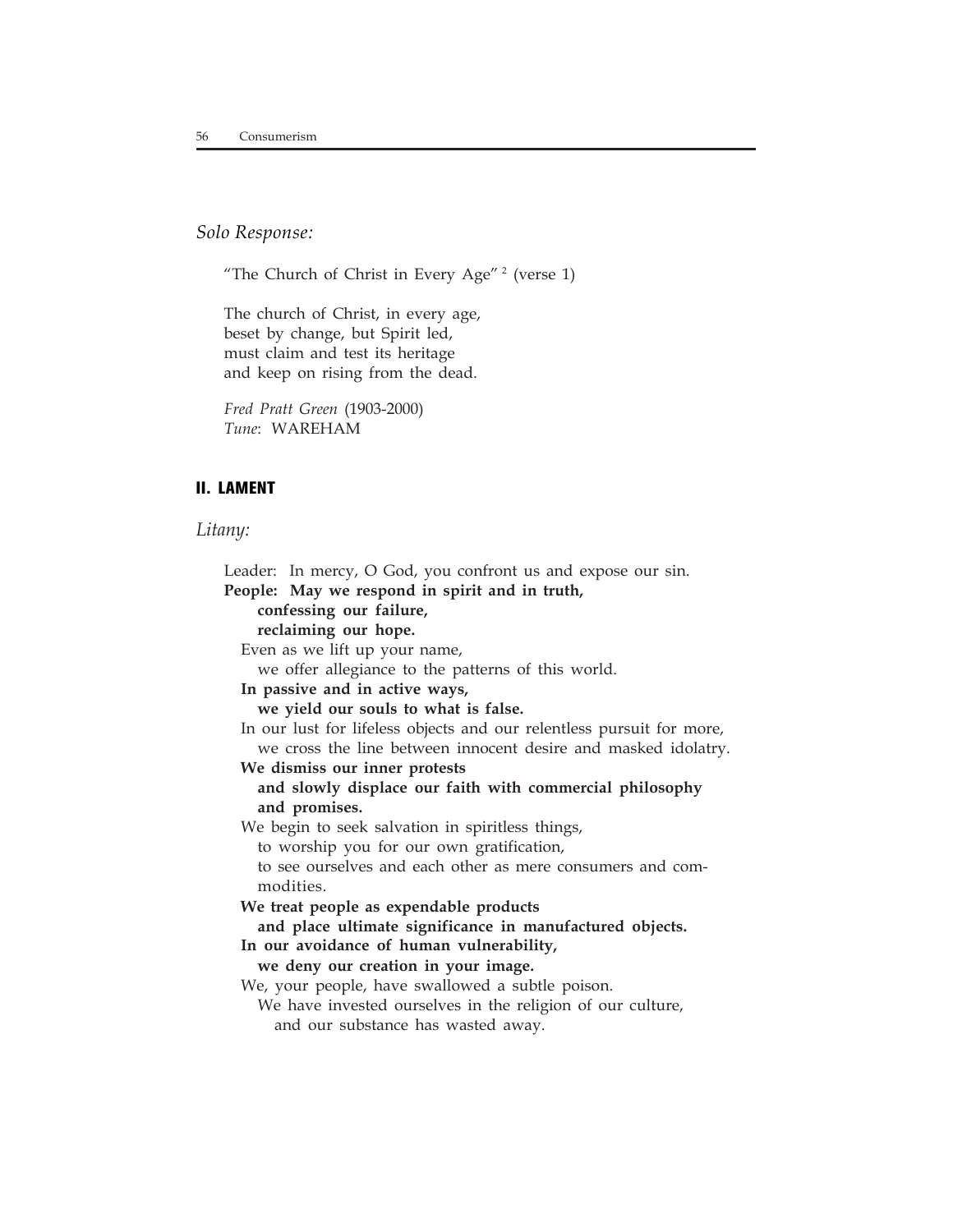*Solo Response:*

"The Church of Christ in Every Age" [2] (verse 1)

The church of Christ, in every age,
beset by change, but Spirit led,
must claim and test its heritage
and keep on rising from the dead.

*Fred Pratt Green* (1903-2000)
*Tune*: WAREHAM

## II. LAMENT

*Litany:*

Leader: In mercy, O God, you confront us and expose our sin.
**People: May we respond in spirit and in truth,**
**confessing our failure,**
**reclaiming our hope.**

Even as we lift up your name,
we offer allegiance to the patterns of this world.

**In passive and in active ways,**
**we yield our souls to what is false.**

In our lust for lifeless objects and our relentless pursuit for more,
we cross the line between innocent desire and masked idolatry.

**We dismiss our inner protests**
**and slowly displace our faith with commercial philosophy and promises.**

We begin to seek salvation in spiritless things,
to worship you for our own gratification,
to see ourselves and each other as mere consumers and commodities.

**We treat people as expendable products**
**and place ultimate significance in manufactured objects.**
**In our avoidance of human vulnerability,**
**we deny our creation in your image.**

We, your people, have swallowed a subtle poison.
We have invested ourselves in the religion of our culture,
and our substance has wasted away.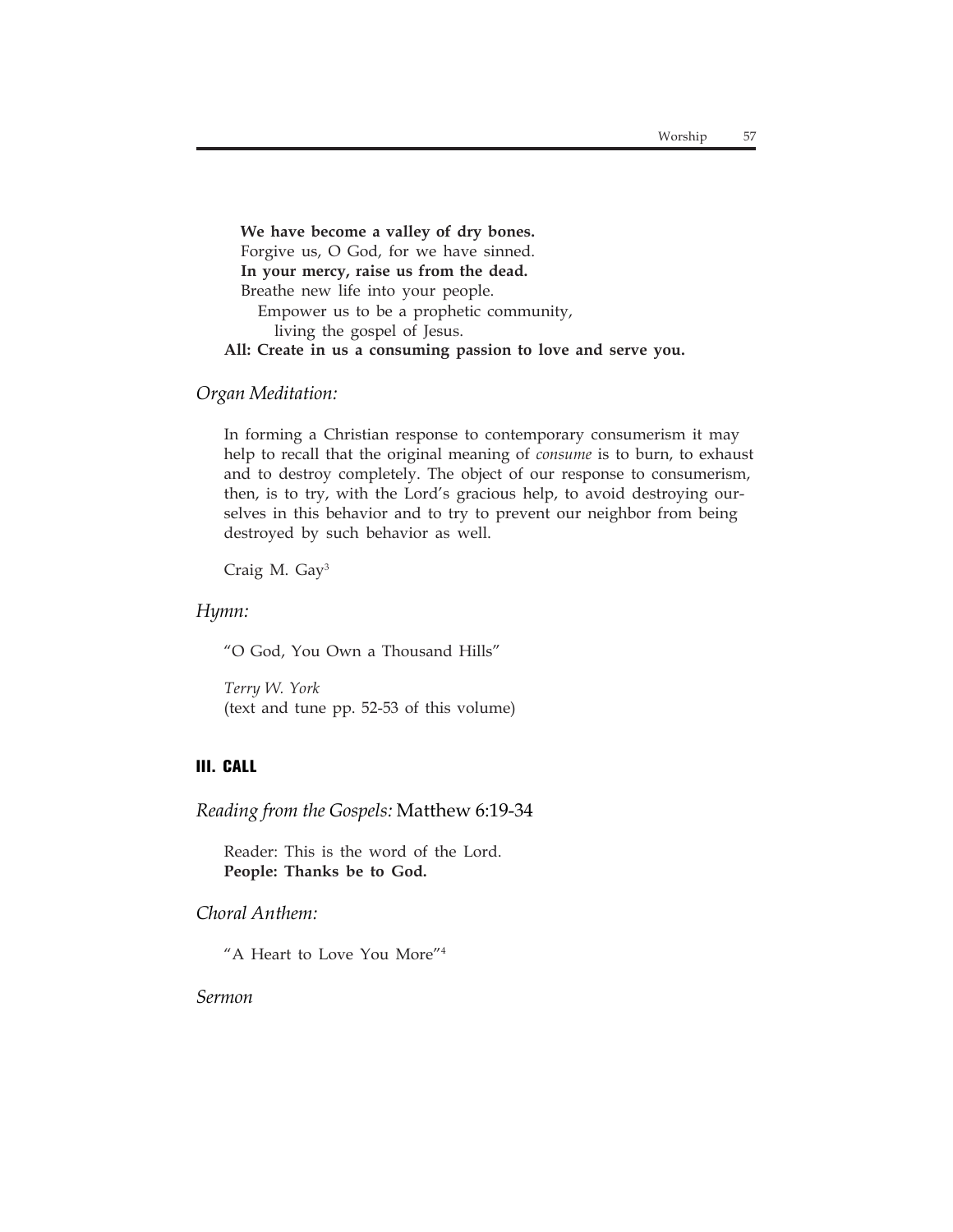**We have become a valley of dry bones.**
Forgive us, O God, for we have sinned.
**In your mercy, raise us from the dead.**
Breathe new life into your people.
Empower us to be a prophetic community,
living the gospel of Jesus.
**All: Create in us a consuming passion to love and serve you.**

*Organ Meditation:*

In forming a Christian response to contemporary consumerism it may help to recall that the original meaning of *consume* is to burn, to exhaust and to destroy completely. The object of our response to consumerism, then, is to try, with the Lord's gracious help, to avoid destroying ourselves in this behavior and to try to prevent our neighbor from being destroyed by such behavior as well.

Craig M. Gay[3]

*Hymn:*

"O God, You Own a Thousand Hills"

*Terry W. York*
(text and tune pp. 52-53 of this volume)

## III. CALL

*Reading from the Gospels:* Matthew 6:19-34

Reader: This is the word of the Lord.
**People: Thanks be to God.**

*Choral Anthem:*

"A Heart to Love You More"[4]

*Sermon*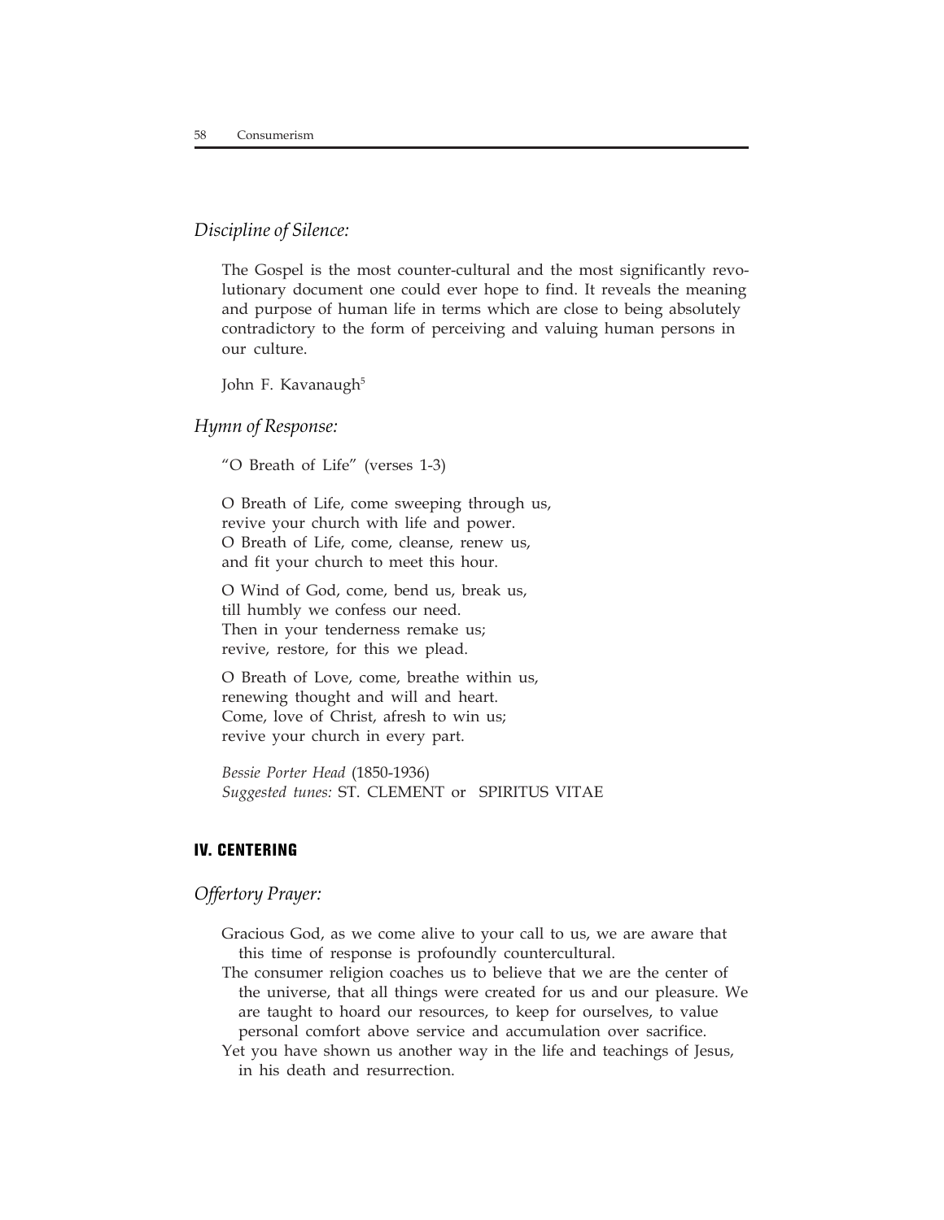*Discipline of Silence:*

The Gospel is the most counter-cultural and the most significantly revolutionary document one could ever hope to find. It reveals the meaning and purpose of human life in terms which are close to being absolutely contradictory to the form of perceiving and valuing human persons in our culture.

John F. Kavanaugh[5]

*Hymn of Response:*

"O Breath of Life" (verses 1-3)

O Breath of Life, come sweeping through us,
revive your church with life and power.
O Breath of Life, come, cleanse, renew us,
and fit your church to meet this hour.

O Wind of God, come, bend us, break us,
till humbly we confess our need.
Then in your tenderness remake us;
revive, restore, for this we plead.

O Breath of Love, come, breathe within us,
renewing thought and will and heart.
Come, love of Christ, afresh to win us;
revive your church in every part.

*Bessie Porter Head* (1850-1936)
*Suggested tunes:* ST. CLEMENT or SPIRITUS VITAE

## IV. CENTERING

*Offertory Prayer:*

Gracious God, as we come alive to your call to us, we are aware that this time of response is profoundly countercultural.

The consumer religion coaches us to believe that we are the center of the universe, that all things were created for us and our pleasure. We are taught to hoard our resources, to keep for ourselves, to value personal comfort above service and accumulation over sacrifice.

Yet you have shown us another way in the life and teachings of Jesus, in his death and resurrection.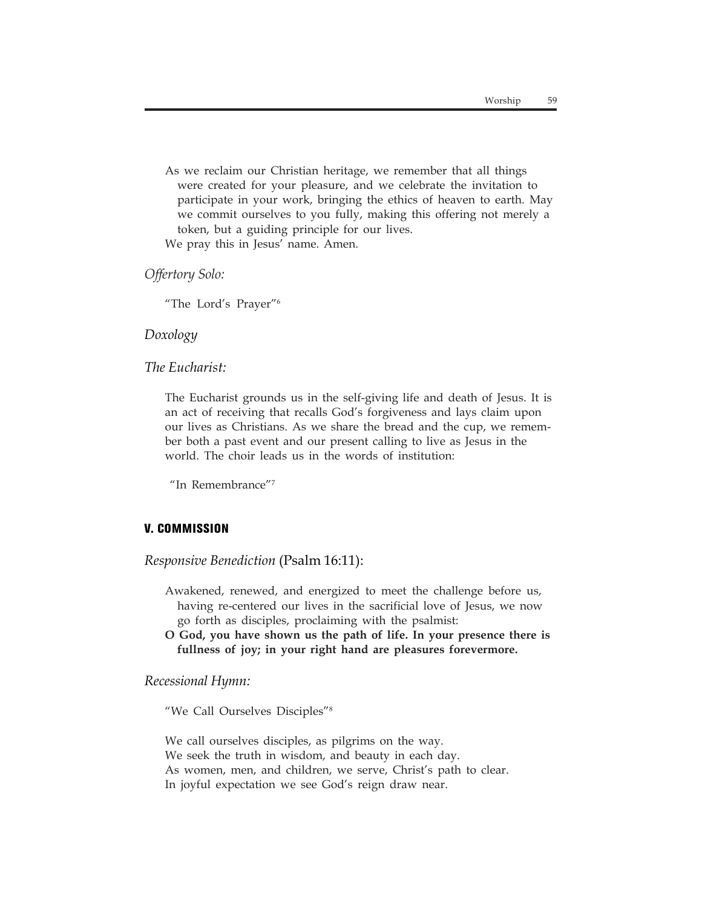As we reclaim our Christian heritage, we remember that all things were created for your pleasure, and we celebrate the invitation to participate in your work, bringing the ethics of heaven to earth. May we commit ourselves to you fully, making this offering not merely a token, but a guiding principle for our lives.

We pray this in Jesus' name. Amen.

*Offertory Solo:*

"The Lord's Prayer"[6]

*Doxology*

*The Eucharist:*

The Eucharist grounds us in the self-giving life and death of Jesus. It is an act of receiving that recalls God's forgiveness and lays claim upon our lives as Christians. As we share the bread and the cup, we remember both a past event and our present calling to live as Jesus in the world. The choir leads us in the words of institution:

"In Remembrance"[7]

## V. COMMISSION

*Responsive Benediction* (Psalm 16:11):

Awakened, renewed, and energized to meet the challenge before us, having re-centered our lives in the sacrificial love of Jesus, we now go forth as disciples, proclaiming with the psalmist:

**O God, you have shown us the path of life. In your presence there is fullness of joy; in your right hand are pleasures forevermore.**

*Recessional Hymn:*

"We Call Ourselves Disciples"[8]

We call ourselves disciples, as pilgrims on the way.
We seek the truth in wisdom, and beauty in each day.
As women, men, and children, we serve, Christ's path to clear.
In joyful expectation we see God's reign draw near.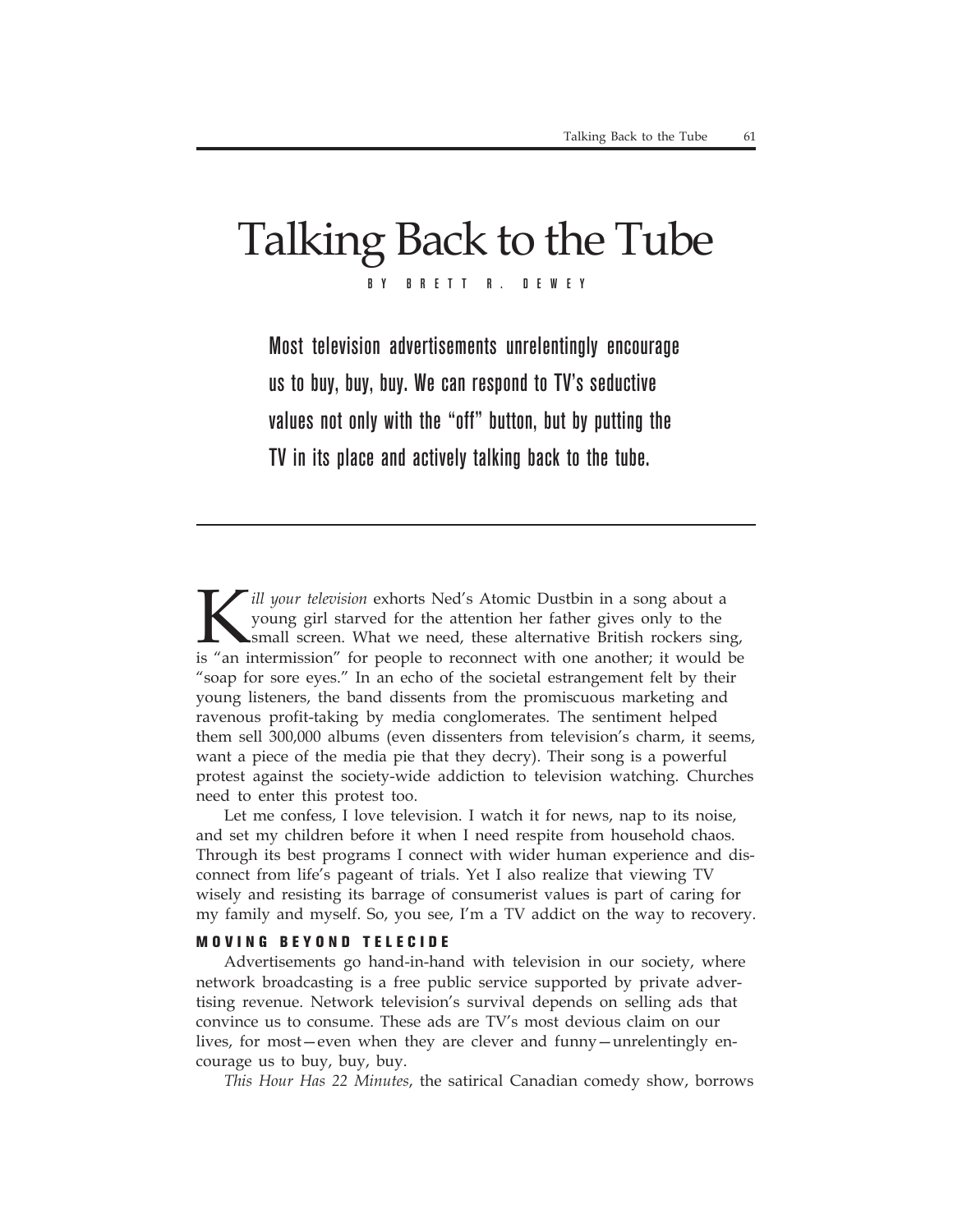# Talking Back to the Tube

BY BRETT R. DEWEY

**Most television advertisements unrelentingly encourage us to buy, buy, buy. We can respond to TV's seductive values not only with the "off" button, but by putting the TV in its place and actively talking back to the tube.**

*Kill your television* exhorts Ned's Atomic Dustbin in a song about a young girl starved for the attention her father gives only to the small screen. What we need, these alternative British rockers sing, is "an intermission" for people to reconnect with one another; it would be "soap for sore eyes." In an echo of the societal estrangement felt by their young listeners, the band dissents from the promiscuous marketing and ravenous profit-taking by media conglomerates. The sentiment helped them sell 300,000 albums (even dissenters from television's charm, it seems, want a piece of the media pie that they decry). Their song is a powerful protest against the society-wide addiction to television watching. Churches need to enter this protest too.

Let me confess, I love television. I watch it for news, nap to its noise, and set my children before it when I need respite from household chaos. Through its best programs I connect with wider human experience and disconnect from life's pageant of trials. Yet I also realize that viewing TV wisely and resisting its barrage of consumerist values is part of caring for my family and myself. So, you see, I'm a TV addict on the way to recovery.

## MOVING BEYOND TELECIDE

Advertisements go hand-in-hand with television in our society, where network broadcasting is a free public service supported by private advertising revenue. Network television's survival depends on selling ads that convince us to consume. These ads are TV's most devious claim on our lives, for most—even when they are clever and funny—unrelentingly encourage us to buy, buy, buy.

*This Hour Has 22 Minutes*, the satirical Canadian comedy show, borrows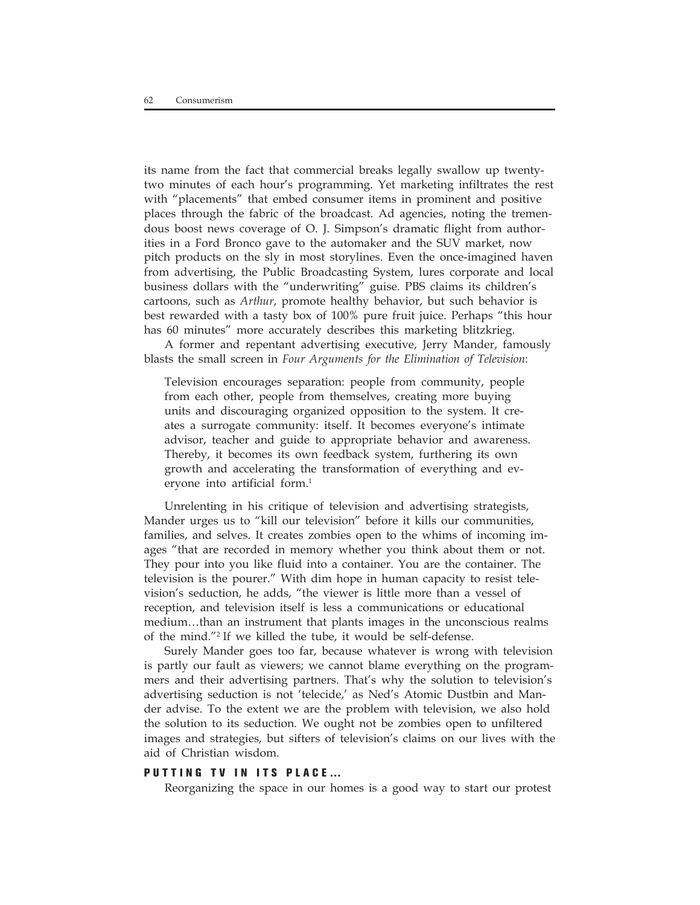its name from the fact that commercial breaks legally swallow up twenty-two minutes of each hour's programming. Yet marketing infiltrates the rest with "placements" that embed consumer items in prominent and positive places through the fabric of the broadcast. Ad agencies, noting the tremendous boost news coverage of O. J. Simpson's dramatic flight from authorities in a Ford Bronco gave to the automaker and the SUV market, now pitch products on the sly in most storylines. Even the once-imagined haven from advertising, the Public Broadcasting System, lures corporate and local business dollars with the "underwriting" guise. PBS claims its children's cartoons, such as *Arthur*, promote healthy behavior, but such behavior is best rewarded with a tasty box of 100% pure fruit juice. Perhaps "this hour has 60 minutes" more accurately describes this marketing blitzkrieg.

A former and repentant advertising executive, Jerry Mander, famously blasts the small screen in *Four Arguments for the Elimination of Television*:

> Television encourages separation: people from community, people from each other, people from themselves, creating more buying units and discouraging organized opposition to the system. It creates a surrogate community: itself. It becomes everyone's intimate advisor, teacher and guide to appropriate behavior and awareness. Thereby, it becomes its own feedback system, furthering its own growth and accelerating the transformation of everything and everyone into artificial form.[1]

Unrelenting in his critique of television and advertising strategists, Mander urges us to "kill our television" before it kills our communities, families, and selves. It creates zombies open to the whims of incoming images "that are recorded in memory whether you think about them or not. They pour into you like fluid into a container. You are the container. The television is the pourer." With dim hope in human capacity to resist television's seduction, he adds, "the viewer is little more than a vessel of reception, and television itself is less a communications or educational medium…than an instrument that plants images in the unconscious realms of the mind."[2] If we killed the tube, it would be self-defense.

Surely Mander goes too far, because whatever is wrong with television is partly our fault as viewers; we cannot blame everything on the programmers and their advertising partners. That's why the solution to television's advertising seduction is not 'telecide,' as Ned's Atomic Dustbin and Mander advise. To the extent we are the problem with television, we also hold the solution to its seduction. We ought not be zombies open to unfiltered images and strategies, but sifters of television's claims on our lives with the aid of Christian wisdom.

## PUTTING TV IN ITS PLACE…

Reorganizing the space in our homes is a good way to start our protest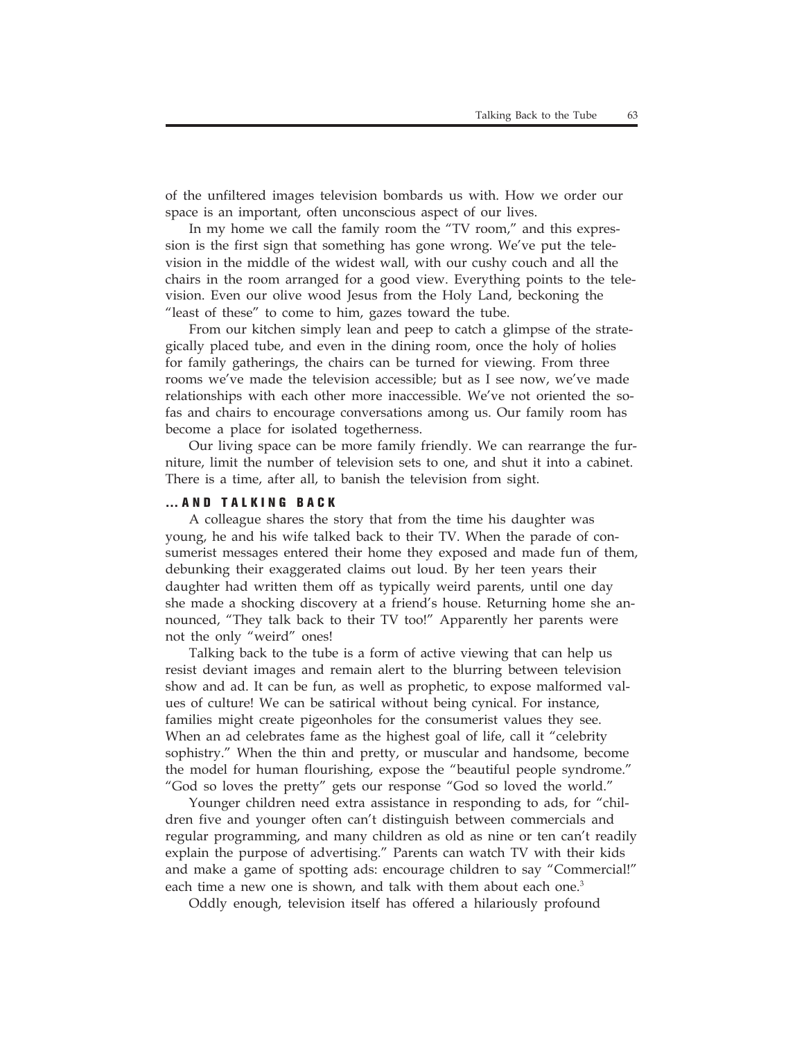of the unfiltered images television bombards us with. How we order our space is an important, often unconscious aspect of our lives.

In my home we call the family room the "TV room," and this expression is the first sign that something has gone wrong. We've put the television in the middle of the widest wall, with our cushy couch and all the chairs in the room arranged for a good view. Everything points to the television. Even our olive wood Jesus from the Holy Land, beckoning the "least of these" to come to him, gazes toward the tube.

From our kitchen simply lean and peep to catch a glimpse of the strategically placed tube, and even in the dining room, once the holy of holies for family gatherings, the chairs can be turned for viewing. From three rooms we've made the television accessible; but as I see now, we've made relationships with each other more inaccessible. We've not oriented the sofas and chairs to encourage conversations among us. Our family room has become a place for isolated togetherness.

Our living space can be more family friendly. We can rearrange the furniture, limit the number of television sets to one, and shut it into a cabinet. There is a time, after all, to banish the television from sight.

### ...AND TALKING BACK

A colleague shares the story that from the time his daughter was young, he and his wife talked back to their TV. When the parade of consumerist messages entered their home they exposed and made fun of them, debunking their exaggerated claims out loud. By her teen years their daughter had written them off as typically weird parents, until one day she made a shocking discovery at a friend's house. Returning home she announced, "They talk back to their TV too!" Apparently her parents were not the only "weird" ones!

Talking back to the tube is a form of active viewing that can help us resist deviant images and remain alert to the blurring between television show and ad. It can be fun, as well as prophetic, to expose malformed values of culture! We can be satirical without being cynical. For instance, families might create pigeonholes for the consumerist values they see. When an ad celebrates fame as the highest goal of life, call it "celebrity sophistry." When the thin and pretty, or muscular and handsome, become the model for human flourishing, expose the "beautiful people syndrome." "God so loves the pretty" gets our response "God so loved the world."

Younger children need extra assistance in responding to ads, for "children five and younger often can't distinguish between commercials and regular programming, and many children as old as nine or ten can't readily explain the purpose of advertising." Parents can watch TV with their kids and make a game of spotting ads: encourage children to say "Commercial!" each time a new one is shown, and talk with them about each one.[3]

Oddly enough, television itself has offered a hilariously profound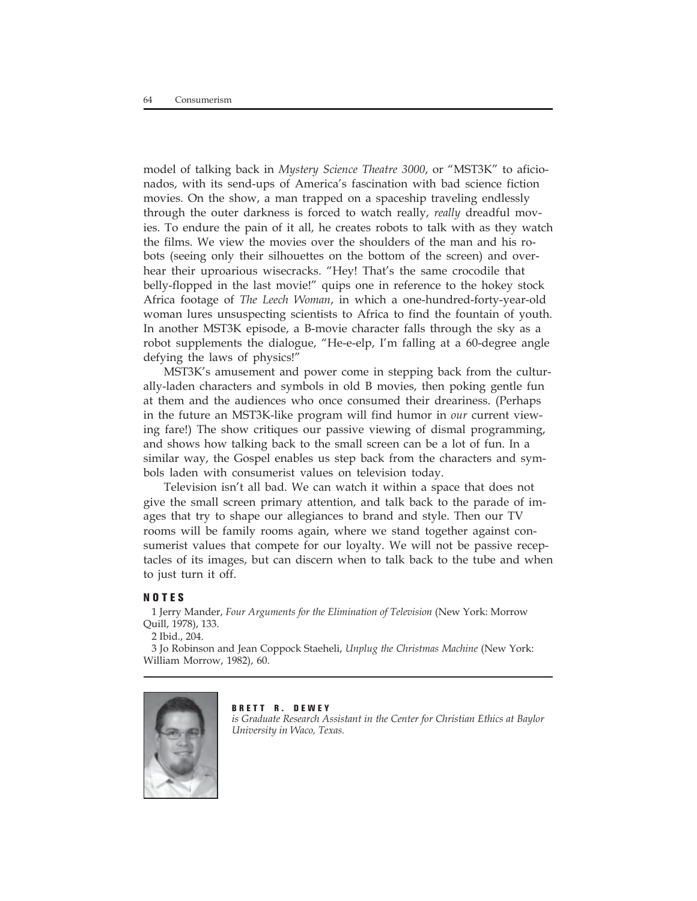model of talking back in *Mystery Science Theatre 3000*, or "MST3K" to aficionados, with its send-ups of America's fascination with bad science fiction movies. On the show, a man trapped on a spaceship traveling endlessly through the outer darkness is forced to watch really, *really* dreadful movies. To endure the pain of it all, he creates robots to talk with as they watch the films. We view the movies over the shoulders of the man and his robots (seeing only their silhouettes on the bottom of the screen) and overhear their uproarious wisecracks. "Hey! That's the same crocodile that belly-flopped in the last movie!" quips one in reference to the hokey stock Africa footage of *The Leech Woman*, in which a one-hundred-forty-year-old woman lures unsuspecting scientists to Africa to find the fountain of youth. In another MST3K episode, a B-movie character falls through the sky as a robot supplements the dialogue, "He-e-elp, I'm falling at a 60-degree angle defying the laws of physics!"

MST3K's amusement and power come in stepping back from the culturally-laden characters and symbols in old B movies, then poking gentle fun at them and the audiences who once consumed their dreariness. (Perhaps in the future an MST3K-like program will find humor in *our* current viewing fare!) The show critiques our passive viewing of dismal programming, and shows how talking back to the small screen can be a lot of fun. In a similar way, the Gospel enables us step back from the characters and symbols laden with consumerist values on television today.

Television isn't all bad. We can watch it within a space that does not give the small screen primary attention, and talk back to the parade of images that try to shape our allegiances to brand and style. Then our TV rooms will be family rooms again, where we stand together against consumerist values that compete for our loyalty. We will not be passive receptacles of its images, but can discern when to talk back to the tube and when to just turn it off.

## NOTES

1 Jerry Mander, *Four Arguments for the Elimination of Television* (New York: Morrow Quill, 1978), 133.

2 Ibid., 204.

3 Jo Robinson and Jean Coppock Staeheli, *Unplug the Christmas Machine* (New York: William Morrow, 1982), 60.

**BRETT R. DEWEY**
*is Graduate Research Assistant in the Center for Christian Ethics at Baylor University in Waco, Texas.*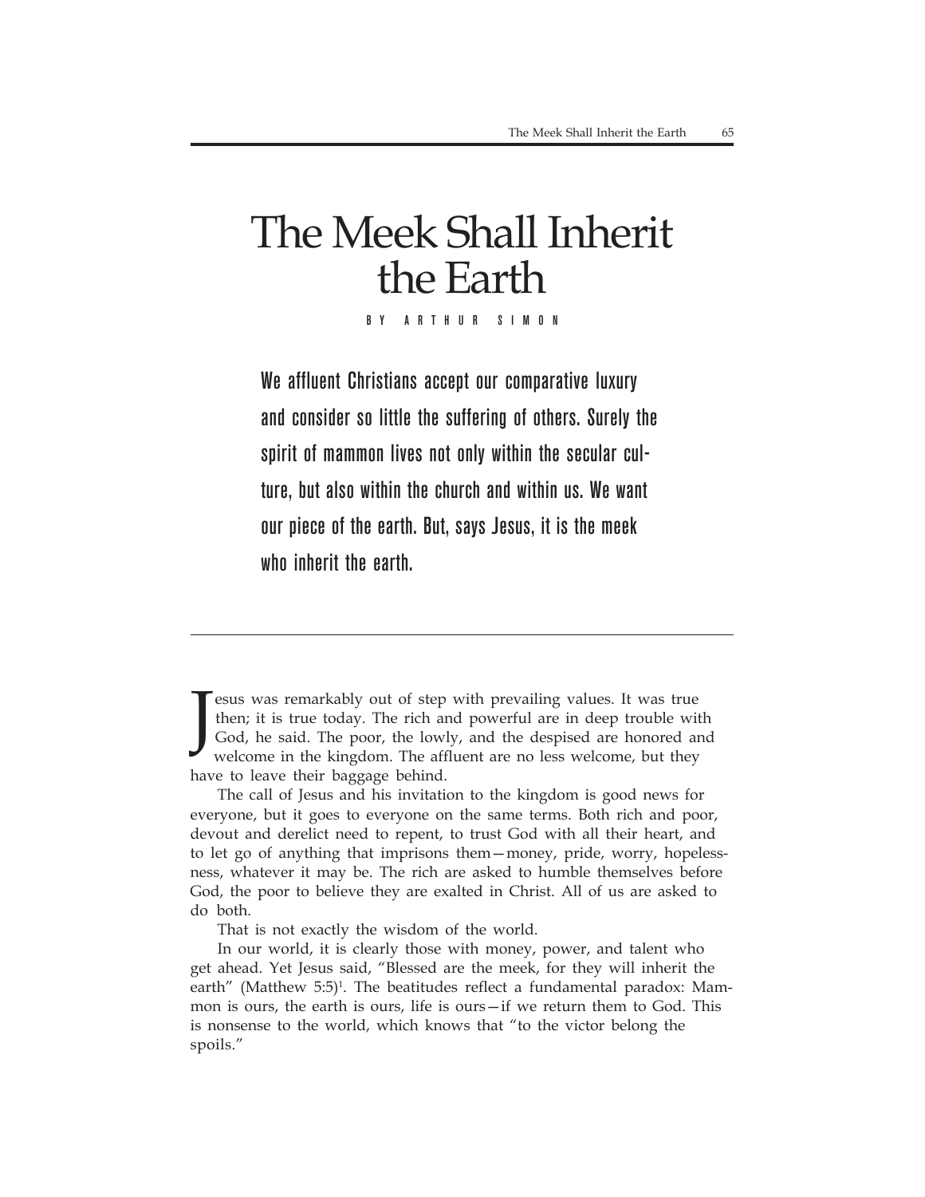# The Meek Shall Inherit the Earth

BY ARTHUR SIMON

**We affluent Christians accept our comparative luxury and consider so little the suffering of others. Surely the spirit of mammon lives not only within the secular culture, but also within the church and within us. We want our piece of the earth. But, says Jesus, it is the meek who inherit the earth.**

---

Jesus was remarkably out of step with prevailing values. It was true then; it is true today. The rich and powerful are in deep trouble with God, he said. The poor, the lowly, and the despised are honored and welcome in the kingdom. The affluent are no less welcome, but they have to leave their baggage behind.

The call of Jesus and his invitation to the kingdom is good news for everyone, but it goes to everyone on the same terms. Both rich and poor, devout and derelict need to repent, to trust God with all their heart, and to let go of anything that imprisons them—money, pride, worry, hopelessness, whatever it may be. The rich are asked to humble themselves before God, the poor to believe they are exalted in Christ. All of us are asked to do both.

That is not exactly the wisdom of the world.

In our world, it is clearly those with money, power, and talent who get ahead. Yet Jesus said, "Blessed are the meek, for they will inherit the earth" (Matthew 5:5)[1]. The beatitudes reflect a fundamental paradox: Mammon is ours, the earth is ours, life is ours—if we return them to God. This is nonsense to the world, which knows that "to the victor belong the spoils."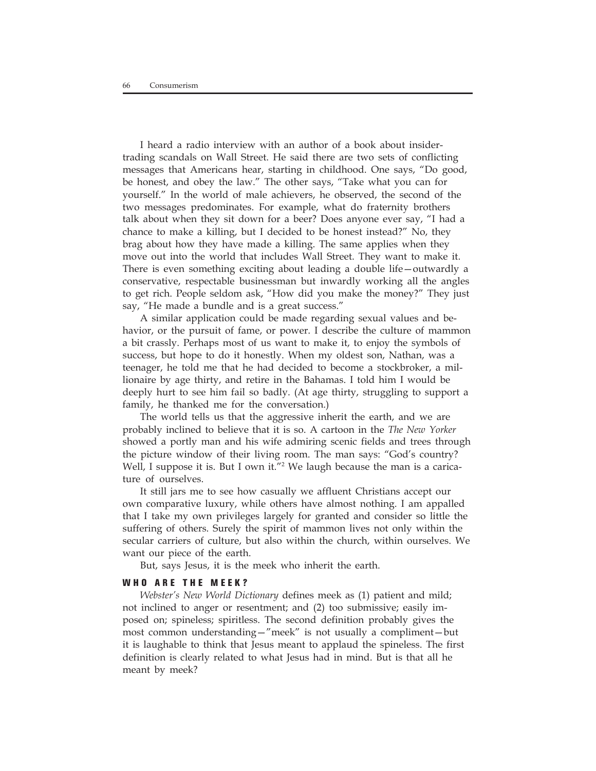I heard a radio interview with an author of a book about insider-trading scandals on Wall Street. He said there are two sets of conflicting messages that Americans hear, starting in childhood. One says, "Do good, be honest, and obey the law." The other says, "Take what you can for yourself." In the world of male achievers, he observed, the second of the two messages predominates. For example, what do fraternity brothers talk about when they sit down for a beer? Does anyone ever say, "I had a chance to make a killing, but I decided to be honest instead?" No, they brag about how they have made a killing. The same applies when they move out into the world that includes Wall Street. They want to make it. There is even something exciting about leading a double life—outwardly a conservative, respectable businessman but inwardly working all the angles to get rich. People seldom ask, "How did you make the money?" They just say, "He made a bundle and is a great success."

A similar application could be made regarding sexual values and behavior, or the pursuit of fame, or power. I describe the culture of mammon a bit crassly. Perhaps most of us want to make it, to enjoy the symbols of success, but hope to do it honestly. When my oldest son, Nathan, was a teenager, he told me that he had decided to become a stockbroker, a millionaire by age thirty, and retire in the Bahamas. I told him I would be deeply hurt to see him fail so badly. (At age thirty, struggling to support a family, he thanked me for the conversation.)

The world tells us that the aggressive inherit the earth, and we are probably inclined to believe that it is so. A cartoon in the *The New Yorker* showed a portly man and his wife admiring scenic fields and trees through the picture window of their living room. The man says: "God's country? Well, I suppose it is. But I own it."[2] We laugh because the man is a caricature of ourselves.

It still jars me to see how casually we affluent Christians accept our own comparative luxury, while others have almost nothing. I am appalled that I take my own privileges largely for granted and consider so little the suffering of others. Surely the spirit of mammon lives not only within the secular carriers of culture, but also within the church, within ourselves. We want our piece of the earth.

But, says Jesus, it is the meek who inherit the earth.

### WHO ARE THE MEEK?

*Webster's New World Dictionary* defines meek as (1) patient and mild; not inclined to anger or resentment; and (2) too submissive; easily imposed on; spineless; spiritless. The second definition probably gives the most common understanding—"meek" is not usually a compliment—but it is laughable to think that Jesus meant to applaud the spineless. The first definition is clearly related to what Jesus had in mind. But is that all he meant by meek?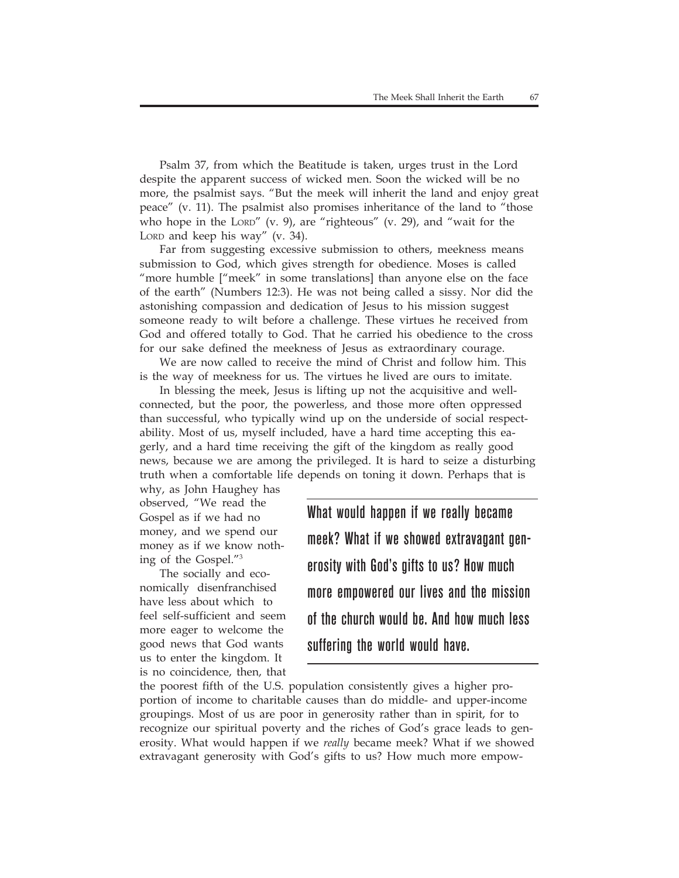Psalm 37, from which the Beatitude is taken, urges trust in the Lord despite the apparent success of wicked men. Soon the wicked will be no more, the psalmist says. "But the meek will inherit the land and enjoy great peace" (v. 11). The psalmist also promises inheritance of the land to "those who hope in the LORD" (v. 9), are "righteous" (v. 29), and "wait for the LORD and keep his way" (v. 34).

Far from suggesting excessive submission to others, meekness means submission to God, which gives strength for obedience. Moses is called "more humble ["meek" in some translations] than anyone else on the face of the earth" (Numbers 12:3). He was not being called a sissy. Nor did the astonishing compassion and dedication of Jesus to his mission suggest someone ready to wilt before a challenge. These virtues he received from God and offered totally to God. That he carried his obedience to the cross for our sake defined the meekness of Jesus as extraordinary courage.

We are now called to receive the mind of Christ and follow him. This is the way of meekness for us. The virtues he lived are ours to imitate.

In blessing the meek, Jesus is lifting up not the acquisitive and well-connected, but the poor, the powerless, and those more often oppressed than successful, who typically wind up on the underside of social respectability. Most of us, myself included, have a hard time accepting this eagerly, and a hard time receiving the gift of the kingdom as really good news, because we are among the privileged. It is hard to seize a disturbing truth when a comfortable life depends on toning it down. Perhaps that is why, as John Haughey has observed, "We read the Gospel as if we had no money, and we spend our money as if we know nothing of the Gospel."[3]

The socially and economically disenfranchised have less about which to feel self-sufficient and seem more eager to welcome the good news that God wants us to enter the kingdom. It is no coincidence, then, that the poorest fifth of the U.S. population consistently gives a higher proportion of income to charitable causes than do middle- and upper-income groupings. Most of us are poor in generosity rather than in spirit, for to recognize our spiritual poverty and the riches of God's grace leads to generosity. What would happen if we *really* became meek? What if we showed extravagant generosity with God's gifts to us? How much more empow-

> **What would happen if we really became meek? What if we showed extravagant generosity with God's gifts to us? How much more empowered our lives and the mission of the church would be. And how much less suffering the world would have.**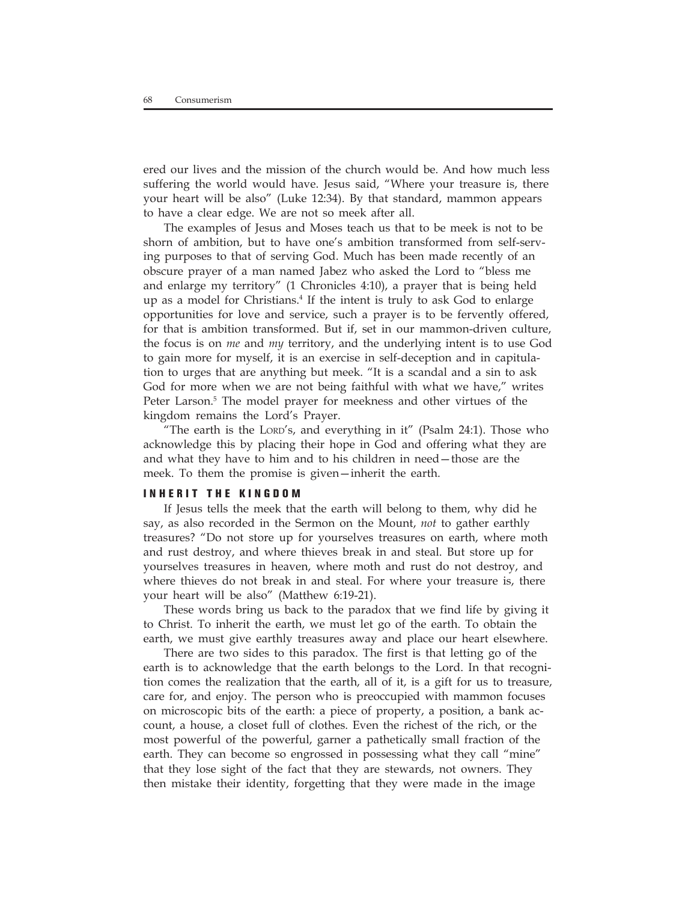ered our lives and the mission of the church would be. And how much less suffering the world would have. Jesus said, "Where your treasure is, there your heart will be also" (Luke 12:34). By that standard, mammon appears to have a clear edge. We are not so meek after all.

The examples of Jesus and Moses teach us that to be meek is not to be shorn of ambition, but to have one's ambition transformed from self-serving purposes to that of serving God. Much has been made recently of an obscure prayer of a man named Jabez who asked the Lord to "bless me and enlarge my territory" (1 Chronicles 4:10), a prayer that is being held up as a model for Christians.[4] If the intent is truly to ask God to enlarge opportunities for love and service, such a prayer is to be fervently offered, for that is ambition transformed. But if, set in our mammon-driven culture, the focus is on *me* and *my* territory, and the underlying intent is to use God to gain more for myself, it is an exercise in self-deception and in capitulation to urges that are anything but meek. "It is a scandal and a sin to ask God for more when we are not being faithful with what we have," writes Peter Larson.[5] The model prayer for meekness and other virtues of the kingdom remains the Lord's Prayer.

"The earth is the LORD's, and everything in it" (Psalm 24:1). Those who acknowledge this by placing their hope in God and offering what they are and what they have to him and to his children in need—those are the meek. To them the promise is given—inherit the earth.

## INHERIT THE KINGDOM

If Jesus tells the meek that the earth will belong to them, why did he say, as also recorded in the Sermon on the Mount, *not* to gather earthly treasures? "Do not store up for yourselves treasures on earth, where moth and rust destroy, and where thieves break in and steal. But store up for yourselves treasures in heaven, where moth and rust do not destroy, and where thieves do not break in and steal. For where your treasure is, there your heart will be also" (Matthew 6:19-21).

These words bring us back to the paradox that we find life by giving it to Christ. To inherit the earth, we must let go of the earth. To obtain the earth, we must give earthly treasures away and place our heart elsewhere.

There are two sides to this paradox. The first is that letting go of the earth is to acknowledge that the earth belongs to the Lord. In that recognition comes the realization that the earth, all of it, is a gift for us to treasure, care for, and enjoy. The person who is preoccupied with mammon focuses on microscopic bits of the earth: a piece of property, a position, a bank account, a house, a closet full of clothes. Even the richest of the rich, or the most powerful of the powerful, garner a pathetically small fraction of the earth. They can become so engrossed in possessing what they call "mine" that they lose sight of the fact that they are stewards, not owners. They then mistake their identity, forgetting that they were made in the image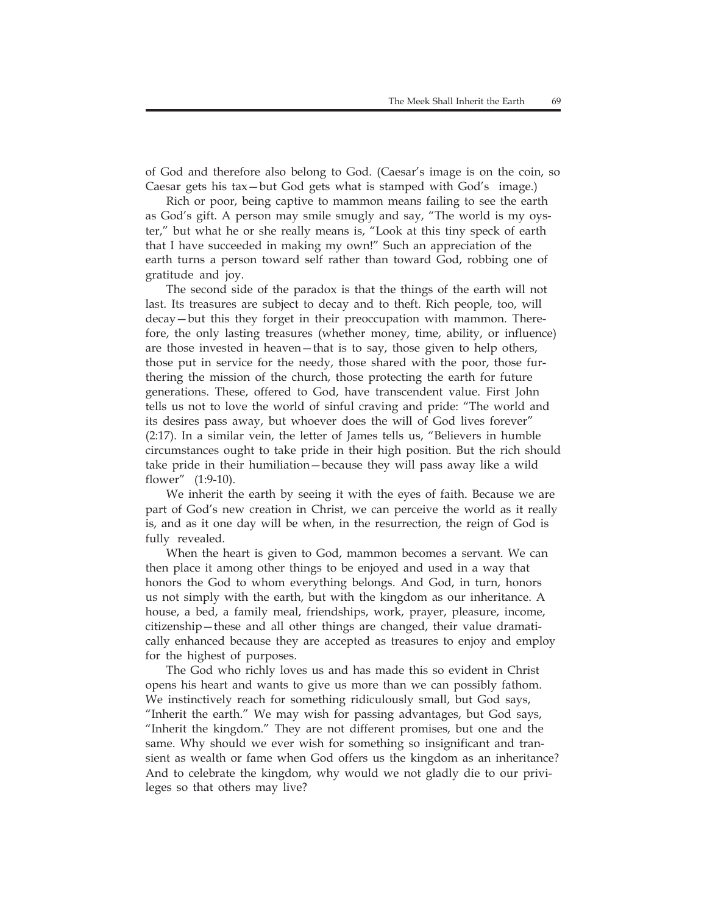of God and therefore also belong to God. (Caesar's image is on the coin, so Caesar gets his tax—but God gets what is stamped with God's image.)

Rich or poor, being captive to mammon means failing to see the earth as God's gift. A person may smile smugly and say, "The world is my oyster," but what he or she really means is, "Look at this tiny speck of earth that I have succeeded in making my own!" Such an appreciation of the earth turns a person toward self rather than toward God, robbing one of gratitude and joy.

The second side of the paradox is that the things of the earth will not last. Its treasures are subject to decay and to theft. Rich people, too, will decay—but this they forget in their preoccupation with mammon. Therefore, the only lasting treasures (whether money, time, ability, or influence) are those invested in heaven—that is to say, those given to help others, those put in service for the needy, those shared with the poor, those furthering the mission of the church, those protecting the earth for future generations. These, offered to God, have transcendent value. First John tells us not to love the world of sinful craving and pride: "The world and its desires pass away, but whoever does the will of God lives forever" (2:17). In a similar vein, the letter of James tells us, "Believers in humble circumstances ought to take pride in their high position. But the rich should take pride in their humiliation—because they will pass away like a wild flower" (1:9-10).

We inherit the earth by seeing it with the eyes of faith. Because we are part of God's new creation in Christ, we can perceive the world as it really is, and as it one day will be when, in the resurrection, the reign of God is fully revealed.

When the heart is given to God, mammon becomes a servant. We can then place it among other things to be enjoyed and used in a way that honors the God to whom everything belongs. And God, in turn, honors us not simply with the earth, but with the kingdom as our inheritance. A house, a bed, a family meal, friendships, work, prayer, pleasure, income, citizenship—these and all other things are changed, their value dramatically enhanced because they are accepted as treasures to enjoy and employ for the highest of purposes.

The God who richly loves us and has made this so evident in Christ opens his heart and wants to give us more than we can possibly fathom. We instinctively reach for something ridiculously small, but God says, "Inherit the earth." We may wish for passing advantages, but God says, "Inherit the kingdom." They are not different promises, but one and the same. Why should we ever wish for something so insignificant and transient as wealth or fame when God offers us the kingdom as an inheritance? And to celebrate the kingdom, why would we not gladly die to our privileges so that others may live?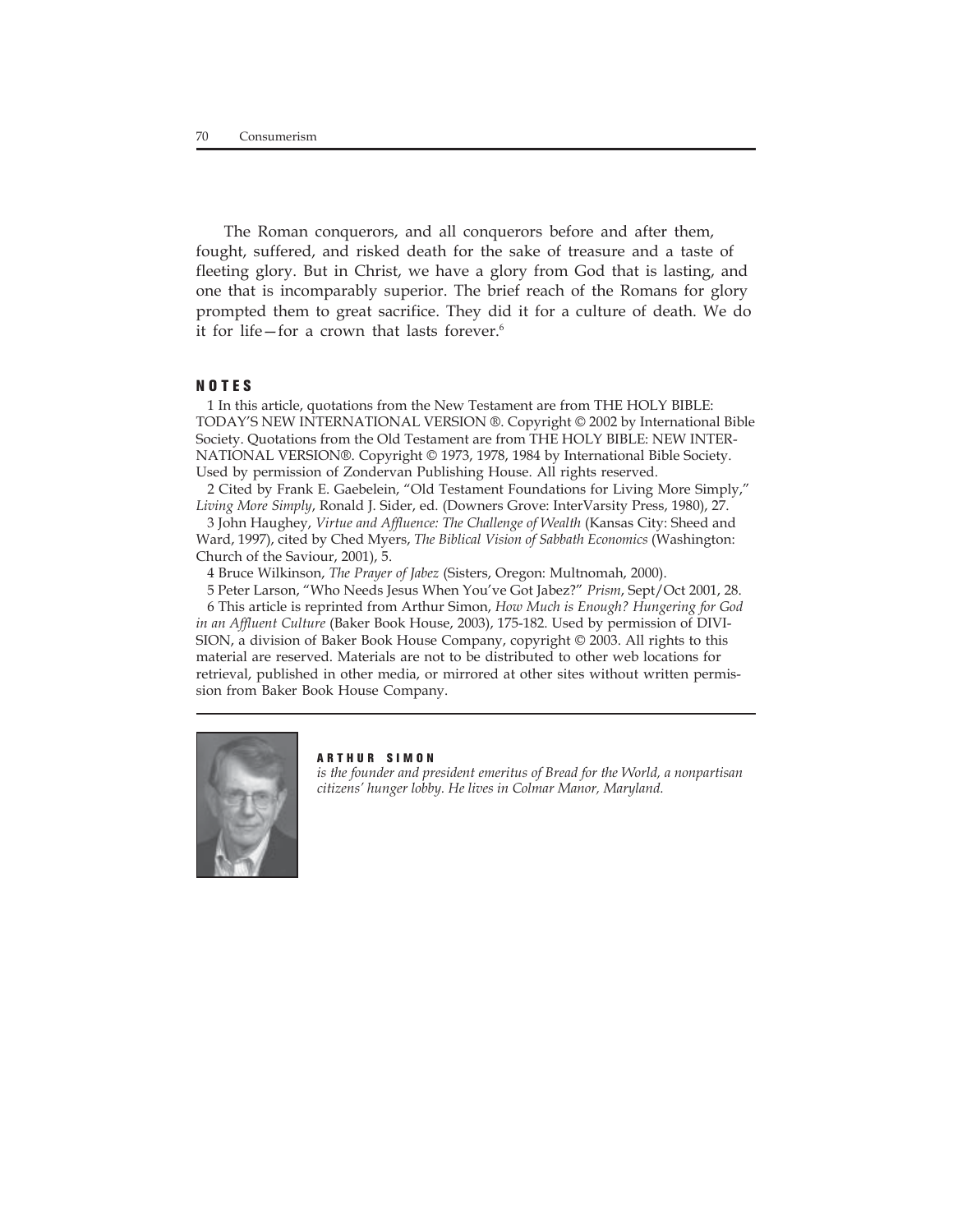The Roman conquerors, and all conquerors before and after them, fought, suffered, and risked death for the sake of treasure and a taste of fleeting glory. But in Christ, we have a glory from God that is lasting, and one that is incomparably superior. The brief reach of the Romans for glory prompted them to great sacrifice. They did it for a culture of death. We do it for life—for a crown that lasts forever.[6]

## NOTES

1 In this article, quotations from the New Testament are from THE HOLY BIBLE: TODAY'S NEW INTERNATIONAL VERSION ®. Copyright © 2002 by International Bible Society. Quotations from the Old Testament are from THE HOLY BIBLE: NEW INTERNATIONAL VERSION®. Copyright © 1973, 1978, 1984 by International Bible Society. Used by permission of Zondervan Publishing House. All rights reserved.

2 Cited by Frank E. Gaebelein, "Old Testament Foundations for Living More Simply," *Living More Simply*, Ronald J. Sider, ed. (Downers Grove: InterVarsity Press, 1980), 27.

3 John Haughey, *Virtue and Affluence: The Challenge of Wealth* (Kansas City: Sheed and Ward, 1997), cited by Ched Myers, *The Biblical Vision of Sabbath Economics* (Washington: Church of the Saviour, 2001), 5.

4 Bruce Wilkinson, *The Prayer of Jabez* (Sisters, Oregon: Multnomah, 2000).

5 Peter Larson, "Who Needs Jesus When You've Got Jabez?" *Prism*, Sept/Oct 2001, 28.

6 This article is reprinted from Arthur Simon, *How Much is Enough? Hungering for God in an Affluent Culture* (Baker Book House, 2003), 175-182. Used by permission of DIVISION, a division of Baker Book House Company, copyright © 2003. All rights to this material are reserved. Materials are not to be distributed to other web locations for retrieval, published in other media, or mirrored at other sites without written permission from Baker Book House Company.

**ARTHUR SIMON**
*is the founder and president emeritus of Bread for the World, a nonpartisan citizens' hunger lobby. He lives in Colmar Manor, Maryland.*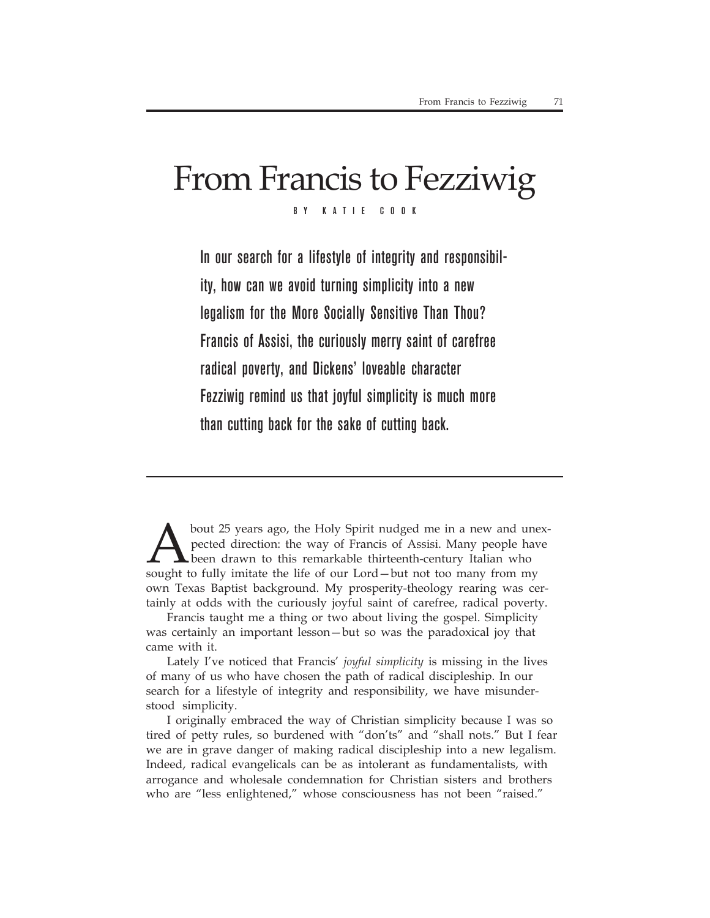# From Francis to Fezziwig

BY KATIE COOK

**In our search for a lifestyle of integrity and responsibility, how can we avoid turning simplicity into a new legalism for the More Socially Sensitive Than Thou? Francis of Assisi, the curiously merry saint of carefree radical poverty, and Dickens' loveable character Fezziwig remind us that joyful simplicity is much more than cutting back for the sake of cutting back.**

---

About 25 years ago, the Holy Spirit nudged me in a new and unexpected direction: the way of Francis of Assisi. Many people have been drawn to this remarkable thirteenth-century Italian who sought to fully imitate the life of our Lord—but not too many from my own Texas Baptist background. My prosperity-theology rearing was certainly at odds with the curiously joyful saint of carefree, radical poverty.

Francis taught me a thing or two about living the gospel. Simplicity was certainly an important lesson—but so was the paradoxical joy that came with it.

Lately I've noticed that Francis' *joyful simplicity* is missing in the lives of many of us who have chosen the path of radical discipleship. In our search for a lifestyle of integrity and responsibility, we have misunderstood simplicity.

I originally embraced the way of Christian simplicity because I was so tired of petty rules, so burdened with "don'ts" and "shall nots." But I fear we are in grave danger of making radical discipleship into a new legalism. Indeed, radical evangelicals can be as intolerant as fundamentalists, with arrogance and wholesale condemnation for Christian sisters and brothers who are "less enlightened," whose consciousness has not been "raised."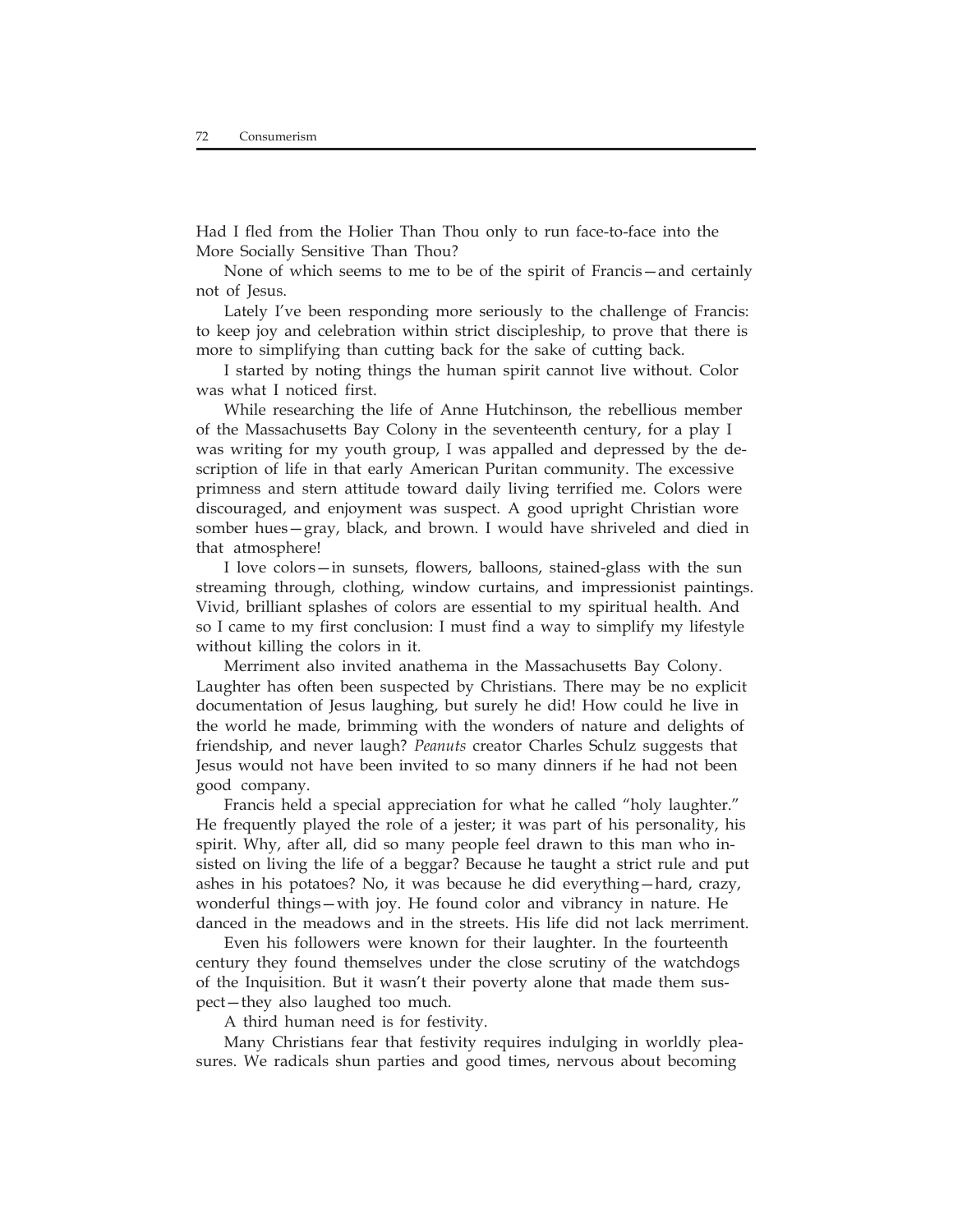Had I fled from the Holier Than Thou only to run face-to-face into the More Socially Sensitive Than Thou?

None of which seems to me to be of the spirit of Francis—and certainly not of Jesus.

Lately I've been responding more seriously to the challenge of Francis: to keep joy and celebration within strict discipleship, to prove that there is more to simplifying than cutting back for the sake of cutting back.

I started by noting things the human spirit cannot live without. Color was what I noticed first.

While researching the life of Anne Hutchinson, the rebellious member of the Massachusetts Bay Colony in the seventeenth century, for a play I was writing for my youth group, I was appalled and depressed by the description of life in that early American Puritan community. The excessive primness and stern attitude toward daily living terrified me. Colors were discouraged, and enjoyment was suspect. A good upright Christian wore somber hues—gray, black, and brown. I would have shriveled and died in that atmosphere!

I love colors—in sunsets, flowers, balloons, stained-glass with the sun streaming through, clothing, window curtains, and impressionist paintings. Vivid, brilliant splashes of colors are essential to my spiritual health. And so I came to my first conclusion: I must find a way to simplify my lifestyle without killing the colors in it.

Merriment also invited anathema in the Massachusetts Bay Colony. Laughter has often been suspected by Christians. There may be no explicit documentation of Jesus laughing, but surely he did! How could he live in the world he made, brimming with the wonders of nature and delights of friendship, and never laugh? *Peanuts* creator Charles Schulz suggests that Jesus would not have been invited to so many dinners if he had not been good company.

Francis held a special appreciation for what he called "holy laughter." He frequently played the role of a jester; it was part of his personality, his spirit. Why, after all, did so many people feel drawn to this man who insisted on living the life of a beggar? Because he taught a strict rule and put ashes in his potatoes? No, it was because he did everything—hard, crazy, wonderful things—with joy. He found color and vibrancy in nature. He danced in the meadows and in the streets. His life did not lack merriment.

Even his followers were known for their laughter. In the fourteenth century they found themselves under the close scrutiny of the watchdogs of the Inquisition. But it wasn't their poverty alone that made them suspect—they also laughed too much.

A third human need is for festivity.

Many Christians fear that festivity requires indulging in worldly pleasures. We radicals shun parties and good times, nervous about becoming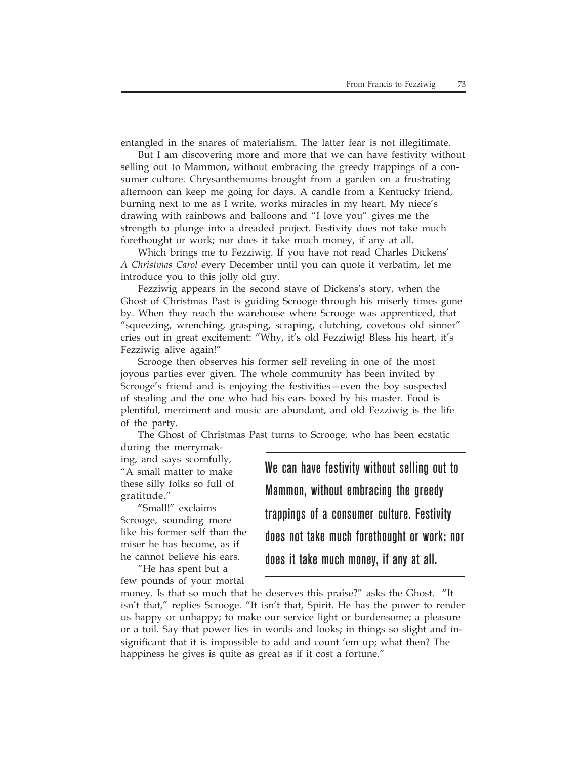entangled in the snares of materialism. The latter fear is not illegitimate.

But I am discovering more and more that we can have festivity without selling out to Mammon, without embracing the greedy trappings of a consumer culture. Chrysanthemums brought from a garden on a frustrating afternoon can keep me going for days. A candle from a Kentucky friend, burning next to me as I write, works miracles in my heart. My niece's drawing with rainbows and balloons and "I love you" gives me the strength to plunge into a dreaded project. Festivity does not take much forethought or work; nor does it take much money, if any at all.

Which brings me to Fezziwig. If you have not read Charles Dickens' *A Christmas Carol* every December until you can quote it verbatim, let me introduce you to this jolly old guy.

Fezziwig appears in the second stave of Dickens's story, when the Ghost of Christmas Past is guiding Scrooge through his miserly times gone by. When they reach the warehouse where Scrooge was apprenticed, that "squeezing, wrenching, grasping, scraping, clutching, covetous old sinner" cries out in great excitement: "Why, it's old Fezziwig! Bless his heart, it's Fezziwig alive again!"

Scrooge then observes his former self reveling in one of the most joyous parties ever given. The whole community has been invited by Scrooge's friend and is enjoying the festivities—even the boy suspected of stealing and the one who had his ears boxed by his master. Food is plentiful, merriment and music are abundant, and old Fezziwig is the life of the party.

The Ghost of Christmas Past turns to Scrooge, who has been ecstatic during the merrymaking, and says scornfully, "A small matter to make these silly folks so full of gratitude."

> **We can have festivity without selling out to Mammon, without embracing the greedy trappings of a consumer culture. Festivity does not take much forethought or work; nor does it take much money, if any at all.**

"Small!" exclaims Scrooge, sounding more like his former self than the miser he has become, as if he cannot believe his ears.

"He has spent but a few pounds of your mortal money. Is that so much that he deserves this praise?" asks the Ghost. "It isn't that," replies Scrooge. "It isn't that, Spirit. He has the power to render us happy or unhappy; to make our service light or burdensome; a pleasure or a toil. Say that power lies in words and looks; in things so slight and insignificant that it is impossible to add and count 'em up; what then? The happiness he gives is quite as great as if it cost a fortune."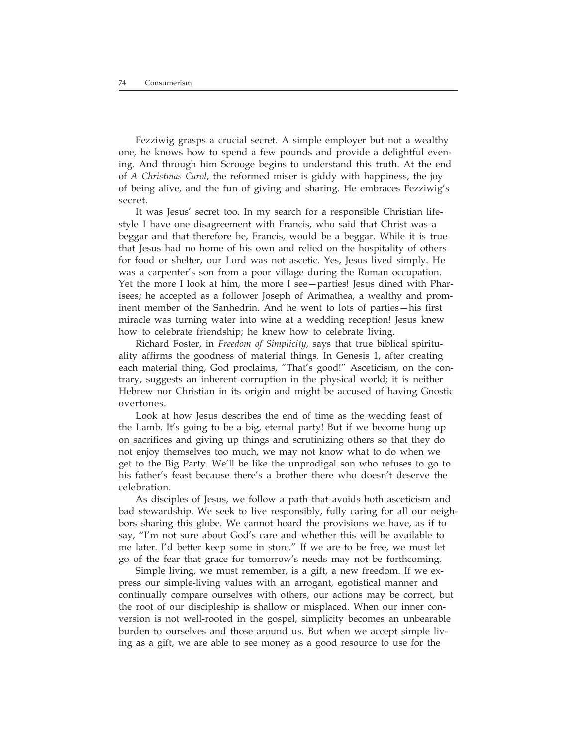Fezziwig grasps a crucial secret. A simple employer but not a wealthy one, he knows how to spend a few pounds and provide a delightful evening. And through him Scrooge begins to understand this truth. At the end of *A Christmas Carol*, the reformed miser is giddy with happiness, the joy of being alive, and the fun of giving and sharing. He embraces Fezziwig's secret.

It was Jesus' secret too. In my search for a responsible Christian lifestyle I have one disagreement with Francis, who said that Christ was a beggar and that therefore he, Francis, would be a beggar. While it is true that Jesus had no home of his own and relied on the hospitality of others for food or shelter, our Lord was not ascetic. Yes, Jesus lived simply. He was a carpenter's son from a poor village during the Roman occupation. Yet the more I look at him, the more I see—parties! Jesus dined with Pharisees; he accepted as a follower Joseph of Arimathea, a wealthy and prominent member of the Sanhedrin. And he went to lots of parties—his first miracle was turning water into wine at a wedding reception! Jesus knew how to celebrate friendship; he knew how to celebrate living.

Richard Foster, in *Freedom of Simplicity*, says that true biblical spirituality affirms the goodness of material things. In Genesis 1, after creating each material thing, God proclaims, "That's good!" Asceticism, on the contrary, suggests an inherent corruption in the physical world; it is neither Hebrew nor Christian in its origin and might be accused of having Gnostic overtones.

Look at how Jesus describes the end of time as the wedding feast of the Lamb. It's going to be a big, eternal party! But if we become hung up on sacrifices and giving up things and scrutinizing others so that they do not enjoy themselves too much, we may not know what to do when we get to the Big Party. We'll be like the unprodigal son who refuses to go to his father's feast because there's a brother there who doesn't deserve the celebration.

As disciples of Jesus, we follow a path that avoids both asceticism and bad stewardship. We seek to live responsibly, fully caring for all our neighbors sharing this globe. We cannot hoard the provisions we have, as if to say, "I'm not sure about God's care and whether this will be available to me later. I'd better keep some in store." If we are to be free, we must let go of the fear that grace for tomorrow's needs may not be forthcoming.

Simple living, we must remember, is a gift, a new freedom. If we express our simple-living values with an arrogant, egotistical manner and continually compare ourselves with others, our actions may be correct, but the root of our discipleship is shallow or misplaced. When our inner conversion is not well-rooted in the gospel, simplicity becomes an unbearable burden to ourselves and those around us. But when we accept simple living as a gift, we are able to see money as a good resource to use for the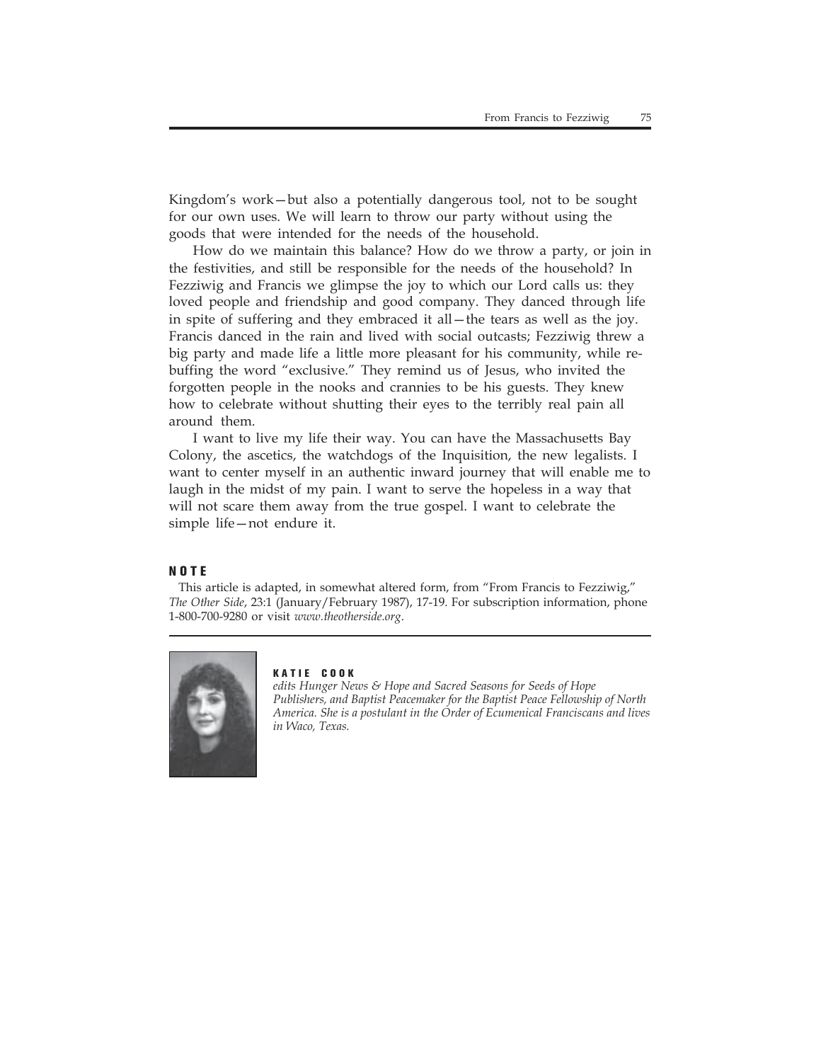Kingdom's work—but also a potentially dangerous tool, not to be sought for our own uses. We will learn to throw our party without using the goods that were intended for the needs of the household.

How do we maintain this balance? How do we throw a party, or join in the festivities, and still be responsible for the needs of the household? In Fezziwig and Francis we glimpse the joy to which our Lord calls us: they loved people and friendship and good company. They danced through life in spite of suffering and they embraced it all—the tears as well as the joy. Francis danced in the rain and lived with social outcasts; Fezziwig threw a big party and made life a little more pleasant for his community, while rebuffing the word "exclusive." They remind us of Jesus, who invited the forgotten people in the nooks and crannies to be his guests. They knew how to celebrate without shutting their eyes to the terribly real pain all around them.

I want to live my life their way. You can have the Massachusetts Bay Colony, the ascetics, the watchdogs of the Inquisition, the new legalists. I want to center myself in an authentic inward journey that will enable me to laugh in the midst of my pain. I want to serve the hopeless in a way that will not scare them away from the true gospel. I want to celebrate the simple life—not endure it.

## NOTE

This article is adapted, in somewhat altered form, from "From Francis to Fezziwig," *The Other Side*, 23:1 (January/February 1987), 17-19. For subscription information, phone 1-800-700-9280 or visit *www.theotherside.org*.

**KATIE COOK**
*edits Hunger News & Hope and Sacred Seasons for Seeds of Hope Publishers, and Baptist Peacemaker for the Baptist Peace Fellowship of North America. She is a postulant in the Order of Ecumenical Franciscans and lives in Waco, Texas.*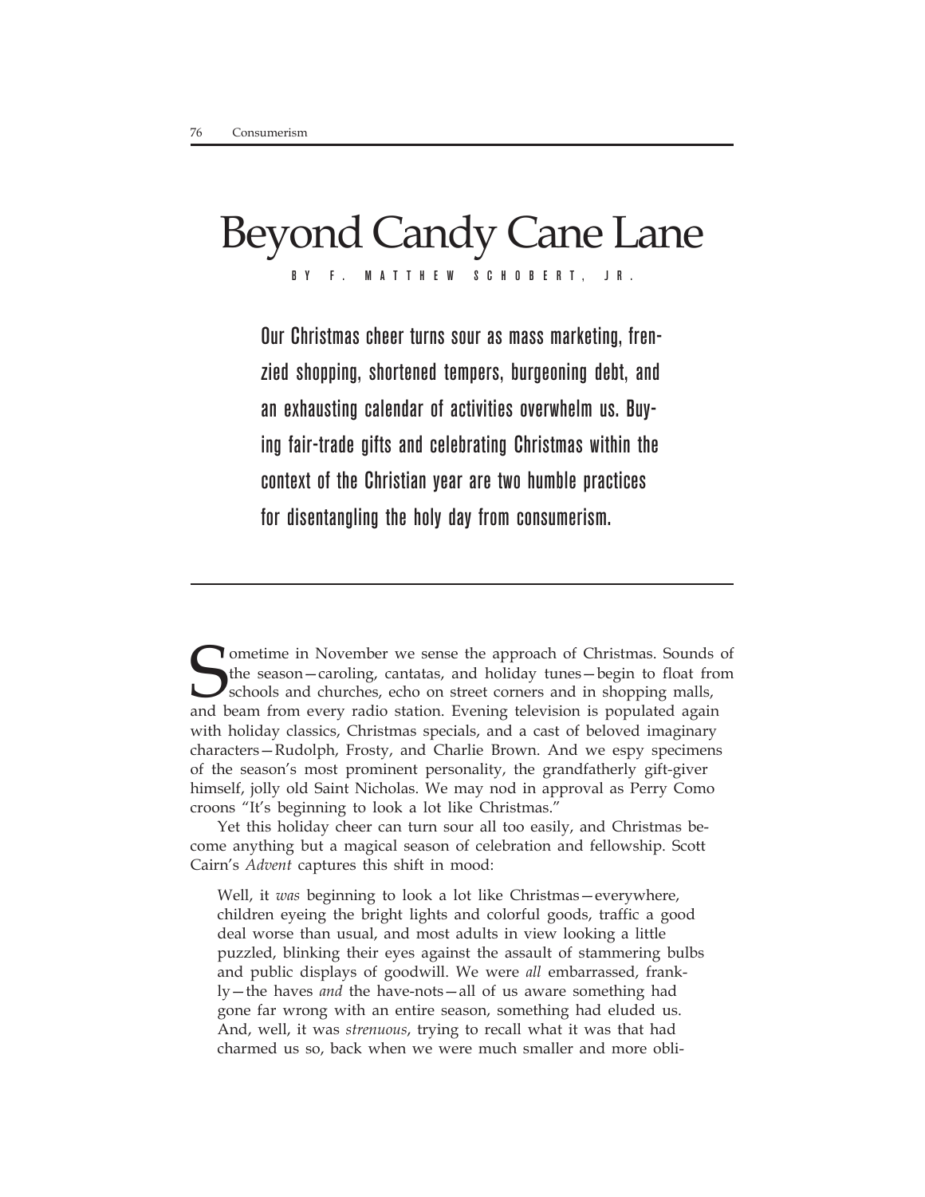# Beyond Candy Cane Lane

BY F. MATTHEW SCHOBERT, JR.

**Our Christmas cheer turns sour as mass marketing, frenzied shopping, shortened tempers, burgeoning debt, and an exhausting calendar of activities overwhelm us. Buying fair-trade gifts and celebrating Christmas within the context of the Christian year are two humble practices for disentangling the holy day from consumerism.**

---

Sometime in November we sense the approach of Christmas. Sounds of the season—caroling, cantatas, and holiday tunes—begin to float from schools and churches, echo on street corners and in shopping malls, and beam from every radio station. Evening television is populated again with holiday classics, Christmas specials, and a cast of beloved imaginary characters—Rudolph, Frosty, and Charlie Brown. And we espy specimens of the season's most prominent personality, the grandfatherly gift-giver himself, jolly old Saint Nicholas. We may nod in approval as Perry Como croons "It's beginning to look a lot like Christmas."

Yet this holiday cheer can turn sour all too easily, and Christmas become anything but a magical season of celebration and fellowship. Scott Cairn's *Advent* captures this shift in mood:

> Well, it *was* beginning to look a lot like Christmas—everywhere, children eyeing the bright lights and colorful goods, traffic a good deal worse than usual, and most adults in view looking a little puzzled, blinking their eyes against the assault of stammering bulbs and public displays of goodwill. We were *all* embarrassed, frankly—the haves *and* the have-nots—all of us aware something had gone far wrong with an entire season, something had eluded us. And, well, it was *strenuous*, trying to recall what it was that had charmed us so, back when we were much smaller and more obli-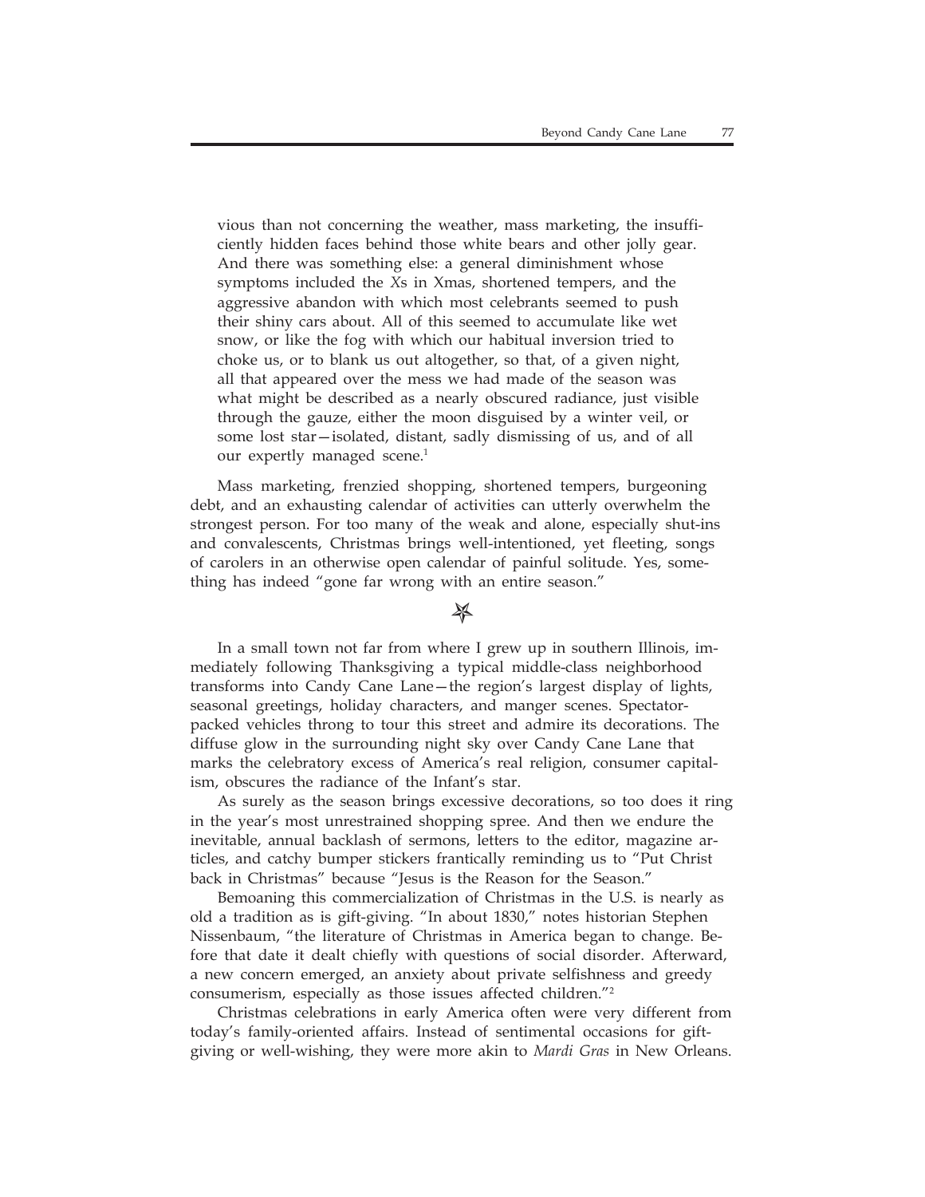> vious than not concerning the weather, mass marketing, the insufficiently hidden faces behind those white bears and other jolly gear. And there was something else: a general diminishment whose symptoms included the *X*s in Xmas, shortened tempers, and the aggressive abandon with which most celebrants seemed to push their shiny cars about. All of this seemed to accumulate like wet snow, or like the fog with which our habitual inversion tried to choke us, or to blank us out altogether, so that, of a given night, all that appeared over the mess we had made of the season was what might be described as a nearly obscured radiance, just visible through the gauze, either the moon disguised by a winter veil, or some lost star—isolated, distant, sadly dismissing of us, and of all our expertly managed scene.[1]

Mass marketing, frenzied shopping, shortened tempers, burgeoning debt, and an exhausting calendar of activities can utterly overwhelm the strongest person. For too many of the weak and alone, especially shut-ins and convalescents, Christmas brings well-intentioned, yet fleeting, songs of carolers in an otherwise open calendar of painful solitude. Yes, something has indeed "gone far wrong with an entire season."

✯

In a small town not far from where I grew up in southern Illinois, immediately following Thanksgiving a typical middle-class neighborhood transforms into Candy Cane Lane—the region's largest display of lights, seasonal greetings, holiday characters, and manger scenes. Spectator-packed vehicles throng to tour this street and admire its decorations. The diffuse glow in the surrounding night sky over Candy Cane Lane that marks the celebratory excess of America's real religion, consumer capitalism, obscures the radiance of the Infant's star.

As surely as the season brings excessive decorations, so too does it ring in the year's most unrestrained shopping spree. And then we endure the inevitable, annual backlash of sermons, letters to the editor, magazine articles, and catchy bumper stickers frantically reminding us to "Put Christ back in Christmas" because "Jesus is the Reason for the Season."

Bemoaning this commercialization of Christmas in the U.S. is nearly as old a tradition as is gift-giving. "In about 1830," notes historian Stephen Nissenbaum, "the literature of Christmas in America began to change. Before that date it dealt chiefly with questions of social disorder. Afterward, a new concern emerged, an anxiety about private selfishness and greedy consumerism, especially as those issues affected children."[2]

Christmas celebrations in early America often were very different from today's family-oriented affairs. Instead of sentimental occasions for gift-giving or well-wishing, they were more akin to *Mardi Gras* in New Orleans.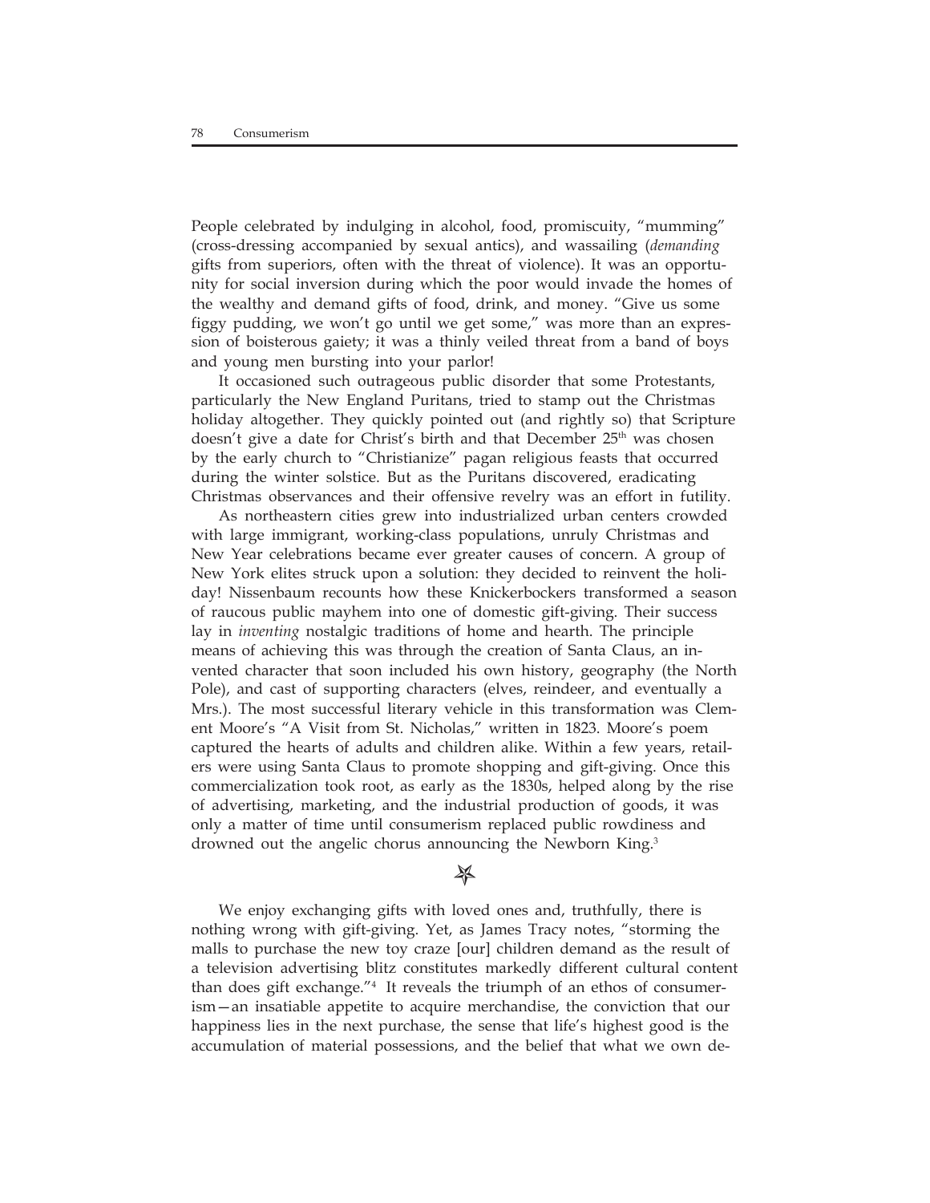People celebrated by indulging in alcohol, food, promiscuity, "mumming" (cross-dressing accompanied by sexual antics), and wassailing (*demanding* gifts from superiors, often with the threat of violence). It was an opportunity for social inversion during which the poor would invade the homes of the wealthy and demand gifts of food, drink, and money. "Give us some figgy pudding, we won't go until we get some," was more than an expression of boisterous gaiety; it was a thinly veiled threat from a band of boys and young men bursting into your parlor!

It occasioned such outrageous public disorder that some Protestants, particularly the New England Puritans, tried to stamp out the Christmas holiday altogether. They quickly pointed out (and rightly so) that Scripture doesn't give a date for Christ's birth and that December 25th was chosen by the early church to "Christianize" pagan religious feasts that occurred during the winter solstice. But as the Puritans discovered, eradicating Christmas observances and their offensive revelry was an effort in futility.

As northeastern cities grew into industrialized urban centers crowded with large immigrant, working-class populations, unruly Christmas and New Year celebrations became ever greater causes of concern. A group of New York elites struck upon a solution: they decided to reinvent the holiday! Nissenbaum recounts how these Knickerbockers transformed a season of raucous public mayhem into one of domestic gift-giving. Their success lay in *inventing* nostalgic traditions of home and hearth. The principle means of achieving this was through the creation of Santa Claus, an invented character that soon included his own history, geography (the North Pole), and cast of supporting characters (elves, reindeer, and eventually a Mrs.). The most successful literary vehicle in this transformation was Clement Moore's "A Visit from St. Nicholas," written in 1823. Moore's poem captured the hearts of adults and children alike. Within a few years, retailers were using Santa Claus to promote shopping and gift-giving. Once this commercialization took root, as early as the 1830s, helped along by the rise of advertising, marketing, and the industrial production of goods, it was only a matter of time until consumerism replaced public rowdiness and drowned out the angelic chorus announcing the Newborn King.[3]

✯

We enjoy exchanging gifts with loved ones and, truthfully, there is nothing wrong with gift-giving. Yet, as James Tracy notes, "storming the malls to purchase the new toy craze [our] children demand as the result of a television advertising blitz constitutes markedly different cultural content than does gift exchange."[4] It reveals the triumph of an ethos of consumerism—an insatiable appetite to acquire merchandise, the conviction that our happiness lies in the next purchase, the sense that life's highest good is the accumulation of material possessions, and the belief that what we own de-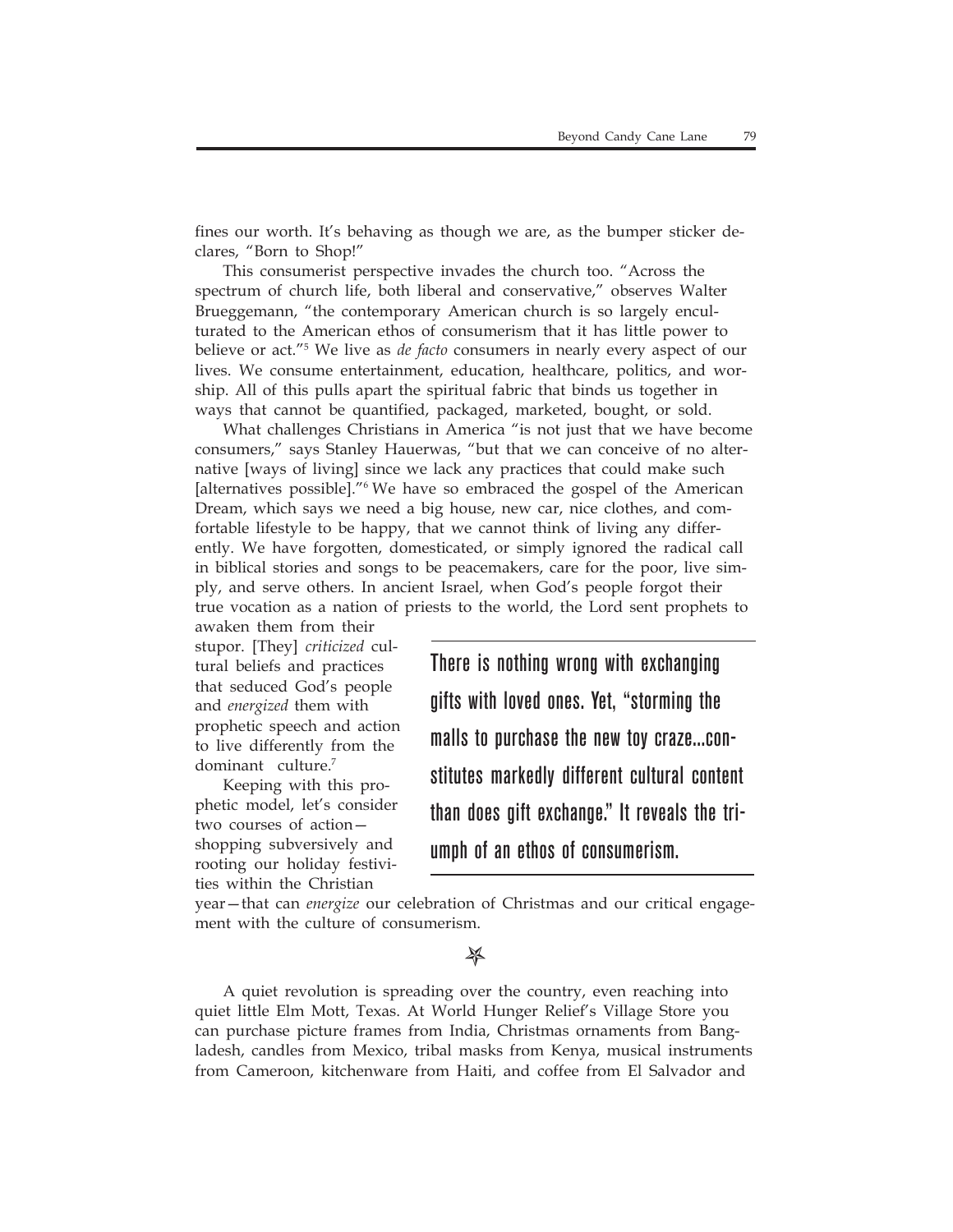fines our worth. It's behaving as though we are, as the bumper sticker declares, "Born to Shop!"

This consumerist perspective invades the church too. "Across the spectrum of church life, both liberal and conservative," observes Walter Brueggemann, "the contemporary American church is so largely enculturated to the American ethos of consumerism that it has little power to believe or act."[5] We live as *de facto* consumers in nearly every aspect of our lives. We consume entertainment, education, healthcare, politics, and worship. All of this pulls apart the spiritual fabric that binds us together in ways that cannot be quantified, packaged, marketed, bought, or sold.

What challenges Christians in America "is not just that we have become consumers," says Stanley Hauerwas, "but that we can conceive of no alternative [ways of living] since we lack any practices that could make such [alternatives possible]."[6] We have so embraced the gospel of the American Dream, which says we need a big house, new car, nice clothes, and comfortable lifestyle to be happy, that we cannot think of living any differently. We have forgotten, domesticated, or simply ignored the radical call in biblical stories and songs to be peacemakers, care for the poor, live simply, and serve others. In ancient Israel, when God's people forgot their true vocation as a nation of priests to the world, the Lord sent prophets to awaken them from their stupor. [They] *criticized* cultural beliefs and practices that seduced God's people and *energized* them with prophetic speech and action to live differently from the dominant culture.[7]

Keeping with this prophetic model, let's consider two courses of action—shopping subversively and rooting our holiday festivities within the Christian year—that can *energize* our celebration of Christmas and our critical engagement with the culture of consumerism.

> **There is nothing wrong with exchanging gifts with loved ones. Yet, "storming the malls to purchase the new toy craze...constitutes markedly different cultural content than does gift exchange." It reveals the triumph of an ethos of consumerism.**

✯

A quiet revolution is spreading over the country, even reaching into quiet little Elm Mott, Texas. At World Hunger Relief's Village Store you can purchase picture frames from India, Christmas ornaments from Bangladesh, candles from Mexico, tribal masks from Kenya, musical instruments from Cameroon, kitchenware from Haiti, and coffee from El Salvador and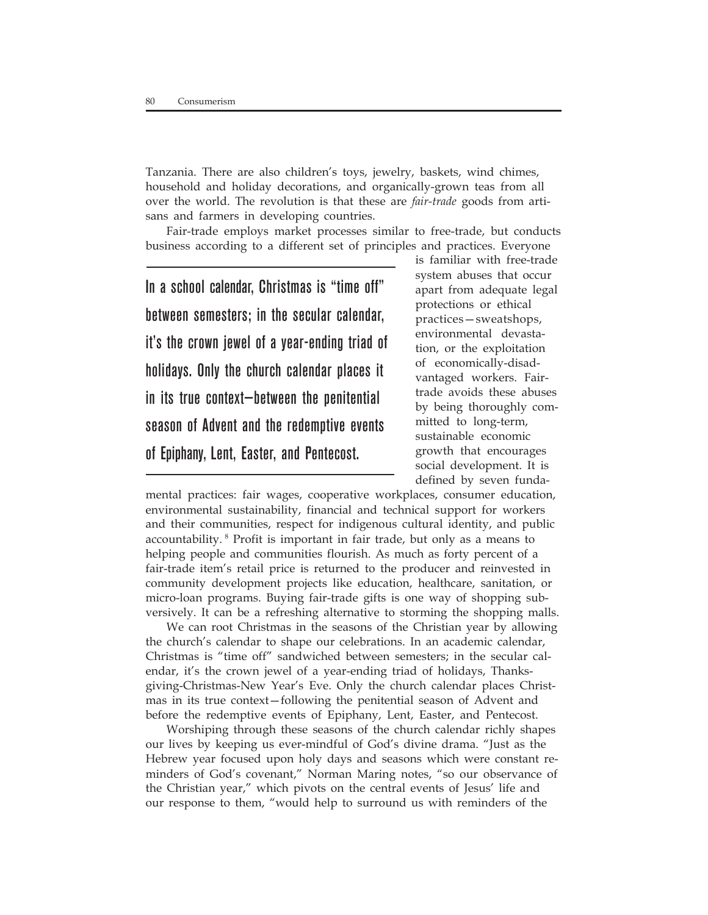Tanzania. There are also children's toys, jewelry, baskets, wind chimes, household and holiday decorations, and organically-grown teas from all over the world. The revolution is that these are *fair-trade* goods from artisans and farmers in developing countries.

Fair-trade employs market processes similar to free-trade, but conducts business according to a different set of principles and practices. Everyone is familiar with free-trade system abuses that occur apart from adequate legal protections or ethical practices—sweatshops, environmental devastation, or the exploitation of economically-disadvantaged workers. Fair-trade avoids these abuses by being thoroughly committed to long-term, sustainable economic growth that encourages social development. It is defined by seven fundamental practices: fair wages, cooperative workplaces, consumer education, environmental sustainability, financial and technical support for workers and their communities, respect for indigenous cultural identity, and public accountability.[8] Profit is important in fair trade, but only as a means to helping people and communities flourish. As much as forty percent of a fair-trade item's retail price is returned to the producer and reinvested in community development projects like education, healthcare, sanitation, or micro-loan programs. Buying fair-trade gifts is one way of shopping subversively. It can be a refreshing alternative to storming the shopping malls.

> **In a school calendar, Christmas is "time off" between semesters; in the secular calendar, it's the crown jewel of a year-ending triad of holidays. Only the church calendar places it in its true context—between the penitential season of Advent and the redemptive events of Epiphany, Lent, Easter, and Pentecost.**

We can root Christmas in the seasons of the Christian year by allowing the church's calendar to shape our celebrations. In an academic calendar, Christmas is "time off" sandwiched between semesters; in the secular calendar, it's the crown jewel of a year-ending triad of holidays, Thanksgiving-Christmas-New Year's Eve. Only the church calendar places Christmas in its true context—following the penitential season of Advent and before the redemptive events of Epiphany, Lent, Easter, and Pentecost.

Worshiping through these seasons of the church calendar richly shapes our lives by keeping us ever-mindful of God's divine drama. "Just as the Hebrew year focused upon holy days and seasons which were constant reminders of God's covenant," Norman Maring notes, "so our observance of the Christian year," which pivots on the central events of Jesus' life and our response to them, "would help to surround us with reminders of the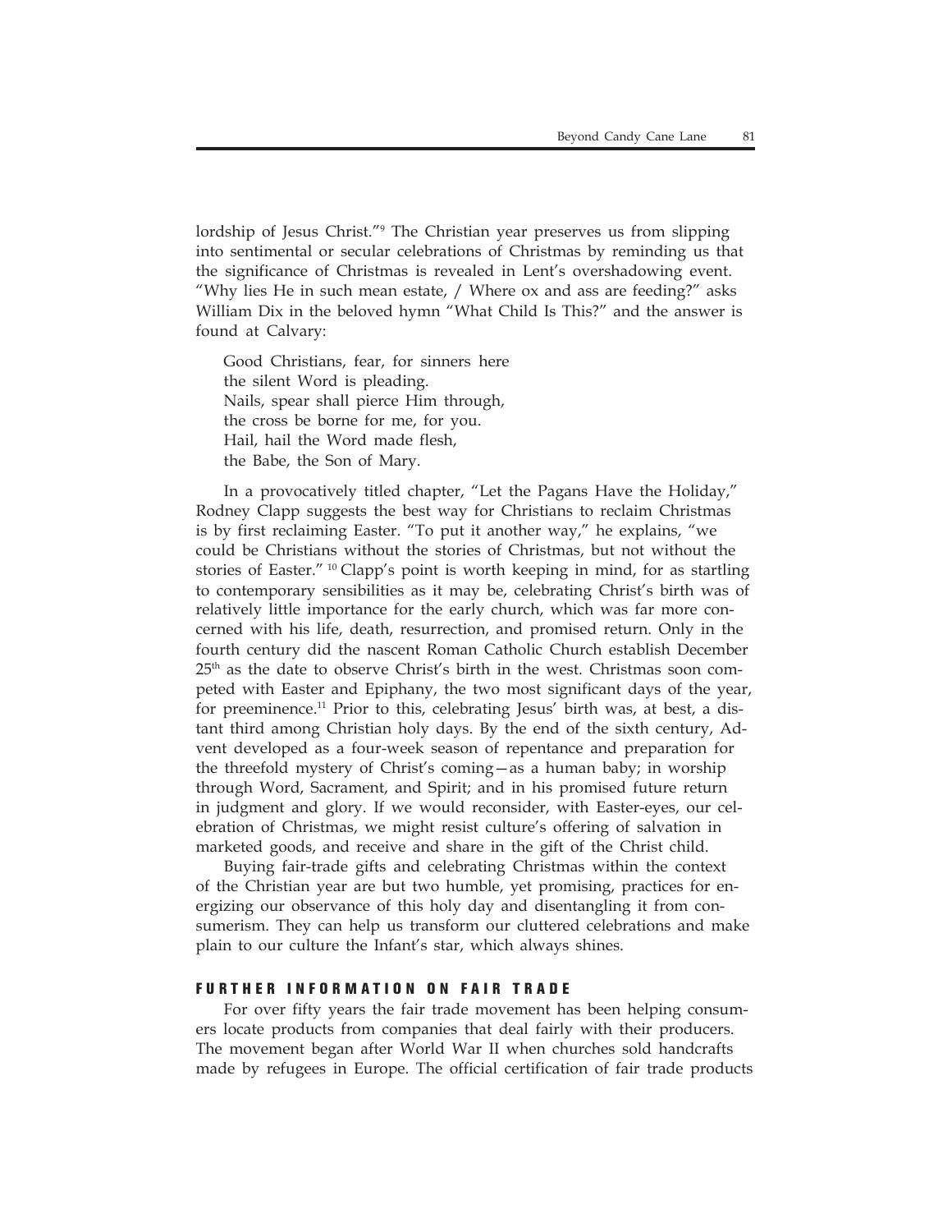lordship of Jesus Christ."[9] The Christian year preserves us from slipping into sentimental or secular celebrations of Christmas by reminding us that the significance of Christmas is revealed in Lent's overshadowing event. "Why lies He in such mean estate, / Where ox and ass are feeding?" asks William Dix in the beloved hymn "What Child Is This?" and the answer is found at Calvary:

> Good Christians, fear, for sinners here
> the silent Word is pleading.
> Nails, spear shall pierce Him through,
> the cross be borne for me, for you.
> Hail, hail the Word made flesh,
> the Babe, the Son of Mary.

In a provocatively titled chapter, "Let the Pagans Have the Holiday," Rodney Clapp suggests the best way for Christians to reclaim Christmas is by first reclaiming Easter. "To put it another way," he explains, "we could be Christians without the stories of Christmas, but not without the stories of Easter." [10] Clapp's point is worth keeping in mind, for as startling to contemporary sensibilities as it may be, celebrating Christ's birth was of relatively little importance for the early church, which was far more concerned with his life, death, resurrection, and promised return. Only in the fourth century did the nascent Roman Catholic Church establish December 25th as the date to observe Christ's birth in the west. Christmas soon competed with Easter and Epiphany, the two most significant days of the year, for preeminence.[11] Prior to this, celebrating Jesus' birth was, at best, a distant third among Christian holy days. By the end of the sixth century, Advent developed as a four-week season of repentance and preparation for the threefold mystery of Christ's coming—as a human baby; in worship through Word, Sacrament, and Spirit; and in his promised future return in judgment and glory. If we would reconsider, with Easter-eyes, our celebration of Christmas, we might resist culture's offering of salvation in marketed goods, and receive and share in the gift of the Christ child.

Buying fair-trade gifts and celebrating Christmas within the context of the Christian year are but two humble, yet promising, practices for energizing our observance of this holy day and disentangling it from consumerism. They can help us transform our cluttered celebrations and make plain to our culture the Infant's star, which always shines.

## FURTHER INFORMATION ON FAIR TRADE

For over fifty years the fair trade movement has been helping consumers locate products from companies that deal fairly with their producers. The movement began after World War II when churches sold handcrafts made by refugees in Europe. The official certification of fair trade products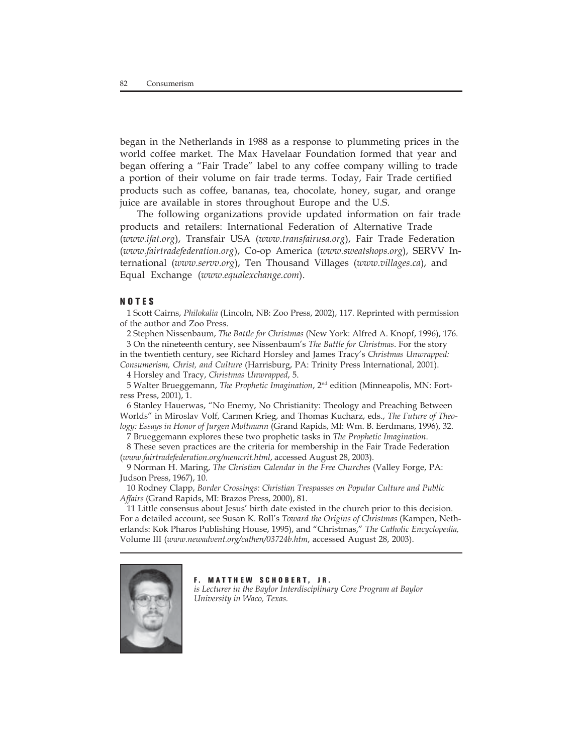began in the Netherlands in 1988 as a response to plummeting prices in the world coffee market. The Max Havelaar Foundation formed that year and began offering a "Fair Trade" label to any coffee company willing to trade a portion of their volume on fair trade terms. Today, Fair Trade certified products such as coffee, bananas, tea, chocolate, honey, sugar, and orange juice are available in stores throughout Europe and the U.S.

The following organizations provide updated information on fair trade products and retailers: International Federation of Alternative Trade (*www.ifat.org*), Transfair USA (*www.transfairusa.org*), Fair Trade Federation (*www.fairtradefederation.org*), Co-op America (*www.sweatshops.org*), SERVV International (*www.servv.org*), Ten Thousand Villages (*www.villages.ca*), and Equal Exchange (*www.equalexchange.com*).

## NOTES

1 Scott Cairns, *Philokalia* (Lincoln, NB: Zoo Press, 2002), 117. Reprinted with permission of the author and Zoo Press.

2 Stephen Nissenbaum, *The Battle for Christmas* (New York: Alfred A. Knopf, 1996), 176.

3 On the nineteenth century, see Nissenbaum's *The Battle for Christmas*. For the story in the twentieth century, see Richard Horsley and James Tracy's *Christmas Unwrapped: Consumerism, Christ, and Culture* (Harrisburg, PA: Trinity Press International, 2001).

4 Horsley and Tracy, *Christmas Unwrapped*, 5.

5 Walter Brueggemann, *The Prophetic Imagination*, 2nd edition (Minneapolis, MN: Fortress Press, 2001), 1.

6 Stanley Hauerwas, "No Enemy, No Christianity: Theology and Preaching Between Worlds" in Miroslav Volf, Carmen Krieg, and Thomas Kucharz, eds., *The Future of Theology: Essays in Honor of Jurgen Moltmann* (Grand Rapids, MI: Wm. B. Eerdmans, 1996), 32.

7 Brueggemann explores these two prophetic tasks in *The Prophetic Imagination*.

8 These seven practices are the criteria for membership in the Fair Trade Federation (*www.fairtradefederation.org/memcrit.html*, accessed August 28, 2003).

9 Norman H. Maring, *The Christian Calendar in the Free Churches* (Valley Forge, PA: Judson Press, 1967), 10.

10 Rodney Clapp, *Border Crossings: Christian Trespasses on Popular Culture and Public Affairs* (Grand Rapids, MI: Brazos Press, 2000), 81.

11 Little consensus about Jesus' birth date existed in the church prior to this decision. For a detailed account, see Susan K. Roll's *Toward the Origins of Christmas* (Kampen, Netherlands: Kok Pharos Publishing House, 1995), and "Christmas," *The Catholic Encyclopedia,* Volume III (*www.newadvent.org/cathen/03724b.htm*, accessed August 28, 2003).

**F. MATTHEW SCHOBERT, JR.**
*is Lecturer in the Baylor Interdisciplinary Core Program at Baylor University in Waco, Texas.*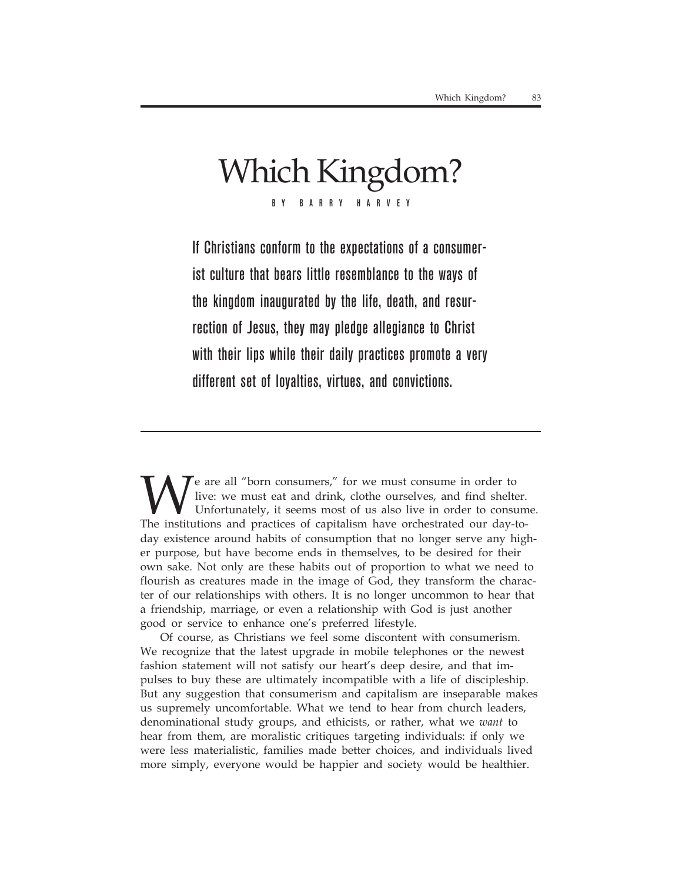# Which Kingdom?

BY BARRY HARVEY

**If Christians conform to the expectations of a consumerist culture that bears little resemblance to the ways of the kingdom inaugurated by the life, death, and resurrection of Jesus, they may pledge allegiance to Christ with their lips while their daily practices promote a very different set of loyalties, virtues, and convictions.**

We are all "born consumers," for we must consume in order to live: we must eat and drink, clothe ourselves, and find shelter. Unfortunately, it seems most of us also live in order to consume. The institutions and practices of capitalism have orchestrated our day-to-day existence around habits of consumption that no longer serve any higher purpose, but have become ends in themselves, to be desired for their own sake. Not only are these habits out of proportion to what we need to flourish as creatures made in the image of God, they transform the character of our relationships with others. It is no longer uncommon to hear that a friendship, marriage, or even a relationship with God is just another good or service to enhance one's preferred lifestyle.

Of course, as Christians we feel some discontent with consumerism. We recognize that the latest upgrade in mobile telephones or the newest fashion statement will not satisfy our heart's deep desire, and that impulses to buy these are ultimately incompatible with a life of discipleship. But any suggestion that consumerism and capitalism are inseparable makes us supremely uncomfortable. What we tend to hear from church leaders, denominational study groups, and ethicists, or rather, what we *want* to hear from them, are moralistic critiques targeting individuals: if only we were less materialistic, families made better choices, and individuals lived more simply, everyone would be happier and society would be healthier.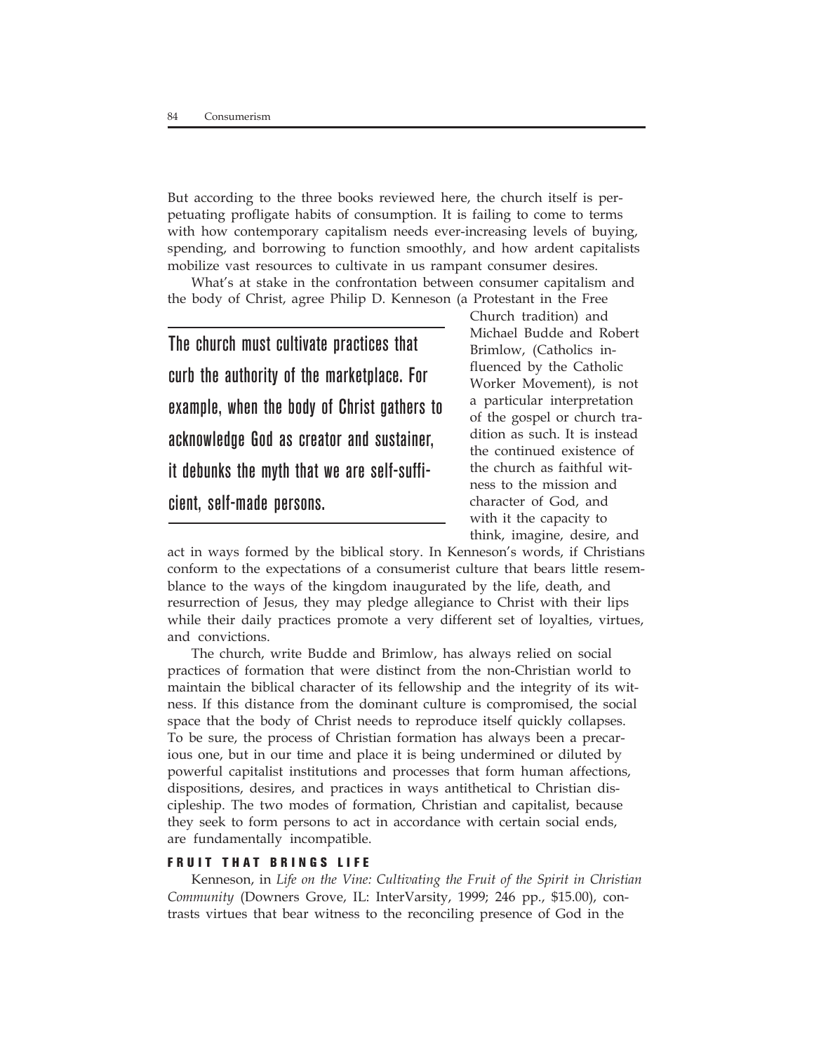But according to the three books reviewed here, the church itself is perpetuating profligate habits of consumption. It is failing to come to terms with how contemporary capitalism needs ever-increasing levels of buying, spending, and borrowing to function smoothly, and how ardent capitalists mobilize vast resources to cultivate in us rampant consumer desires.

What's at stake in the confrontation between consumer capitalism and the body of Christ, agree Philip D. Kenneson (a Protestant in the Free Church tradition) and Michael Budde and Robert Brimlow, (Catholics influenced by the Catholic Worker Movement), is not a particular interpretation of the gospel or church tradition as such. It is instead the continued existence of the church as faithful witness to the mission and character of God, and with it the capacity to think, imagine, desire, and act in ways formed by the biblical story. In Kenneson's words, if Christians conform to the expectations of a consumerist culture that bears little resemblance to the ways of the kingdom inaugurated by the life, death, and resurrection of Jesus, they may pledge allegiance to Christ with their lips while their daily practices promote a very different set of loyalties, virtues, and convictions.

> The church must cultivate practices that curb the authority of the marketplace. For example, when the body of Christ gathers to acknowledge God as creator and sustainer, it debunks the myth that we are self-sufficient, self-made persons.

The church, write Budde and Brimlow, has always relied on social practices of formation that were distinct from the non-Christian world to maintain the biblical character of its fellowship and the integrity of its witness. If this distance from the dominant culture is compromised, the social space that the body of Christ needs to reproduce itself quickly collapses. To be sure, the process of Christian formation has always been a precarious one, but in our time and place it is being undermined or diluted by powerful capitalist institutions and processes that form human affections, dispositions, desires, and practices in ways antithetical to Christian discipleship. The two modes of formation, Christian and capitalist, because they seek to form persons to act in accordance with certain social ends, are fundamentally incompatible.

### FRUIT THAT BRINGS LIFE

Kenneson, in *Life on the Vine: Cultivating the Fruit of the Spirit in Christian Community* (Downers Grove, IL: InterVarsity, 1999; 246 pp., $15.00), contrasts virtues that bear witness to the reconciling presence of God in the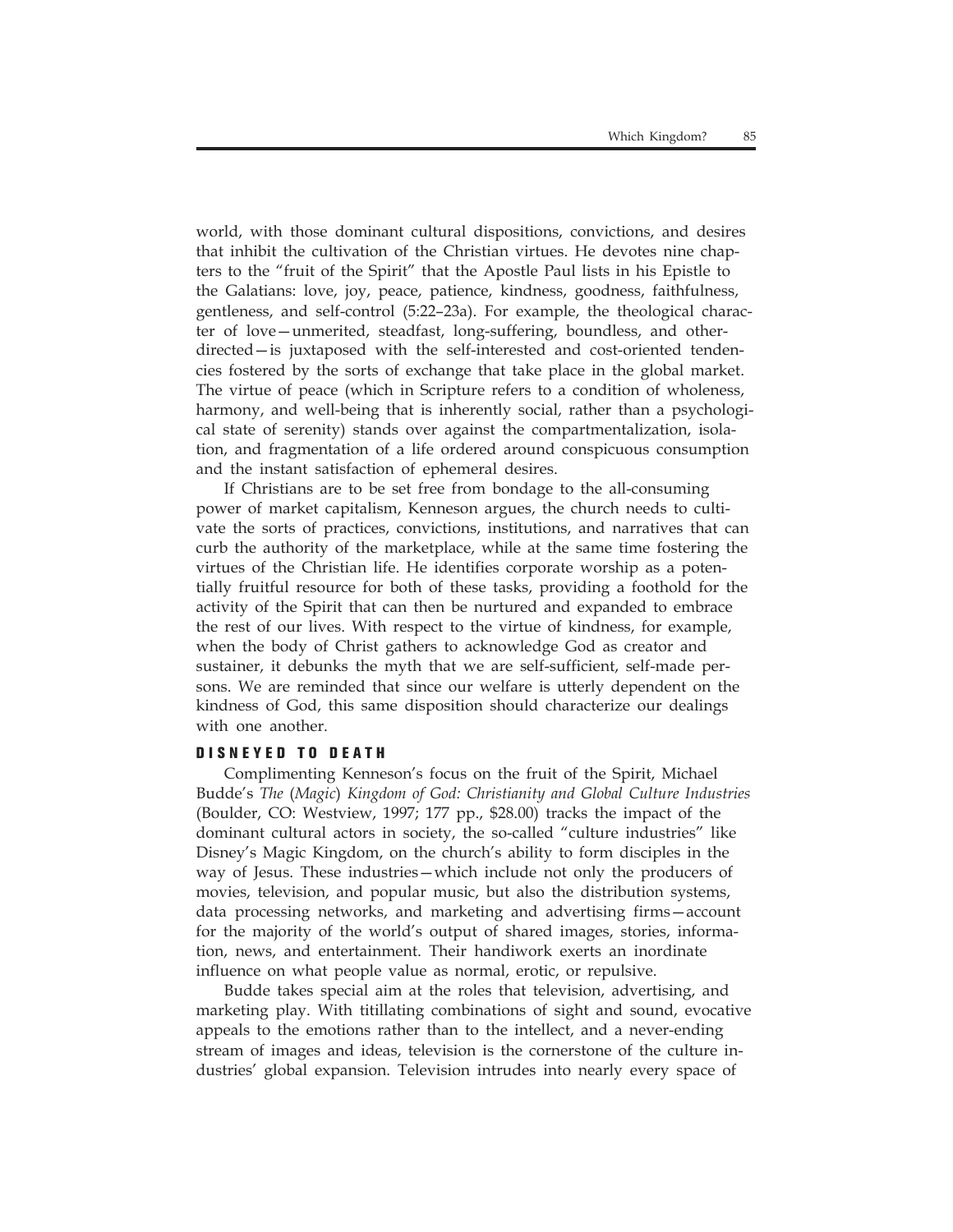world, with those dominant cultural dispositions, convictions, and desires that inhibit the cultivation of the Christian virtues. He devotes nine chapters to the "fruit of the Spirit" that the Apostle Paul lists in his Epistle to the Galatians: love, joy, peace, patience, kindness, goodness, faithfulness, gentleness, and self-control (5:22–23a). For example, the theological character of love—unmerited, steadfast, long-suffering, boundless, and other-directed—is juxtaposed with the self-interested and cost-oriented tendencies fostered by the sorts of exchange that take place in the global market. The virtue of peace (which in Scripture refers to a condition of wholeness, harmony, and well-being that is inherently social, rather than a psychological state of serenity) stands over against the compartmentalization, isolation, and fragmentation of a life ordered around conspicuous consumption and the instant satisfaction of ephemeral desires.

If Christians are to be set free from bondage to the all-consuming power of market capitalism, Kenneson argues, the church needs to cultivate the sorts of practices, convictions, institutions, and narratives that can curb the authority of the marketplace, while at the same time fostering the virtues of the Christian life. He identifies corporate worship as a potentially fruitful resource for both of these tasks, providing a foothold for the activity of the Spirit that can then be nurtured and expanded to embrace the rest of our lives. With respect to the virtue of kindness, for example, when the body of Christ gathers to acknowledge God as creator and sustainer, it debunks the myth that we are self-sufficient, self-made persons. We are reminded that since our welfare is utterly dependent on the kindness of God, this same disposition should characterize our dealings with one another.

## DISNEYED TO DEATH

Complimenting Kenneson's focus on the fruit of the Spirit, Michael Budde's *The (Magic) Kingdom of God: Christianity and Global Culture Industries* (Boulder, CO: Westview, 1997; 177 pp., $28.00) tracks the impact of the dominant cultural actors in society, the so-called "culture industries" like Disney's Magic Kingdom, on the church's ability to form disciples in the way of Jesus. These industries—which include not only the producers of movies, television, and popular music, but also the distribution systems, data processing networks, and marketing and advertising firms—account for the majority of the world's output of shared images, stories, information, news, and entertainment. Their handiwork exerts an inordinate influence on what people value as normal, erotic, or repulsive.

Budde takes special aim at the roles that television, advertising, and marketing play. With titillating combinations of sight and sound, evocative appeals to the emotions rather than to the intellect, and a never-ending stream of images and ideas, television is the cornerstone of the culture industries' global expansion. Television intrudes into nearly every space of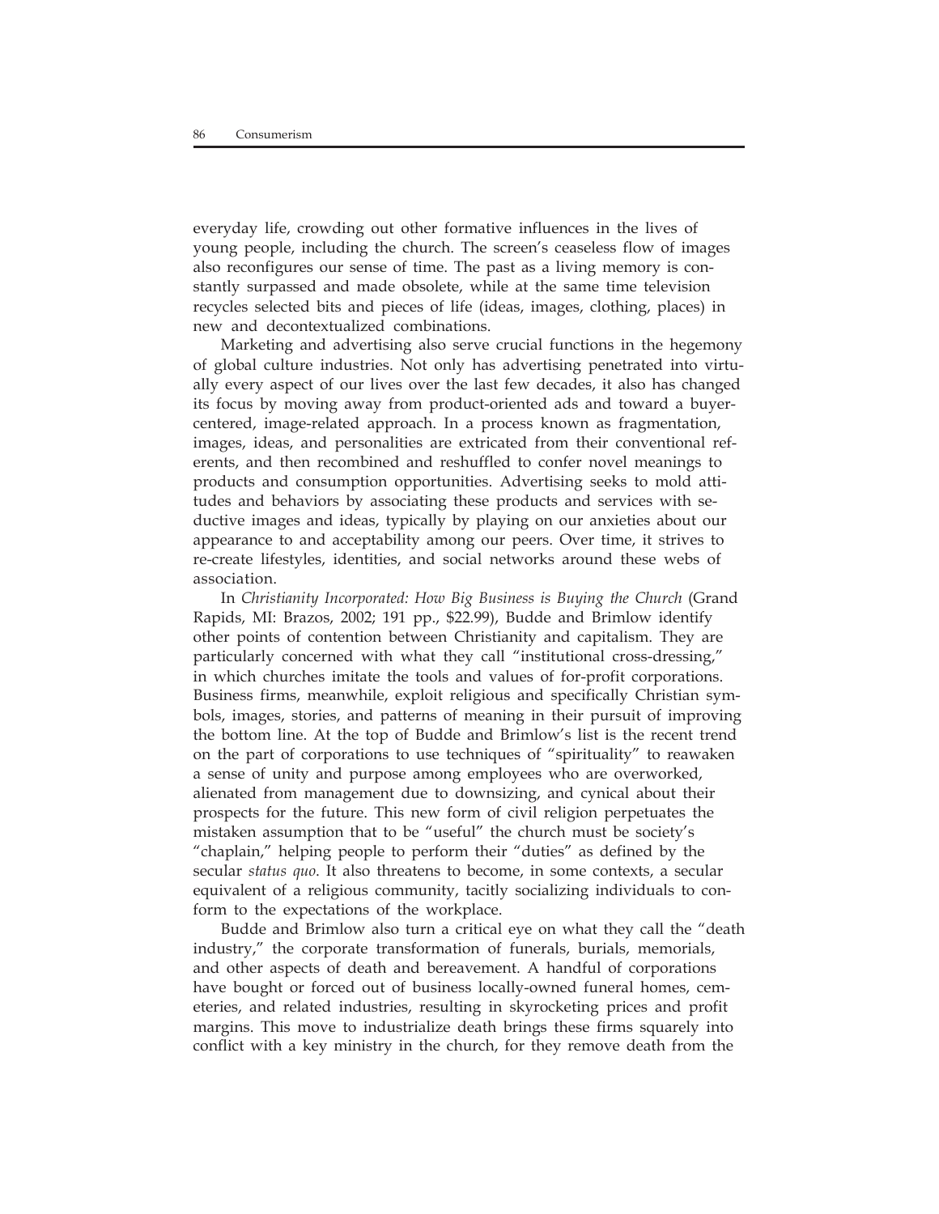everyday life, crowding out other formative influences in the lives of young people, including the church. The screen's ceaseless flow of images also reconfigures our sense of time. The past as a living memory is constantly surpassed and made obsolete, while at the same time television recycles selected bits and pieces of life (ideas, images, clothing, places) in new and decontextualized combinations.

Marketing and advertising also serve crucial functions in the hegemony of global culture industries. Not only has advertising penetrated into virtually every aspect of our lives over the last few decades, it also has changed its focus by moving away from product-oriented ads and toward a buyer-centered, image-related approach. In a process known as fragmentation, images, ideas, and personalities are extricated from their conventional referents, and then recombined and reshuffled to confer novel meanings to products and consumption opportunities. Advertising seeks to mold attitudes and behaviors by associating these products and services with seductive images and ideas, typically by playing on our anxieties about our appearance to and acceptability among our peers. Over time, it strives to re-create lifestyles, identities, and social networks around these webs of association.

In *Christianity Incorporated: How Big Business is Buying the Church* (Grand Rapids, MI: Brazos, 2002; 191 pp., $22.99), Budde and Brimlow identify other points of contention between Christianity and capitalism. They are particularly concerned with what they call "institutional cross-dressing," in which churches imitate the tools and values of for-profit corporations. Business firms, meanwhile, exploit religious and specifically Christian symbols, images, stories, and patterns of meaning in their pursuit of improving the bottom line. At the top of Budde and Brimlow's list is the recent trend on the part of corporations to use techniques of "spirituality" to reawaken a sense of unity and purpose among employees who are overworked, alienated from management due to downsizing, and cynical about their prospects for the future. This new form of civil religion perpetuates the mistaken assumption that to be "useful" the church must be society's "chaplain," helping people to perform their "duties" as defined by the secular *status quo*. It also threatens to become, in some contexts, a secular equivalent of a religious community, tacitly socializing individuals to conform to the expectations of the workplace.

Budde and Brimlow also turn a critical eye on what they call the "death industry," the corporate transformation of funerals, burials, memorials, and other aspects of death and bereavement. A handful of corporations have bought or forced out of business locally-owned funeral homes, cemeteries, and related industries, resulting in skyrocketing prices and profit margins. This move to industrialize death brings these firms squarely into conflict with a key ministry in the church, for they remove death from the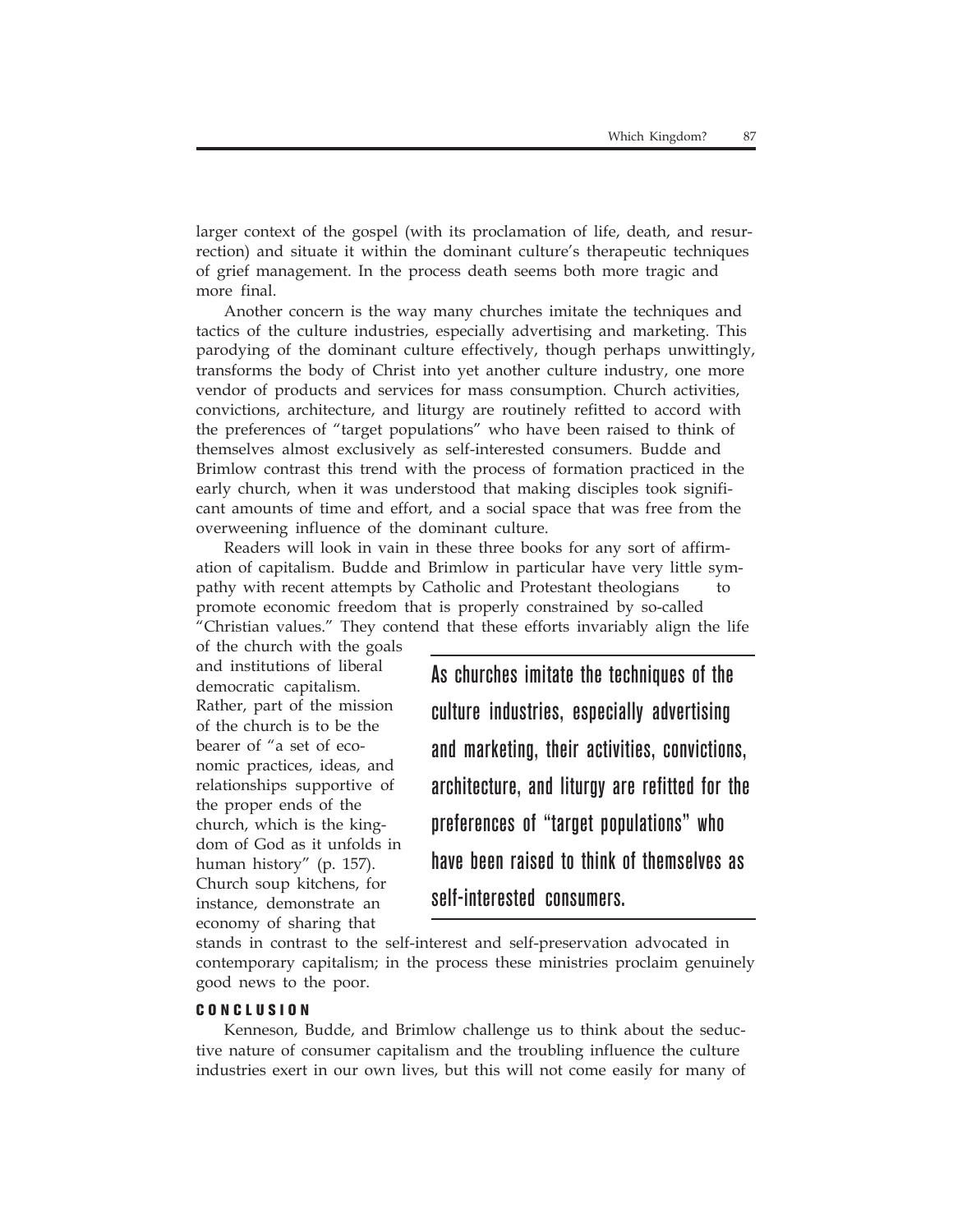larger context of the gospel (with its proclamation of life, death, and resurrection) and situate it within the dominant culture's therapeutic techniques of grief management. In the process death seems both more tragic and more final.

Another concern is the way many churches imitate the techniques and tactics of the culture industries, especially advertising and marketing. This parodying of the dominant culture effectively, though perhaps unwittingly, transforms the body of Christ into yet another culture industry, one more vendor of products and services for mass consumption. Church activities, convictions, architecture, and liturgy are routinely refitted to accord with the preferences of "target populations" who have been raised to think of themselves almost exclusively as self-interested consumers. Budde and Brimlow contrast this trend with the process of formation practiced in the early church, when it was understood that making disciples took significant amounts of time and effort, and a social space that was free from the overweening influence of the dominant culture.

Readers will look in vain in these three books for any sort of affirmation of capitalism. Budde and Brimlow in particular have very little sympathy with recent attempts by Catholic and Protestant theologians to promote economic freedom that is properly constrained by so-called "Christian values." They contend that these efforts invariably align the life of the church with the goals and institutions of liberal democratic capitalism. Rather, part of the mission of the church is to be the bearer of "a set of economic practices, ideas, and relationships supportive of the proper ends of the church, which is the kingdom of God as it unfolds in human history" (p. 157). Church soup kitchens, for instance, demonstrate an economy of sharing that stands in contrast to the self-interest and self-preservation advocated in contemporary capitalism; in the process these ministries proclaim genuinely good news to the poor.

> As churches imitate the techniques of the culture industries, especially advertising and marketing, their activities, convictions, architecture, and liturgy are refitted for the preferences of "target populations" who have been raised to think of themselves as self-interested consumers.

## CONCLUSION

Kenneson, Budde, and Brimlow challenge us to think about the seductive nature of consumer capitalism and the troubling influence the culture industries exert in our own lives, but this will not come easily for many of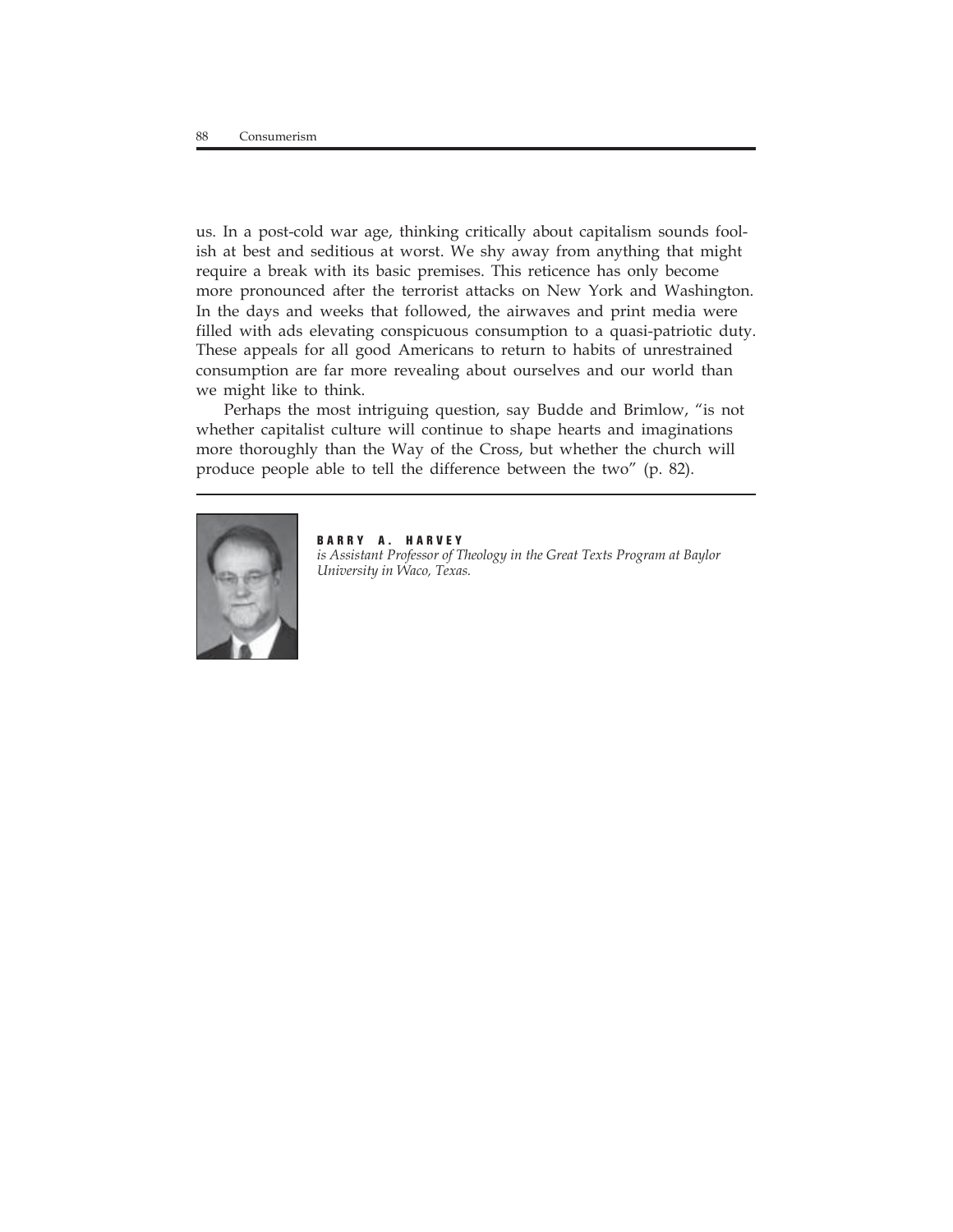us. In a post-cold war age, thinking critically about capitalism sounds foolish at best and seditious at worst. We shy away from anything that might require a break with its basic premises. This reticence has only become more pronounced after the terrorist attacks on New York and Washington. In the days and weeks that followed, the airwaves and print media were filled with ads elevating conspicuous consumption to a quasi-patriotic duty. These appeals for all good Americans to return to habits of unrestrained consumption are far more revealing about ourselves and our world than we might like to think.

Perhaps the most intriguing question, say Budde and Brimlow, "is not whether capitalist culture will continue to shape hearts and imaginations more thoroughly than the Way of the Cross, but whether the church will produce people able to tell the difference between the two" (p. 82).

---

**BARRY A. HARVEY**
*is Assistant Professor of Theology in the Great Texts Program at Baylor University in Waco, Texas.*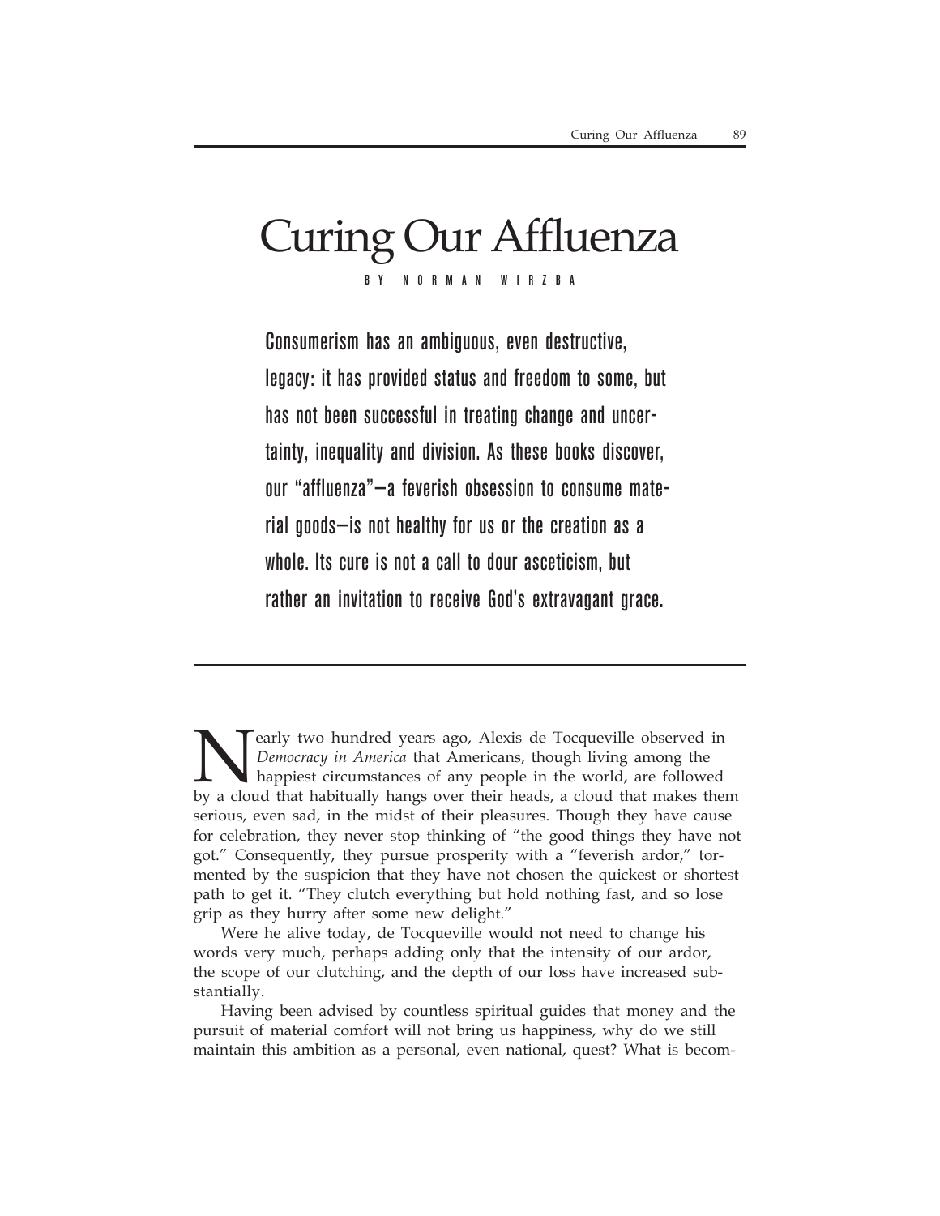# Curing Our Affluenza

BY NORMAN WIRZBA

**Consumerism has an ambiguous, even destructive, legacy: it has provided status and freedom to some, but has not been successful in treating change and uncertainty, inequality and division. As these books discover, our "affluenza"—a feverish obsession to consume material goods—is not healthy for us or the creation as a whole. Its cure is not a call to dour asceticism, but rather an invitation to receive God's extravagant grace.**

---

Nearly two hundred years ago, Alexis de Tocqueville observed in *Democracy in America* that Americans, though living among the happiest circumstances of any people in the world, are followed by a cloud that habitually hangs over their heads, a cloud that makes them serious, even sad, in the midst of their pleasures. Though they have cause for celebration, they never stop thinking of "the good things they have not got." Consequently, they pursue prosperity with a "feverish ardor," tormented by the suspicion that they have not chosen the quickest or shortest path to get it. "They clutch everything but hold nothing fast, and so lose grip as they hurry after some new delight."

Were he alive today, de Tocqueville would not need to change his words very much, perhaps adding only that the intensity of our ardor, the scope of our clutching, and the depth of our loss have increased substantially.

Having been advised by countless spiritual guides that money and the pursuit of material comfort will not bring us happiness, why do we still maintain this ambition as a personal, even national, quest? What is becom-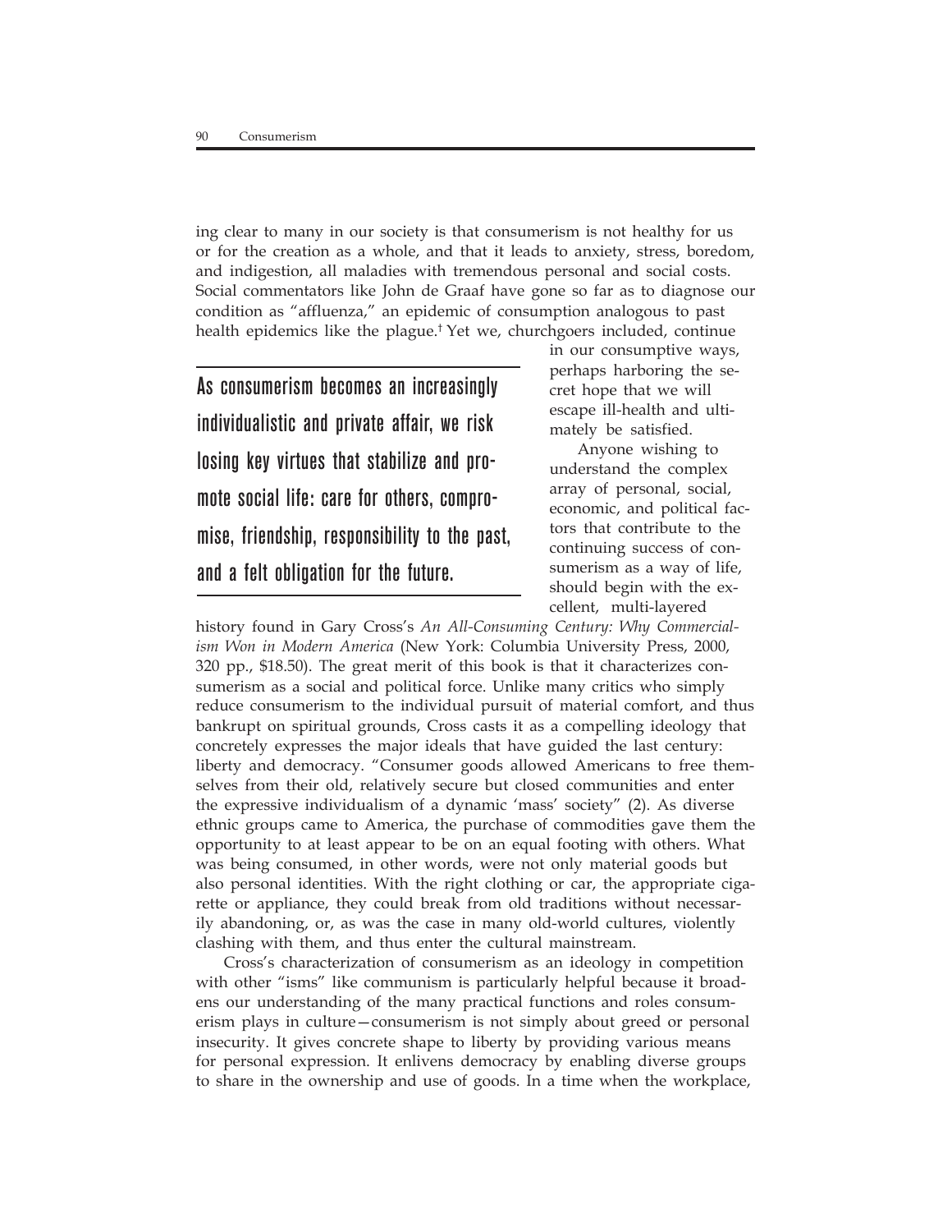ing clear to many in our society is that consumerism is not healthy for us or for the creation as a whole, and that it leads to anxiety, stress, boredom, and indigestion, all maladies with tremendous personal and social costs. Social commentators like John de Graaf have gone so far as to diagnose our condition as "affluenza," an epidemic of consumption analogous to past health epidemics like the plague.† Yet we, churchgoers included, continue in our consumptive ways, perhaps harboring the secret hope that we will escape ill-health and ultimately be satisfied.

> **As consumerism becomes an increasingly individualistic and private affair, we risk losing key virtues that stabilize and promote social life: care for others, compromise, friendship, responsibility to the past, and a felt obligation for the future.**

Anyone wishing to understand the complex array of personal, social, economic, and political factors that contribute to the continuing success of consumerism as a way of life, should begin with the excellent, multi-layered history found in Gary Cross's *An All-Consuming Century: Why Commercialism Won in Modern America* (New York: Columbia University Press, 2000, 320 pp., $18.50). The great merit of this book is that it characterizes consumerism as a social and political force. Unlike many critics who simply reduce consumerism to the individual pursuit of material comfort, and thus bankrupt on spiritual grounds, Cross casts it as a compelling ideology that concretely expresses the major ideals that have guided the last century: liberty and democracy. "Consumer goods allowed Americans to free themselves from their old, relatively secure but closed communities and enter the expressive individualism of a dynamic 'mass' society" (2). As diverse ethnic groups came to America, the purchase of commodities gave them the opportunity to at least appear to be on an equal footing with others. What was being consumed, in other words, were not only material goods but also personal identities. With the right clothing or car, the appropriate cigarette or appliance, they could break from old traditions without necessarily abandoning, or, as was the case in many old-world cultures, violently clashing with them, and thus enter the cultural mainstream.

Cross's characterization of consumerism as an ideology in competition with other "isms" like communism is particularly helpful because it broadens our understanding of the many practical functions and roles consumerism plays in culture—consumerism is not simply about greed or personal insecurity. It gives concrete shape to liberty by providing various means for personal expression. It enlivens democracy by enabling diverse groups to share in the ownership and use of goods. In a time when the workplace,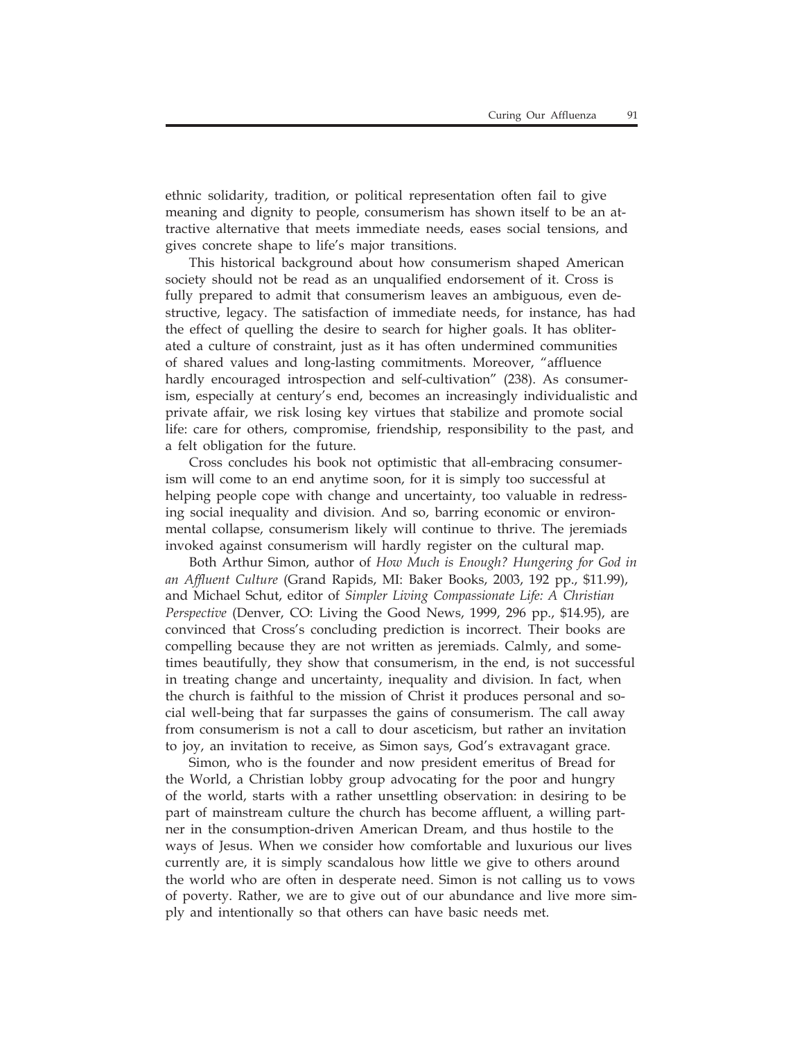ethnic solidarity, tradition, or political representation often fail to give meaning and dignity to people, consumerism has shown itself to be an attractive alternative that meets immediate needs, eases social tensions, and gives concrete shape to life's major transitions.

This historical background about how consumerism shaped American society should not be read as an unqualified endorsement of it. Cross is fully prepared to admit that consumerism leaves an ambiguous, even destructive, legacy. The satisfaction of immediate needs, for instance, has had the effect of quelling the desire to search for higher goals. It has obliterated a culture of constraint, just as it has often undermined communities of shared values and long-lasting commitments. Moreover, "affluence hardly encouraged introspection and self-cultivation" (238). As consumerism, especially at century's end, becomes an increasingly individualistic and private affair, we risk losing key virtues that stabilize and promote social life: care for others, compromise, friendship, responsibility to the past, and a felt obligation for the future.

Cross concludes his book not optimistic that all-embracing consumerism will come to an end anytime soon, for it is simply too successful at helping people cope with change and uncertainty, too valuable in redressing social inequality and division. And so, barring economic or environmental collapse, consumerism likely will continue to thrive. The jeremiads invoked against consumerism will hardly register on the cultural map.

Both Arthur Simon, author of *How Much is Enough? Hungering for God in an Affluent Culture* (Grand Rapids, MI: Baker Books, 2003, 192 pp., $11.99), and Michael Schut, editor of *Simpler Living Compassionate Life: A Christian Perspective* (Denver, CO: Living the Good News, 1999, 296 pp., $14.95), are convinced that Cross's concluding prediction is incorrect. Their books are compelling because they are not written as jeremiads. Calmly, and sometimes beautifully, they show that consumerism, in the end, is not successful in treating change and uncertainty, inequality and division. In fact, when the church is faithful to the mission of Christ it produces personal and social well-being that far surpasses the gains of consumerism. The call away from consumerism is not a call to dour asceticism, but rather an invitation to joy, an invitation to receive, as Simon says, God's extravagant grace.

Simon, who is the founder and now president emeritus of Bread for the World, a Christian lobby group advocating for the poor and hungry of the world, starts with a rather unsettling observation: in desiring to be part of mainstream culture the church has become affluent, a willing partner in the consumption-driven American Dream, and thus hostile to the ways of Jesus. When we consider how comfortable and luxurious our lives currently are, it is simply scandalous how little we give to others around the world who are often in desperate need. Simon is not calling us to vows of poverty. Rather, we are to give out of our abundance and live more simply and intentionally so that others can have basic needs met.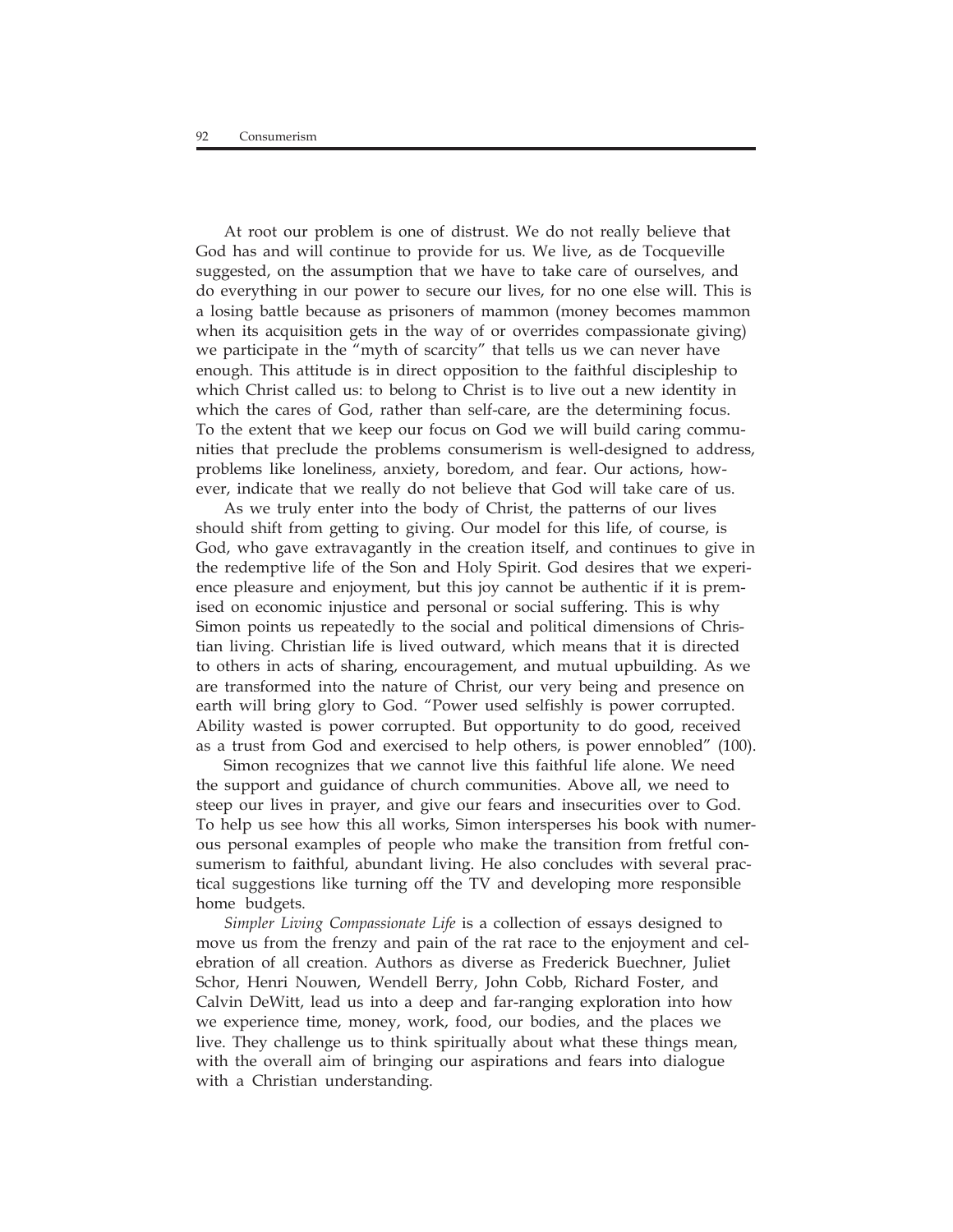At root our problem is one of distrust. We do not really believe that God has and will continue to provide for us. We live, as de Tocqueville suggested, on the assumption that we have to take care of ourselves, and do everything in our power to secure our lives, for no one else will. This is a losing battle because as prisoners of mammon (money becomes mammon when its acquisition gets in the way of or overrides compassionate giving) we participate in the "myth of scarcity" that tells us we can never have enough. This attitude is in direct opposition to the faithful discipleship to which Christ called us: to belong to Christ is to live out a new identity in which the cares of God, rather than self-care, are the determining focus. To the extent that we keep our focus on God we will build caring communities that preclude the problems consumerism is well-designed to address, problems like loneliness, anxiety, boredom, and fear. Our actions, however, indicate that we really do not believe that God will take care of us.

As we truly enter into the body of Christ, the patterns of our lives should shift from getting to giving. Our model for this life, of course, is God, who gave extravagantly in the creation itself, and continues to give in the redemptive life of the Son and Holy Spirit. God desires that we experience pleasure and enjoyment, but this joy cannot be authentic if it is premised on economic injustice and personal or social suffering. This is why Simon points us repeatedly to the social and political dimensions of Christian living. Christian life is lived outward, which means that it is directed to others in acts of sharing, encouragement, and mutual upbuilding. As we are transformed into the nature of Christ, our very being and presence on earth will bring glory to God. "Power used selfishly is power corrupted. Ability wasted is power corrupted. But opportunity to do good, received as a trust from God and exercised to help others, is power ennobled" (100).

Simon recognizes that we cannot live this faithful life alone. We need the support and guidance of church communities. Above all, we need to steep our lives in prayer, and give our fears and insecurities over to God. To help us see how this all works, Simon intersperses his book with numerous personal examples of people who make the transition from fretful consumerism to faithful, abundant living. He also concludes with several practical suggestions like turning off the TV and developing more responsible home budgets.

*Simpler Living Compassionate Life* is a collection of essays designed to move us from the frenzy and pain of the rat race to the enjoyment and celebration of all creation. Authors as diverse as Frederick Buechner, Juliet Schor, Henri Nouwen, Wendell Berry, John Cobb, Richard Foster, and Calvin DeWitt, lead us into a deep and far-ranging exploration into how we experience time, money, work, food, our bodies, and the places we live. They challenge us to think spiritually about what these things mean, with the overall aim of bringing our aspirations and fears into dialogue with a Christian understanding.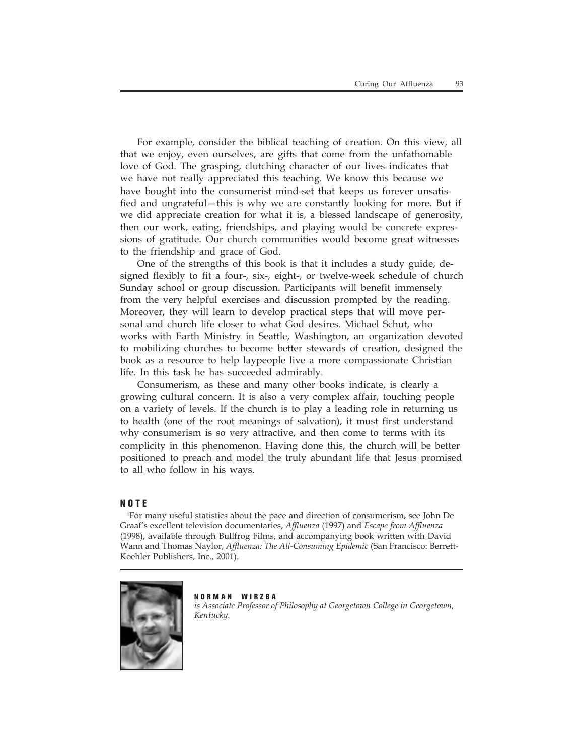For example, consider the biblical teaching of creation. On this view, all that we enjoy, even ourselves, are gifts that come from the unfathomable love of God. The grasping, clutching character of our lives indicates that we have not really appreciated this teaching. We know this because we have bought into the consumerist mind-set that keeps us forever unsatisfied and ungrateful—this is why we are constantly looking for more. But if we did appreciate creation for what it is, a blessed landscape of generosity, then our work, eating, friendships, and playing would be concrete expressions of gratitude. Our church communities would become great witnesses to the friendship and grace of God.

One of the strengths of this book is that it includes a study guide, designed flexibly to fit a four-, six-, eight-, or twelve-week schedule of church Sunday school or group discussion. Participants will benefit immensely from the very helpful exercises and discussion prompted by the reading. Moreover, they will learn to develop practical steps that will move personal and church life closer to what God desires. Michael Schut, who works with Earth Ministry in Seattle, Washington, an organization devoted to mobilizing churches to become better stewards of creation, designed the book as a resource to help laypeople live a more compassionate Christian life. In this task he has succeeded admirably.

Consumerism, as these and many other books indicate, is clearly a growing cultural concern. It is also a very complex affair, touching people on a variety of levels. If the church is to play a leading role in returning us to health (one of the root meanings of salvation), it must first understand why consumerism is so very attractive, and then come to terms with its complicity in this phenomenon. Having done this, the church will be better positioned to preach and model the truly abundant life that Jesus promised to all who follow in his ways.

## NOTE

[†]For many useful statistics about the pace and direction of consumerism, see John De Graaf's excellent television documentaries, *Affluenza* (1997) and *Escape from Affluenza* (1998), available through Bullfrog Films, and accompanying book written with David Wann and Thomas Naylor, *Affluenza: The All-Consuming Epidemic* (San Francisco: Berrett-Koehler Publishers, Inc., 2001).

**NORMAN WIRZBA**
*is Associate Professor of Philosophy at Georgetown College in Georgetown, Kentucky.*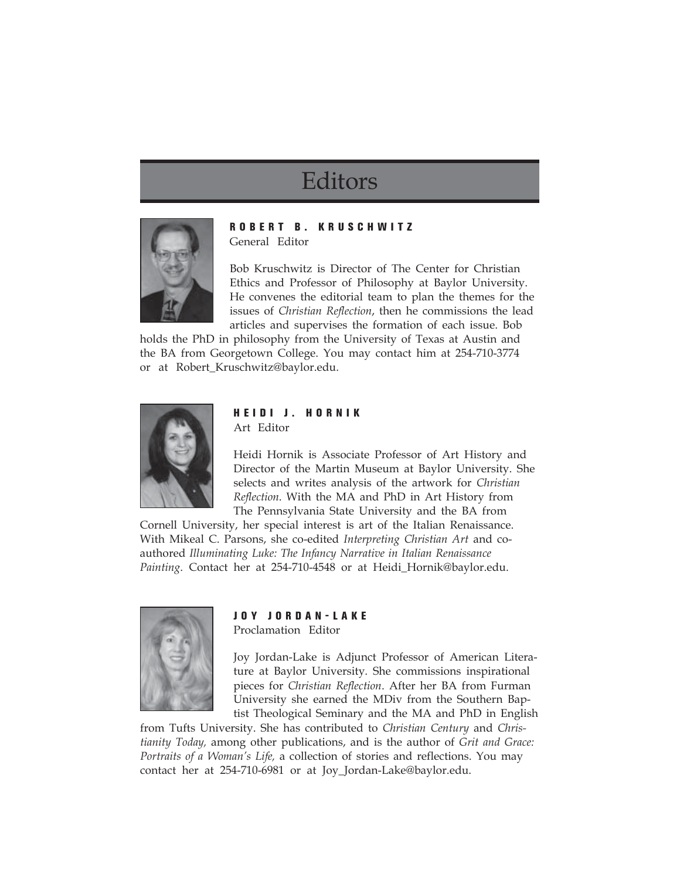# Editors

### ROBERT B. KRUSCHWITZ

General Editor

Bob Kruschwitz is Director of The Center for Christian Ethics and Professor of Philosophy at Baylor University. He convenes the editorial team to plan the themes for the issues of *Christian Reflection*, then he commissions the lead articles and supervises the formation of each issue. Bob holds the PhD in philosophy from the University of Texas at Austin and the BA from Georgetown College. You may contact him at 254-710-3774 or at Robert_Kruschwitz@baylor.edu.

### HEIDI J. HORNIK

Art Editor

Heidi Hornik is Associate Professor of Art History and Director of the Martin Museum at Baylor University. She selects and writes analysis of the artwork for *Christian Reflection*. With the MA and PhD in Art History from The Pennsylvania State University and the BA from Cornell University, her special interest is art of the Italian Renaissance. With Mikeal C. Parsons, she co-edited *Interpreting Christian Art* and co-authored *Illuminating Luke: The Infancy Narrative in Italian Renaissance Painting*. Contact her at 254-710-4548 or at Heidi_Hornik@baylor.edu.

### JOY JORDAN-LAKE

Proclamation Editor

Joy Jordan-Lake is Adjunct Professor of American Literature at Baylor University. She commissions inspirational pieces for *Christian Reflection*. After her BA from Furman University she earned the MDiv from the Southern Baptist Theological Seminary and the MA and PhD in English from Tufts University. She has contributed to *Christian Century* and *Christianity Today*, among other publications, and is the author of *Grit and Grace: Portraits of a Woman's Life*, a collection of stories and reflections. You may contact her at 254-710-6981 or at Joy_Jordan-Lake@baylor.edu.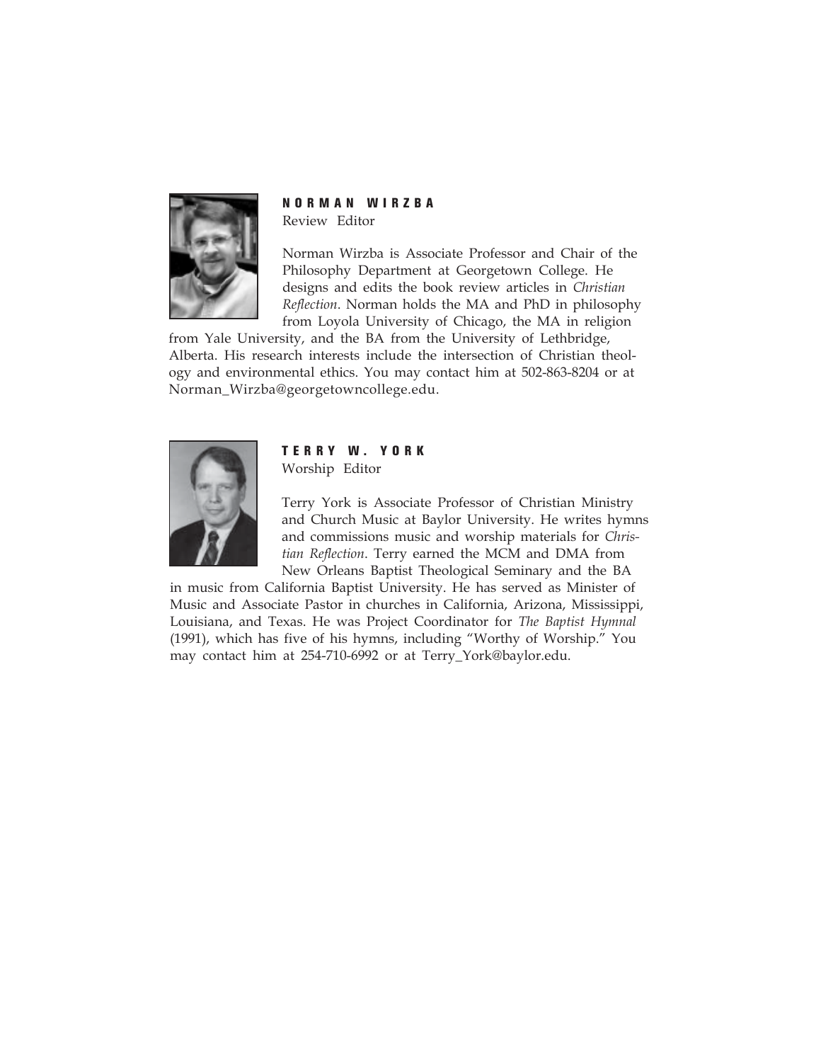## NORMAN WIRZBA

Review Editor

Norman Wirzba is Associate Professor and Chair of the Philosophy Department at Georgetown College. He designs and edits the book review articles in *Christian Reflection*. Norman holds the MA and PhD in philosophy from Loyola University of Chicago, the MA in religion from Yale University, and the BA from the University of Lethbridge, Alberta. His research interests include the intersection of Christian theology and environmental ethics. You may contact him at 502-863-8204 or at Norman_Wirzba@georgetowncollege.edu.

## TERRY W. YORK

Worship Editor

Terry York is Associate Professor of Christian Ministry and Church Music at Baylor University. He writes hymns and commissions music and worship materials for *Christian Reflection*. Terry earned the MCM and DMA from New Orleans Baptist Theological Seminary and the BA in music from California Baptist University. He has served as Minister of Music and Associate Pastor in churches in California, Arizona, Mississippi, Louisiana, and Texas. He was Project Coordinator for *The Baptist Hymnal* (1991), which has five of his hymns, including "Worthy of Worship." You may contact him at 254-710-6992 or at Terry_York@baylor.edu.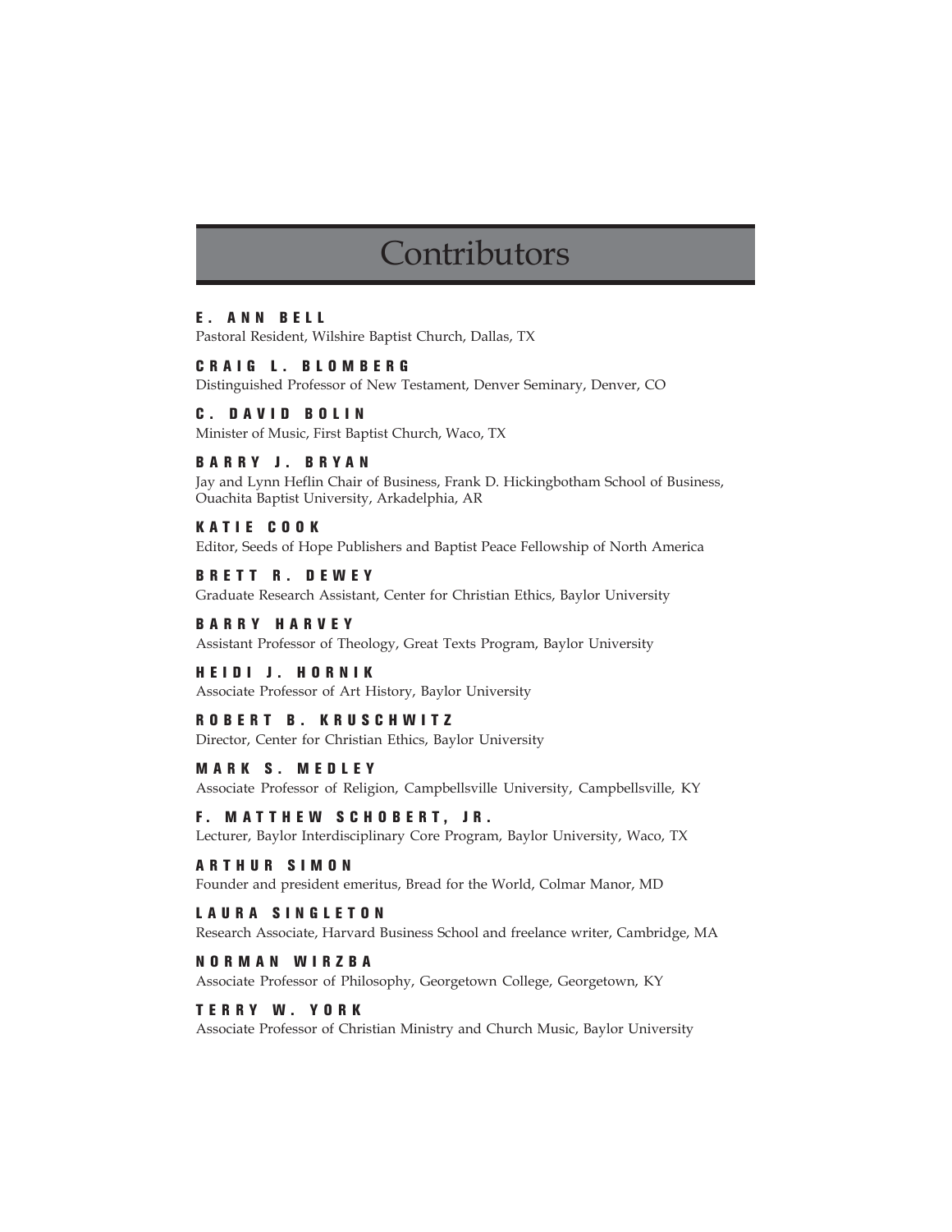# Contributors

**E. ANN BELL**
Pastoral Resident, Wilshire Baptist Church, Dallas, TX

**CRAIG L. BLOMBERG**
Distinguished Professor of New Testament, Denver Seminary, Denver, CO

**C. DAVID BOLIN**
Minister of Music, First Baptist Church, Waco, TX

**BARRY J. BRYAN**
Jay and Lynn Heflin Chair of Business, Frank D. Hickingbotham School of Business, Ouachita Baptist University, Arkadelphia, AR

**KATIE COOK**
Editor, Seeds of Hope Publishers and Baptist Peace Fellowship of North America

**BRETT R. DEWEY**
Graduate Research Assistant, Center for Christian Ethics, Baylor University

**BARRY HARVEY**
Assistant Professor of Theology, Great Texts Program, Baylor University

**HEIDI J. HORNIK**
Associate Professor of Art History, Baylor University

**ROBERT B. KRUSCHWITZ**
Director, Center for Christian Ethics, Baylor University

**MARK S. MEDLEY**
Associate Professor of Religion, Campbellsville University, Campbellsville, KY

**F. MATTHEW SCHOBERT, JR.**
Lecturer, Baylor Interdisciplinary Core Program, Baylor University, Waco, TX

**ARTHUR SIMON**
Founder and president emeritus, Bread for the World, Colmar Manor, MD

**LAURA SINGLETON**
Research Associate, Harvard Business School and freelance writer, Cambridge, MA

**NORMAN WIRZBA**
Associate Professor of Philosophy, Georgetown College, Georgetown, KY

**TERRY W. YORK**
Associate Professor of Christian Ministry and Church Music, Baylor University